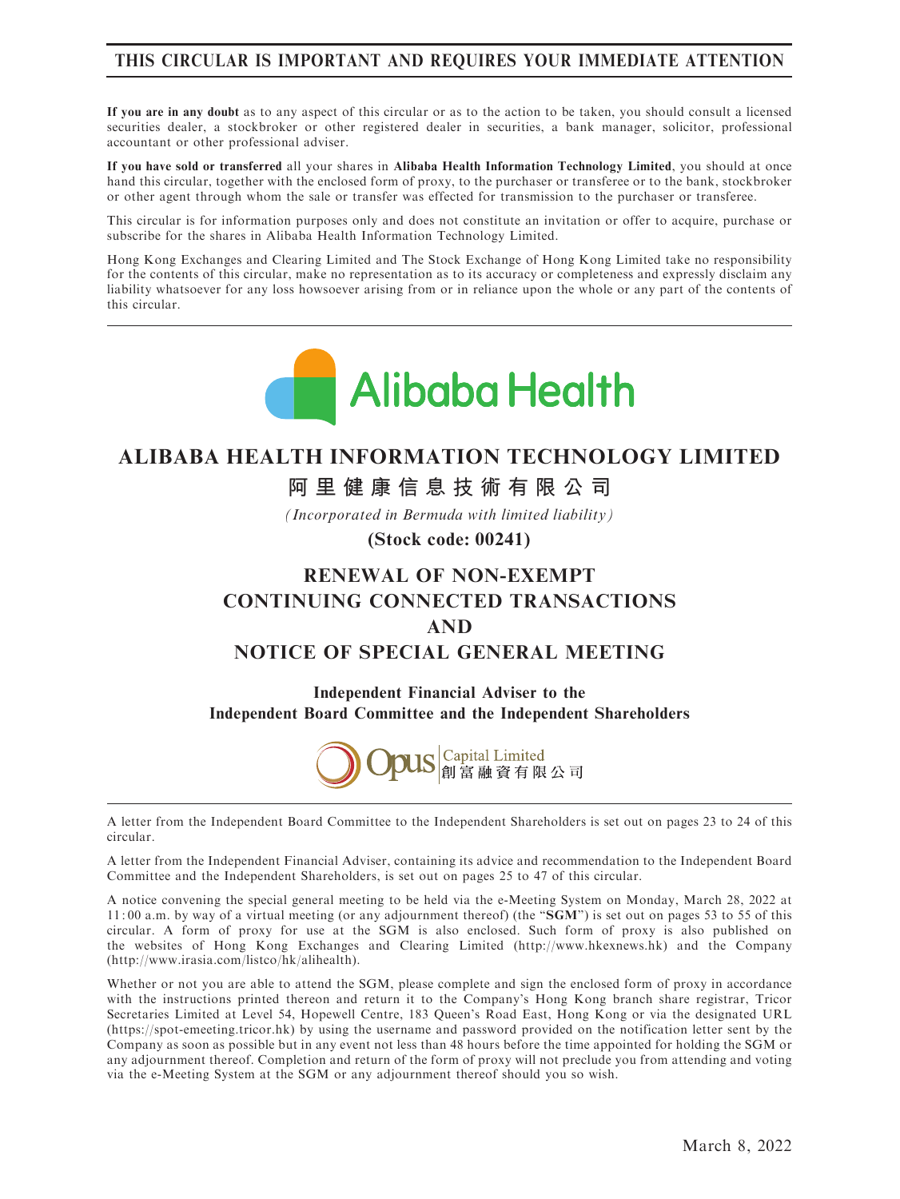**THIS CIRCULAR IS IMPORTANT AND REQUIRES YOUR IMMEDIATE ATTENTION**

**If you are in any doubt** as to any aspect of this circular or as to the action to be taken, you should consult a licensed securities dealer, a stockbroker or other registered dealer in securities, a bank manager, solicitor, professional accountant or other professional adviser.

**If you have sold or transferred** all your shares in **Alibaba Health Information Technology Limited**, you should at once hand this circular, together with the enclosed form of proxy, to the purchaser or transferee or to the bank, stockbroker or other agent through whom the sale or transfer was effected for transmission to the purchaser or transferee.

This circular is for information purposes only and does not constitute an invitation or offer to acquire, purchase or subscribe for the shares in Alibaba Health Information Technology Limited.

Hong Kong Exchanges and Clearing Limited and The Stock Exchange of Hong Kong Limited take no responsibility for the contents of this circular, make no representation as to its accuracy or completeness and expressly disclaim any liability whatsoever for any loss howsoever arising from or in reliance upon the whole or any part of the contents of this circular.

Alibaba Health

# ALIBABA HEALTH INFORMATION TECHNOLOGY LIMITED

# 阿里健康信息技術有限公司

*(Incorporated in Bermuda with limited liability)*

**(Stock code: 00241)**

# RENEWAL OF NON-EXEMPT CONTINUING CONNECTED TRANSACTIONS AND NOTICE OF SPECIAL GENERAL MEETING

**Independent Financial Adviser to the Independent Board Committee and the Independent Shareholders**

Opus Capital Limited 創富融資有限公司

A letter from the Independent Board Committee to the Independent Shareholders is set out on pages 23 to 24 of this circular.

A letter from the Independent Financial Adviser, containing its advice and recommendation to the Independent Board Committee and the Independent Shareholders, is set out on pages 25 to 47 of this circular.

A notice convening the special general meeting to be held via the e-Meeting System on Monday, March 28, 2022 at 11:00 a.m. by way of a virtual meeting (or any adjournment thereof) (the "**SGM**") is set out on pages 53 to 55 of this circular. A form of proxy for use at the SGM is also enclosed. Such form of proxy is also published on the websites of Hong Kong Exchanges and Clearing Limited (http://www.hkexnews.hk) and the Company (http://www.irasia.com/listco/hk/alihealth).

Whether or not you are able to attend the SGM, please complete and sign the enclosed form of proxy in accordance with the instructions printed thereon and return it to the Company's Hong Kong branch share registrar, Tricor Secretaries Limited at Level 54, Hopewell Centre, 183 Queen's Road East, Hong Kong or via the designated URL (https://spot-emeeting.tricor.hk) by using the username and password provided on the notification letter sent by the Company as soon as possible but in any event not less than 48 hours before the time appointed for holding the SGM or any adjournment thereof. Completion and return of the form of proxy will not preclude you from attending and voting via the e-Meeting System at the SGM or any adjournment thereof should you so wish.

March 8, 2022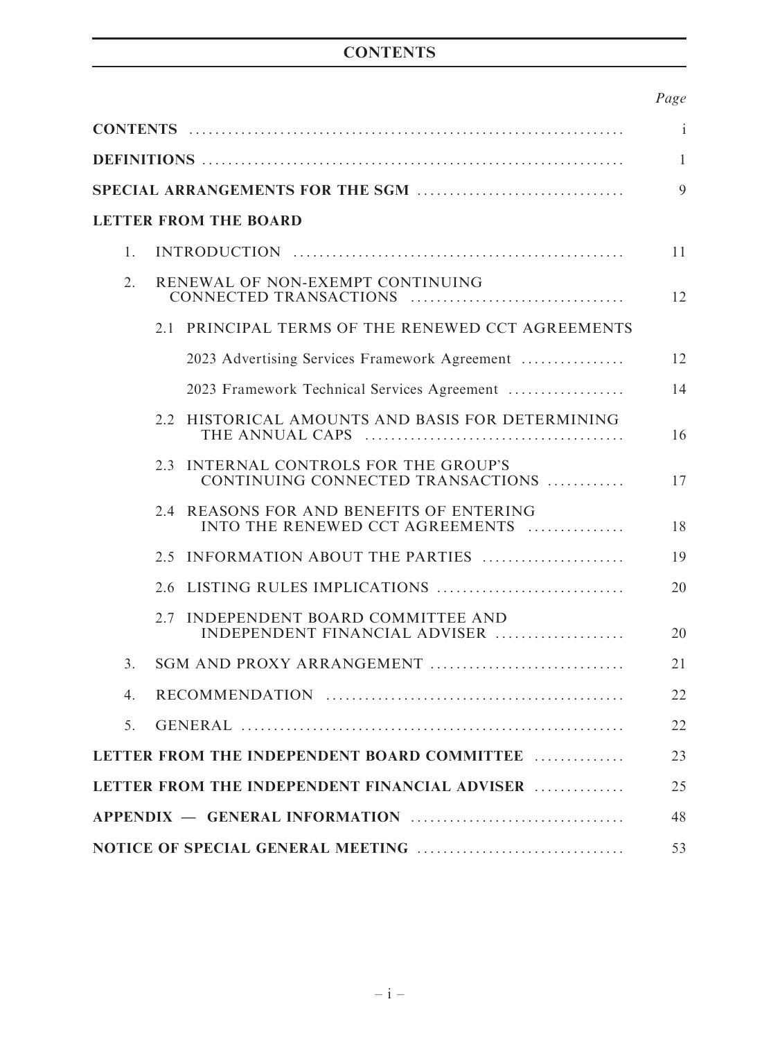# CONTENTS

| | Page |
|---|---|
| **CONTENTS** | i |
| **DEFINITIONS** | 1 |
| **SPECIAL ARRANGEMENTS FOR THE SGM** | 9 |
| **LETTER FROM THE BOARD** | |
| 1. INTRODUCTION | 11 |
| 2. RENEWAL OF NON-EXEMPT CONTINUING CONNECTED TRANSACTIONS | 12 |
| 2.1 PRINCIPAL TERMS OF THE RENEWED CCT AGREEMENTS | |
| 2023 Advertising Services Framework Agreement | 12 |
| 2023 Framework Technical Services Agreement | 14 |
| 2.2 HISTORICAL AMOUNTS AND BASIS FOR DETERMINING THE ANNUAL CAPS | 16 |
| 2.3 INTERNAL CONTROLS FOR THE GROUP'S CONTINUING CONNECTED TRANSACTIONS | 17 |
| 2.4 REASONS FOR AND BENEFITS OF ENTERING INTO THE RENEWED CCT AGREEMENTS | 18 |
| 2.5 INFORMATION ABOUT THE PARTIES | 19 |
| 2.6 LISTING RULES IMPLICATIONS | 20 |
| 2.7 INDEPENDENT BOARD COMMITTEE AND INDEPENDENT FINANCIAL ADVISER | 20 |
| 3. SGM AND PROXY ARRANGEMENT | 21 |
| 4. RECOMMENDATION | 22 |
| 5. GENERAL | 22 |
| **LETTER FROM THE INDEPENDENT BOARD COMMITTEE** | 23 |
| **LETTER FROM THE INDEPENDENT FINANCIAL ADVISER** | 25 |
| **APPENDIX — GENERAL INFORMATION** | 48 |
| **NOTICE OF SPECIAL GENERAL MEETING** | 53 |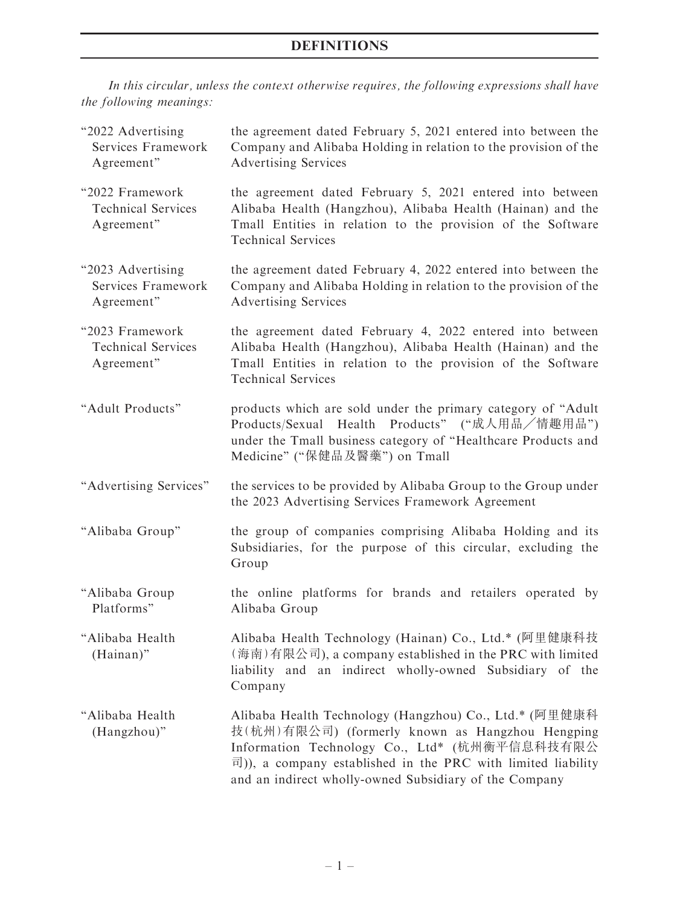# DEFINITIONS

*In this circular, unless the context otherwise requires, the following expressions shall have the following meanings:*

| | |
|---|---|
| "2022 Advertising Services Framework Agreement" | the agreement dated February 5, 2021 entered into between the Company and Alibaba Holding in relation to the provision of the Advertising Services |
| "2022 Framework Technical Services Agreement" | the agreement dated February 5, 2021 entered into between Alibaba Health (Hangzhou), Alibaba Health (Hainan) and the Tmall Entities in relation to the provision of the Software Technical Services |
| "2023 Advertising Services Framework Agreement" | the agreement dated February 4, 2022 entered into between the Company and Alibaba Holding in relation to the provision of the Advertising Services |
| "2023 Framework Technical Services Agreement" | the agreement dated February 4, 2022 entered into between Alibaba Health (Hangzhou), Alibaba Health (Hainan) and the Tmall Entities in relation to the provision of the Software Technical Services |
| "Adult Products" | products which are sold under the primary category of "Adult Products/Sexual Health Products" ("成人用品／情趣用品") under the Tmall business category of "Healthcare Products and Medicine" ("保健品及醫藥") on Tmall |
| "Advertising Services" | the services to be provided by Alibaba Group to the Group under the 2023 Advertising Services Framework Agreement |
| "Alibaba Group" | the group of companies comprising Alibaba Holding and its Subsidiaries, for the purpose of this circular, excluding the Group |
| "Alibaba Group Platforms" | the online platforms for brands and retailers operated by Alibaba Group |
| "Alibaba Health (Hainan)" | Alibaba Health Technology (Hainan) Co., Ltd.* (阿里健康科技(海南)有限公司), a company established in the PRC with limited liability and an indirect wholly-owned Subsidiary of the Company |
| "Alibaba Health (Hangzhou)" | Alibaba Health Technology (Hangzhou) Co., Ltd.* (阿里健康科技(杭州)有限公司) (formerly known as Hangzhou Hengping Information Technology Co., Ltd* (杭州衡平信息科技有限公司)), a company established in the PRC with limited liability and an indirect wholly-owned Subsidiary of the Company |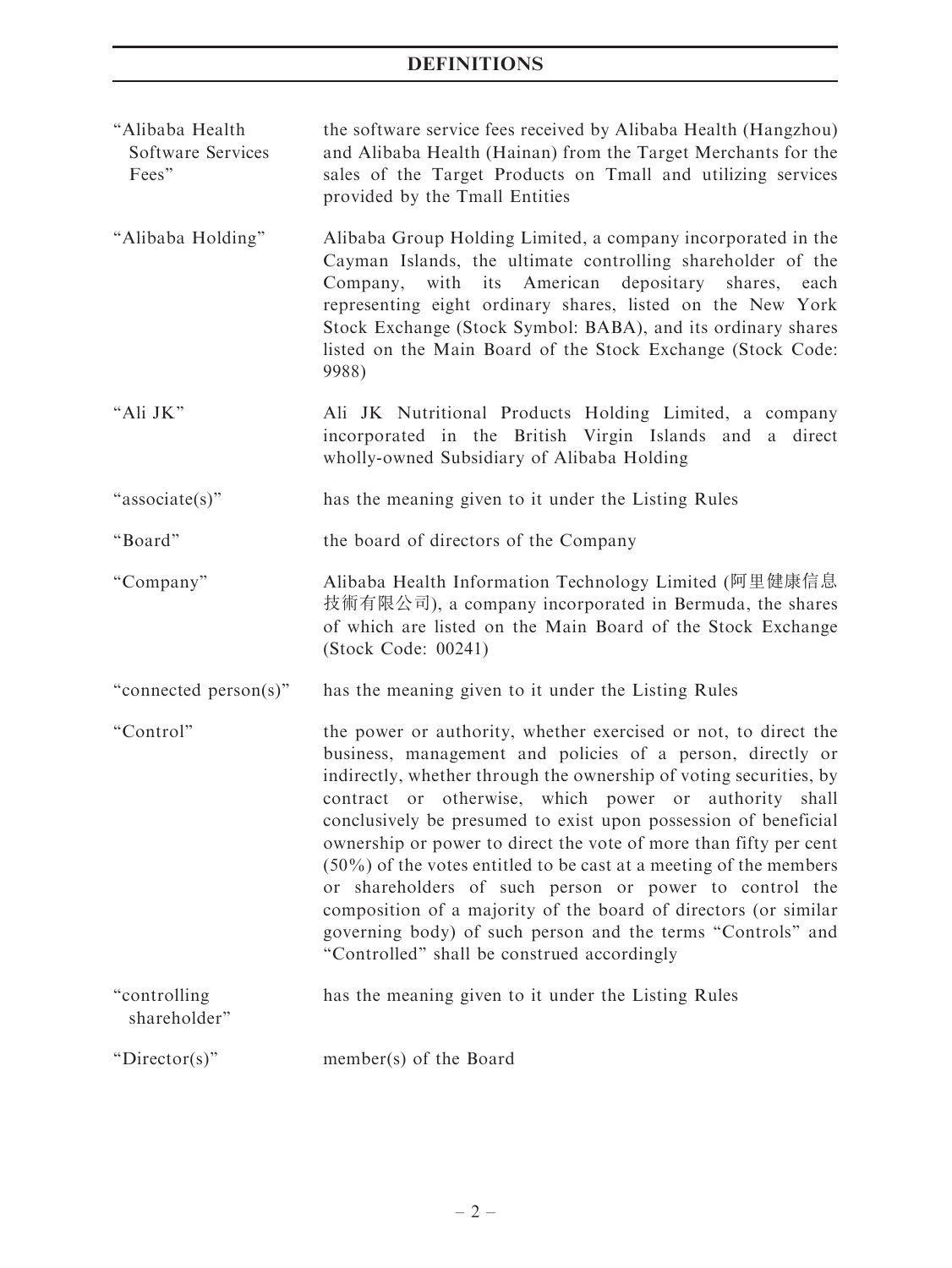# DEFINITIONS

| | |
|---|---|
| "Alibaba Health Software Services Fees" | the software service fees received by Alibaba Health (Hangzhou) and Alibaba Health (Hainan) from the Target Merchants for the sales of the Target Products on Tmall and utilizing services provided by the Tmall Entities |
| "Alibaba Holding" | Alibaba Group Holding Limited, a company incorporated in the Cayman Islands, the ultimate controlling shareholder of the Company, with its American depositary shares, each representing eight ordinary shares, listed on the New York Stock Exchange (Stock Symbol: BABA), and its ordinary shares listed on the Main Board of the Stock Exchange (Stock Code: 9988) |
| "Ali JK" | Ali JK Nutritional Products Holding Limited, a company incorporated in the British Virgin Islands and a direct wholly-owned Subsidiary of Alibaba Holding |
| "associate(s)" | has the meaning given to it under the Listing Rules |
| "Board" | the board of directors of the Company |
| "Company" | Alibaba Health Information Technology Limited (阿里健康信息技術有限公司), a company incorporated in Bermuda, the shares of which are listed on the Main Board of the Stock Exchange (Stock Code: 00241) |
| "connected person(s)" | has the meaning given to it under the Listing Rules |
| "Control" | the power or authority, whether exercised or not, to direct the business, management and policies of a person, directly or indirectly, whether through the ownership of voting securities, by contract or otherwise, which power or authority shall conclusively be presumed to exist upon possession of beneficial ownership or power to direct the vote of more than fifty per cent (50%) of the votes entitled to be cast at a meeting of the members or shareholders of such person or power to control the composition of a majority of the board of directors (or similar governing body) of such person and the terms "Controls" and "Controlled" shall be construed accordingly |
| "controlling shareholder" | has the meaning given to it under the Listing Rules |
| "Director(s)" | member(s) of the Board |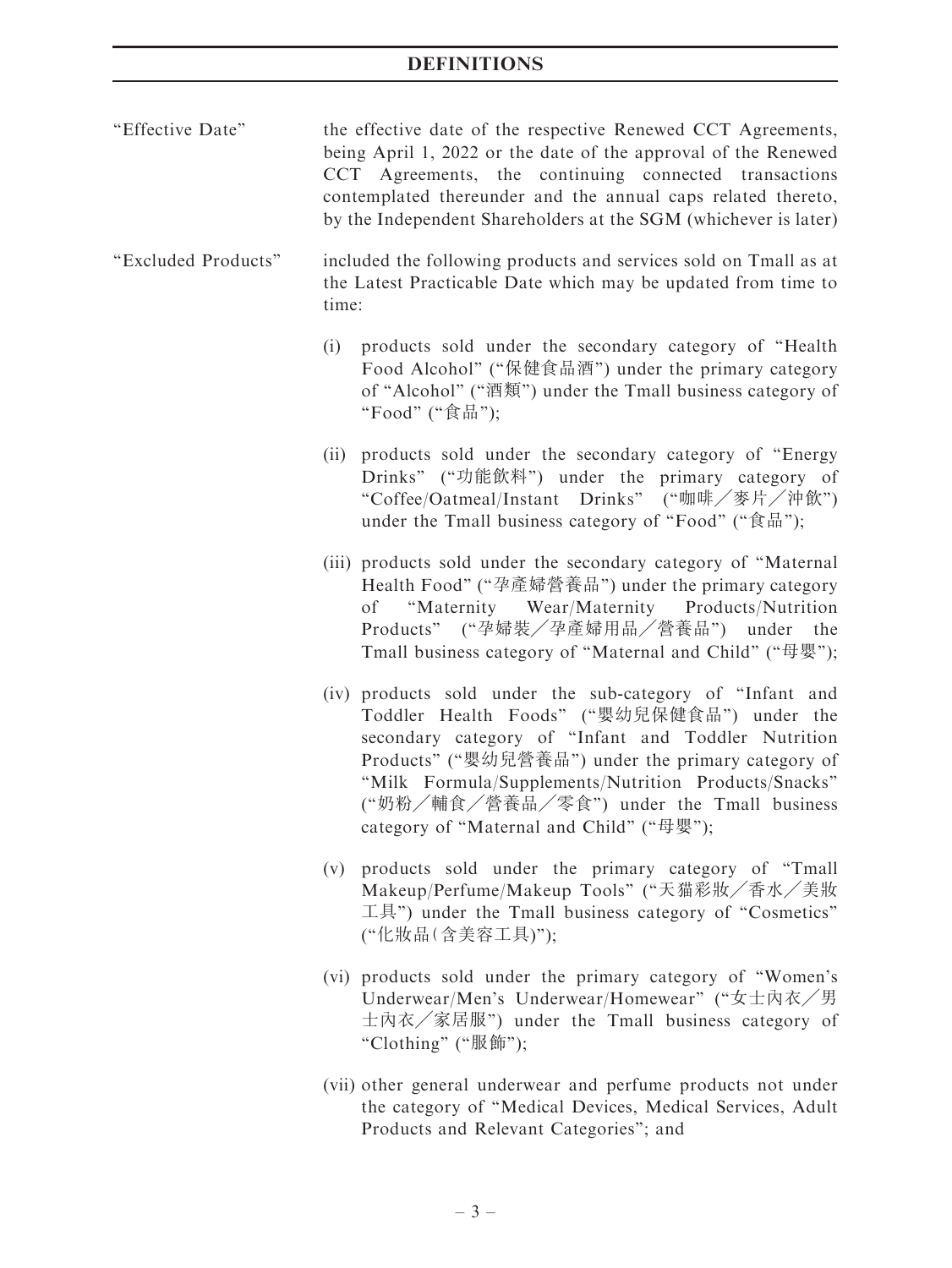## DEFINITIONS

| | |
|---|---|
| "Effective Date" | the effective date of the respective Renewed CCT Agreements, being April 1, 2022 or the date of the approval of the Renewed CCT Agreements, the continuing connected transactions contemplated thereunder and the annual caps related thereto, by the Independent Shareholders at the SGM (whichever is later) |

"Excluded Products" included the following products and services sold on Tmall as at the Latest Practicable Date which may be updated from time to time:

(i) products sold under the secondary category of "Health Food Alcohol" ("保健食品酒") under the primary category of "Alcohol" ("酒類") under the Tmall business category of "Food" ("食品");

(ii) products sold under the secondary category of "Energy Drinks" ("功能飲料") under the primary category of "Coffee/Oatmeal/Instant Drinks" ("咖啡／麥片／沖飲") under the Tmall business category of "Food" ("食品");

(iii) products sold under the secondary category of "Maternal Health Food" ("孕產婦營養品") under the primary category of "Maternity Wear/Maternity Products/Nutrition Products" ("孕婦裝／孕產婦用品／營養品") under the Tmall business category of "Maternal and Child" ("母嬰");

(iv) products sold under the sub-category of "Infant and Toddler Health Foods" ("嬰幼兒保健食品") under the secondary category of "Infant and Toddler Nutrition Products" ("嬰幼兒營養品") under the primary category of "Milk Formula/Supplements/Nutrition Products/Snacks" ("奶粉／輔食／營養品／零食") under the Tmall business category of "Maternal and Child" ("母嬰");

(v) products sold under the primary category of "Tmall Makeup/Perfume/Makeup Tools" ("天貓彩妝／香水／美妝工具") under the Tmall business category of "Cosmetics" ("化妝品(含美容工具)");

(vi) products sold under the primary category of "Women's Underwear/Men's Underwear/Homewear" ("女士內衣／男士內衣／家居服") under the Tmall business category of "Clothing" ("服飾");

(vii) other general underwear and perfume products not under the category of "Medical Devices, Medical Services, Adult Products and Relevant Categories"; and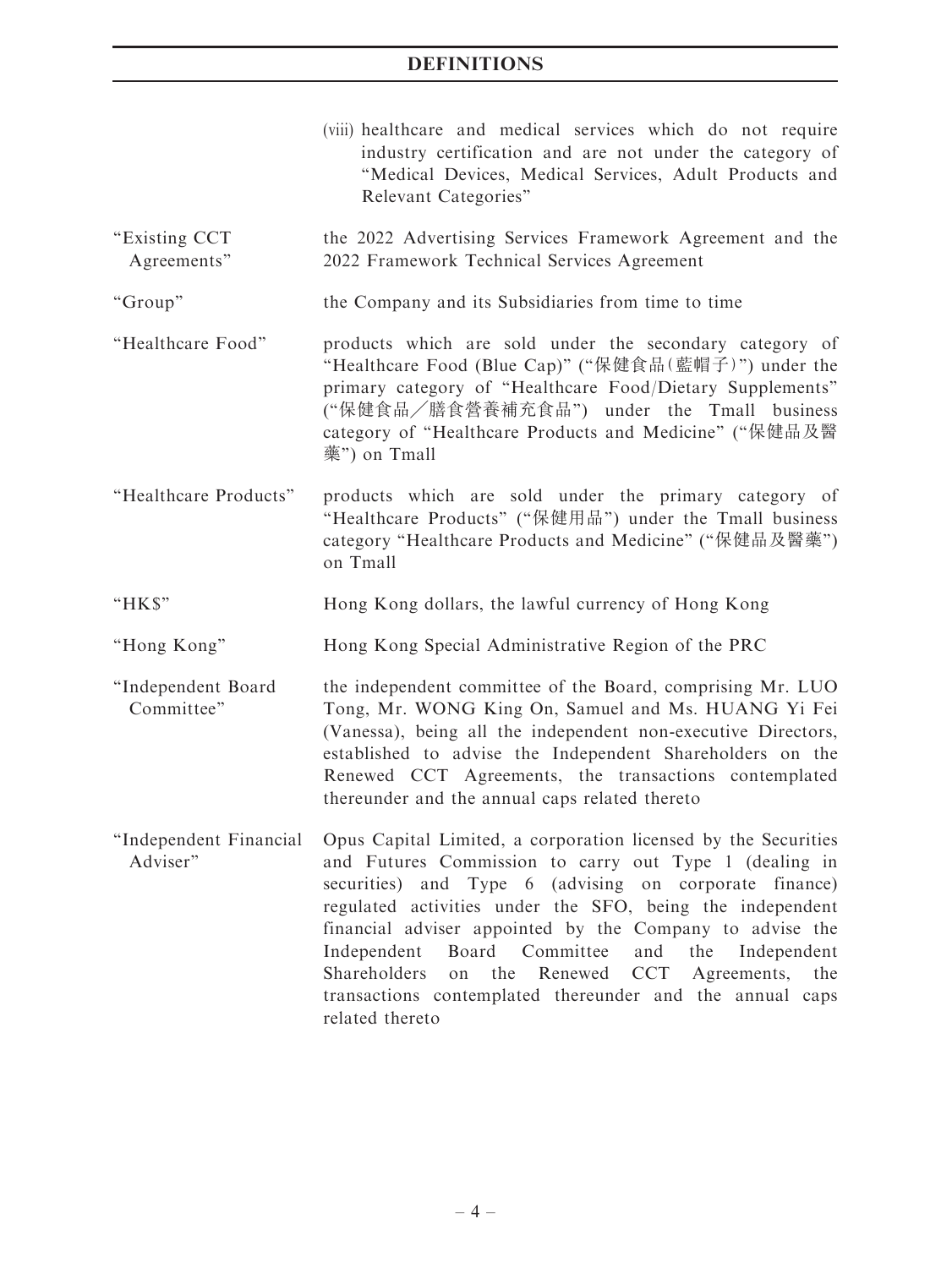(viii) healthcare and medical services which do not require industry certification and are not under the category of "Medical Devices, Medical Services, Adult Products and Relevant Categories"

| | |
|---|---|
| "Existing CCT Agreements" | the 2022 Advertising Services Framework Agreement and the 2022 Framework Technical Services Agreement |
| "Group" | the Company and its Subsidiaries from time to time |
| "Healthcare Food" | products which are sold under the secondary category of "Healthcare Food (Blue Cap)" ("保健食品(藍帽子)") under the primary category of "Healthcare Food/Dietary Supplements" ("保健食品／膳食營養補充食品") under the Tmall business category of "Healthcare Products and Medicine" ("保健品及醫藥") on Tmall |
| "Healthcare Products" | products which are sold under the primary category of "Healthcare Products" ("保健用品") under the Tmall business category "Healthcare Products and Medicine" ("保健品及醫藥") on Tmall |
| "HK$" | Hong Kong dollars, the lawful currency of Hong Kong |
| "Hong Kong" | Hong Kong Special Administrative Region of the PRC |
| "Independent Board Committee" | the independent committee of the Board, comprising Mr. LUO Tong, Mr. WONG King On, Samuel and Ms. HUANG Yi Fei (Vanessa), being all the independent non-executive Directors, established to advise the Independent Shareholders on the Renewed CCT Agreements, the transactions contemplated thereunder and the annual caps related thereto |
| "Independent Financial Adviser" | Opus Capital Limited, a corporation licensed by the Securities and Futures Commission to carry out Type 1 (dealing in securities) and Type 6 (advising on corporate finance) regulated activities under the SFO, being the independent financial adviser appointed by the Company to advise the Independent Board Committee and the Independent Shareholders on the Renewed CCT Agreements, the transactions contemplated thereunder and the annual caps related thereto |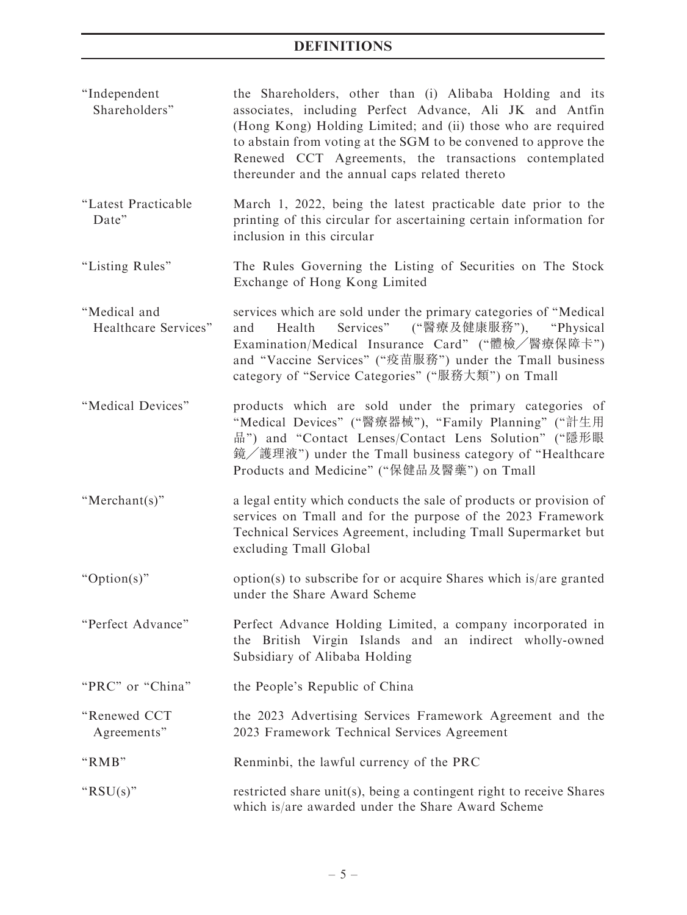# DEFINITIONS

| | |
|---|---|
| "Independent Shareholders" | the Shareholders, other than (i) Alibaba Holding and its associates, including Perfect Advance, Ali JK and Antfin (Hong Kong) Holding Limited; and (ii) those who are required to abstain from voting at the SGM to be convened to approve the Renewed CCT Agreements, the transactions contemplated thereunder and the annual caps related thereto |
| "Latest Practicable Date" | March 1, 2022, being the latest practicable date prior to the printing of this circular for ascertaining certain information for inclusion in this circular |
| "Listing Rules" | The Rules Governing the Listing of Securities on The Stock Exchange of Hong Kong Limited |
| "Medical and Healthcare Services" | services which are sold under the primary categories of "Medical and Health Services" ("醫療及健康服務"), "Physical Examination/Medical Insurance Card" ("體檢／醫療保障卡") and "Vaccine Services" ("疫苗服務") under the Tmall business category of "Service Categories" ("服務大類") on Tmall |
| "Medical Devices" | products which are sold under the primary categories of "Medical Devices" ("醫療器械"), "Family Planning" ("計生用品") and "Contact Lenses/Contact Lens Solution" ("隱形眼鏡／護理液") under the Tmall business category of "Healthcare Products and Medicine" ("保健品及醫藥") on Tmall |
| "Merchant(s)" | a legal entity which conducts the sale of products or provision of services on Tmall and for the purpose of the 2023 Framework Technical Services Agreement, including Tmall Supermarket but excluding Tmall Global |
| "Option(s)" | option(s) to subscribe for or acquire Shares which is/are granted under the Share Award Scheme |
| "Perfect Advance" | Perfect Advance Holding Limited, a company incorporated in the British Virgin Islands and an indirect wholly-owned Subsidiary of Alibaba Holding |
| "PRC" or "China" | the People's Republic of China |
| "Renewed CCT Agreements" | the 2023 Advertising Services Framework Agreement and the 2023 Framework Technical Services Agreement |
| "RMB" | Renminbi, the lawful currency of the PRC |
| "RSU(s)" | restricted share unit(s), being a contingent right to receive Shares which is/are awarded under the Share Award Scheme |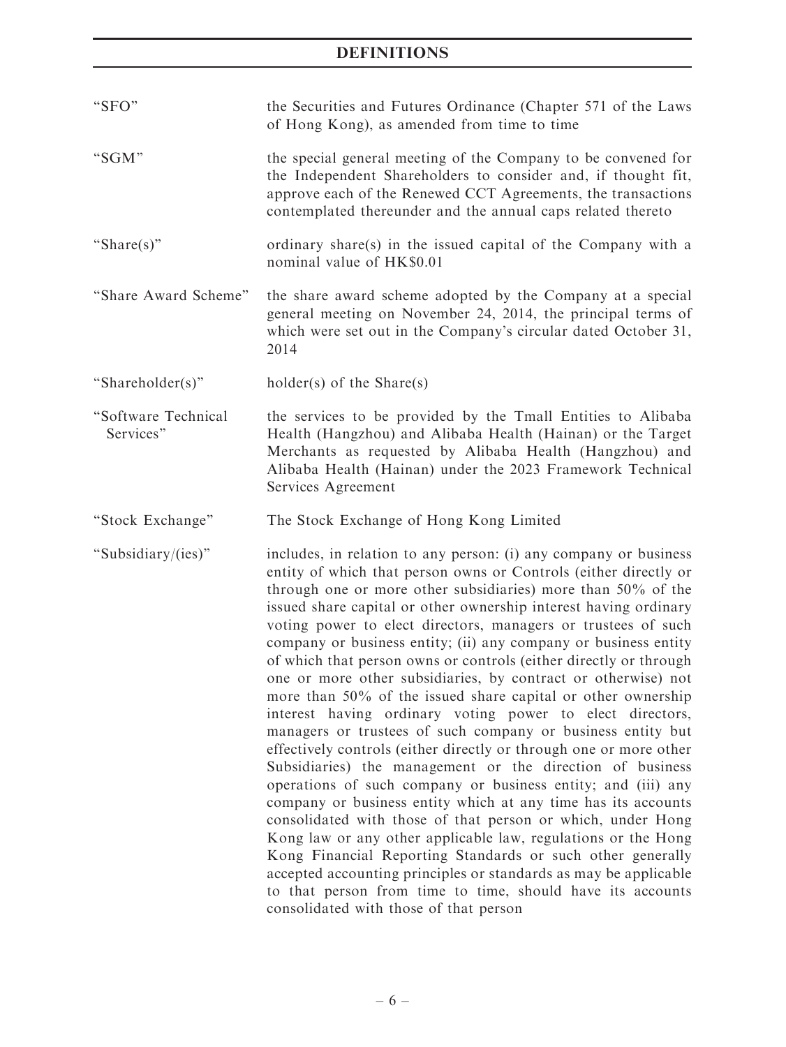| | |
|---|---|
| "SFO" | the Securities and Futures Ordinance (Chapter 571 of the Laws of Hong Kong), as amended from time to time |
| "SGM" | the special general meeting of the Company to be convened for the Independent Shareholders to consider and, if thought fit, approve each of the Renewed CCT Agreements, the transactions contemplated thereunder and the annual caps related thereto |
| "Share(s)" | ordinary share(s) in the issued capital of the Company with a nominal value of HK$0.01 |
| "Share Award Scheme" | the share award scheme adopted by the Company at a special general meeting on November 24, 2014, the principal terms of which were set out in the Company's circular dated October 31, 2014 |
| "Shareholder(s)" | holder(s) of the Share(s) |
| "Software Technical Services" | the services to be provided by the Tmall Entities to Alibaba Health (Hangzhou) and Alibaba Health (Hainan) or the Target Merchants as requested by Alibaba Health (Hangzhou) and Alibaba Health (Hainan) under the 2023 Framework Technical Services Agreement |
| "Stock Exchange" | The Stock Exchange of Hong Kong Limited |
| "Subsidiary/(ies)" | includes, in relation to any person: (i) any company or business entity of which that person owns or Controls (either directly or through one or more other subsidiaries) more than 50% of the issued share capital or other ownership interest having ordinary voting power to elect directors, managers or trustees of such company or business entity; (ii) any company or business entity of which that person owns or controls (either directly or through one or more other subsidiaries, by contract or otherwise) not more than 50% of the issued share capital or other ownership interest having ordinary voting power to elect directors, managers or trustees of such company or business entity but effectively controls (either directly or through one or more other Subsidiaries) the management or the direction of business operations of such company or business entity; and (iii) any company or business entity which at any time has its accounts consolidated with those of that person or which, under Hong Kong law or any other applicable law, regulations or the Hong Kong Financial Reporting Standards or such other generally accepted accounting principles or standards as may be applicable to that person from time to time, should have its accounts consolidated with those of that person |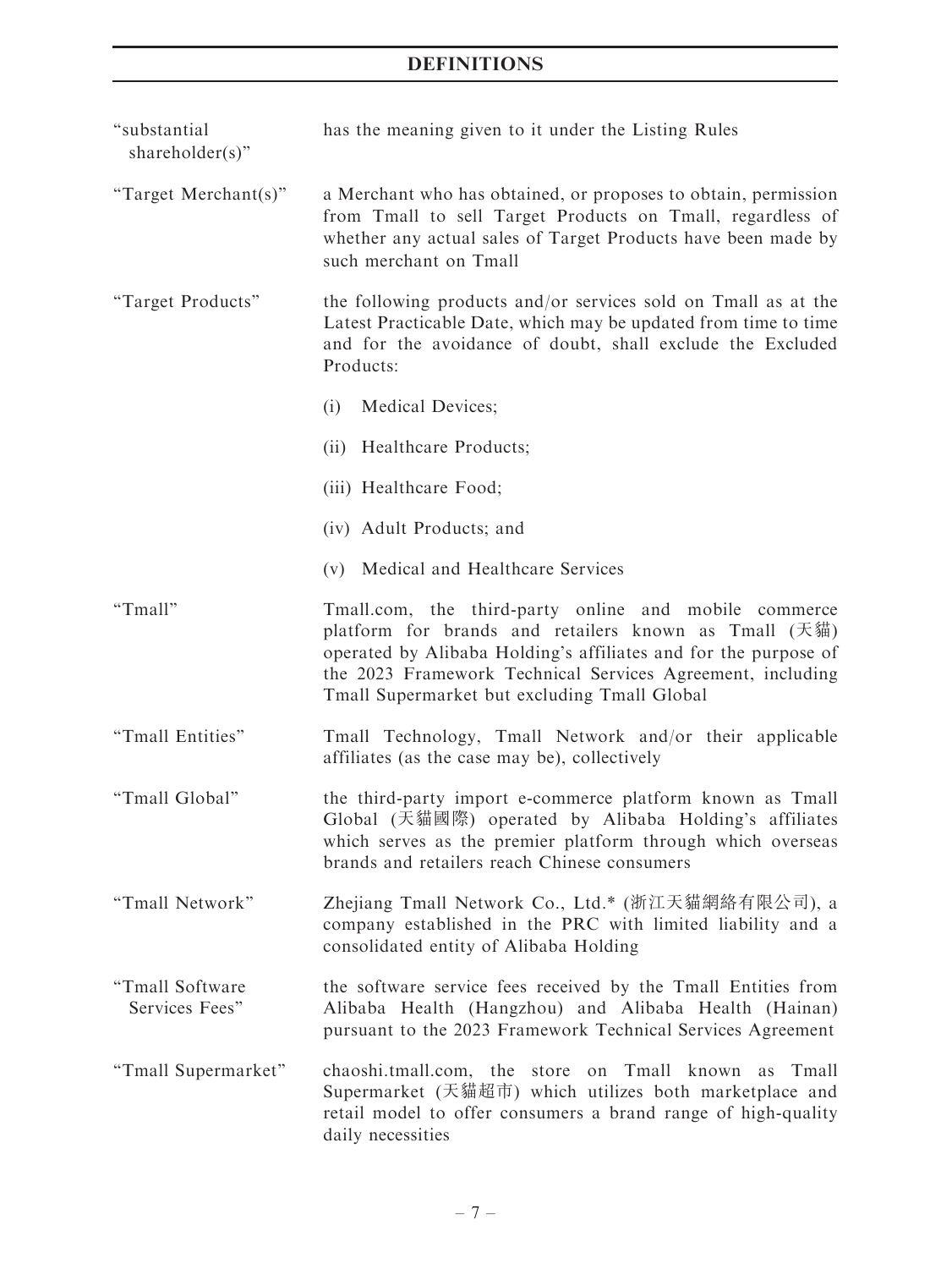# DEFINITIONS

| | |
|---|---|
| "substantial shareholder(s)" | has the meaning given to it under the Listing Rules |
| "Target Merchant(s)" | a Merchant who has obtained, or proposes to obtain, permission from Tmall to sell Target Products on Tmall, regardless of whether any actual sales of Target Products have been made by such merchant on Tmall |
| "Target Products" | the following products and/or services sold on Tmall as at the Latest Practicable Date, which may be updated from time to time and for the avoidance of doubt, shall exclude the Excluded Products:<br><br>(i) Medical Devices;<br><br>(ii) Healthcare Products;<br><br>(iii) Healthcare Food;<br><br>(iv) Adult Products; and<br><br>(v) Medical and Healthcare Services |
| "Tmall" | Tmall.com, the third-party online and mobile commerce platform for brands and retailers known as Tmall (天貓) operated by Alibaba Holding's affiliates and for the purpose of the 2023 Framework Technical Services Agreement, including Tmall Supermarket but excluding Tmall Global |
| "Tmall Entities" | Tmall Technology, Tmall Network and/or their applicable affiliates (as the case may be), collectively |
| "Tmall Global" | the third-party import e-commerce platform known as Tmall Global (天貓國際) operated by Alibaba Holding's affiliates which serves as the premier platform through which overseas brands and retailers reach Chinese consumers |
| "Tmall Network" | Zhejiang Tmall Network Co., Ltd.* (浙江天貓網絡有限公司), a company established in the PRC with limited liability and a consolidated entity of Alibaba Holding |
| "Tmall Software Services Fees" | the software service fees received by the Tmall Entities from Alibaba Health (Hangzhou) and Alibaba Health (Hainan) pursuant to the 2023 Framework Technical Services Agreement |
| "Tmall Supermarket" | chaoshi.tmall.com, the store on Tmall known as Tmall Supermarket (天貓超市) which utilizes both marketplace and retail model to offer consumers a brand range of high-quality daily necessities |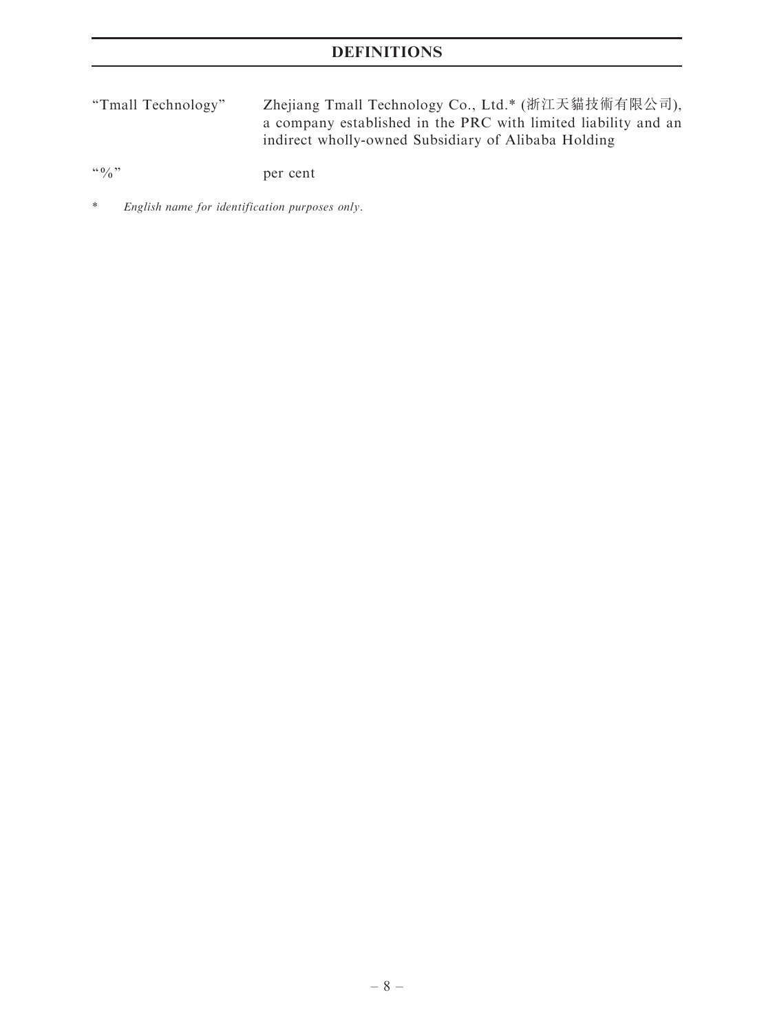# DEFINITIONS

| | |
|---|---|
| "Tmall Technology" | Zhejiang Tmall Technology Co., Ltd.* (浙江天貓技術有限公司), a company established in the PRC with limited liability and an indirect wholly-owned Subsidiary of Alibaba Holding |
| "%" | per cent |

\* *English name for identification purposes only.*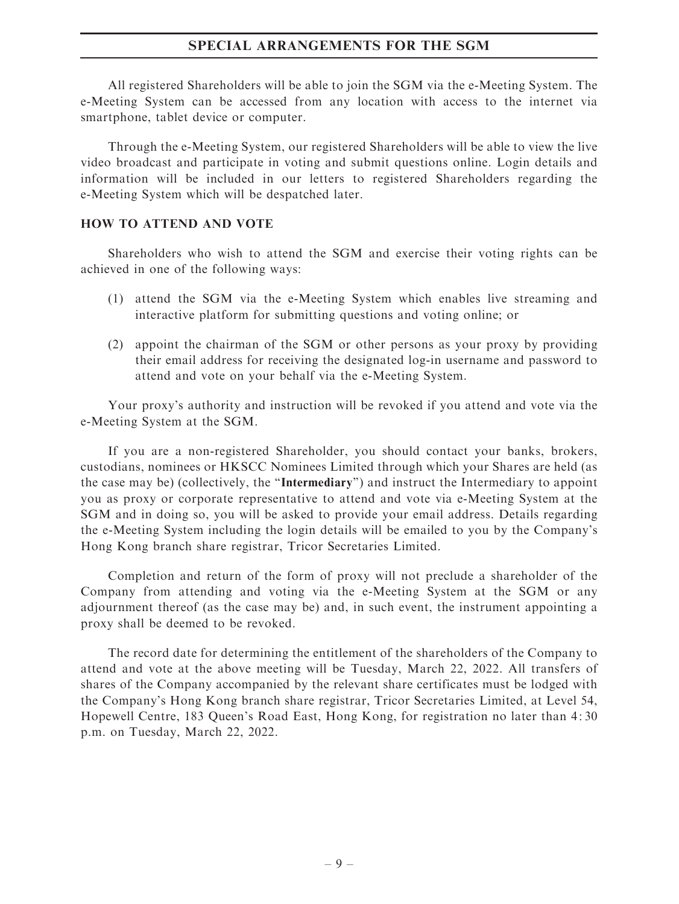All registered Shareholders will be able to join the SGM via the e-Meeting System. The e-Meeting System can be accessed from any location with access to the internet via smartphone, tablet device or computer.

Through the e-Meeting System, our registered Shareholders will be able to view the live video broadcast and participate in voting and submit questions online. Login details and information will be included in our letters to registered Shareholders regarding the e-Meeting System which will be despatched later.

## HOW TO ATTEND AND VOTE

Shareholders who wish to attend the SGM and exercise their voting rights can be achieved in one of the following ways:

(1) attend the SGM via the e-Meeting System which enables live streaming and interactive platform for submitting questions and voting online; or

(2) appoint the chairman of the SGM or other persons as your proxy by providing their email address for receiving the designated log-in username and password to attend and vote on your behalf via the e-Meeting System.

Your proxy's authority and instruction will be revoked if you attend and vote via the e-Meeting System at the SGM.

If you are a non-registered Shareholder, you should contact your banks, brokers, custodians, nominees or HKSCC Nominees Limited through which your Shares are held (as the case may be) (collectively, the "**Intermediary**") and instruct the Intermediary to appoint you as proxy or corporate representative to attend and vote via e-Meeting System at the SGM and in doing so, you will be asked to provide your email address. Details regarding the e-Meeting System including the login details will be emailed to you by the Company's Hong Kong branch share registrar, Tricor Secretaries Limited.

Completion and return of the form of proxy will not preclude a shareholder of the Company from attending and voting via the e-Meeting System at the SGM or any adjournment thereof (as the case may be) and, in such event, the instrument appointing a proxy shall be deemed to be revoked.

The record date for determining the entitlement of the shareholders of the Company to attend and vote at the above meeting will be Tuesday, March 22, 2022. All transfers of shares of the Company accompanied by the relevant share certificates must be lodged with the Company's Hong Kong branch share registrar, Tricor Secretaries Limited, at Level 54, Hopewell Centre, 183 Queen's Road East, Hong Kong, for registration no later than 4:30 p.m. on Tuesday, March 22, 2022.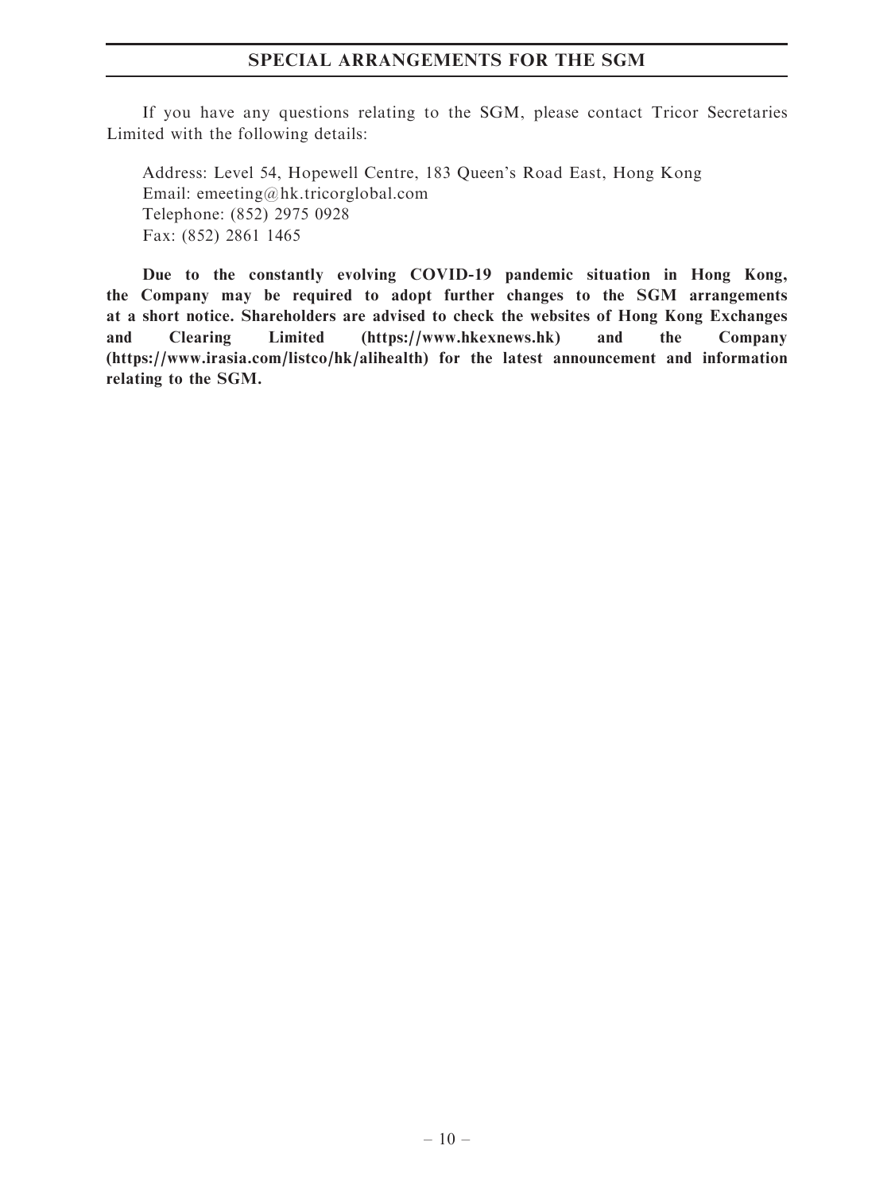If you have any questions relating to the SGM, please contact Tricor Secretaries Limited with the following details:

Address: Level 54, Hopewell Centre, 183 Queen's Road East, Hong Kong
Email: emeeting@hk.tricorglobal.com
Telephone: (852) 2975 0928
Fax: (852) 2861 1465

**Due to the constantly evolving COVID-19 pandemic situation in Hong Kong, the Company may be required to adopt further changes to the SGM arrangements at a short notice. Shareholders are advised to check the websites of Hong Kong Exchanges and Clearing Limited (https://www.hkexnews.hk) and the Company (https://www.irasia.com/listco/hk/alihealth) for the latest announcement and information relating to the SGM.**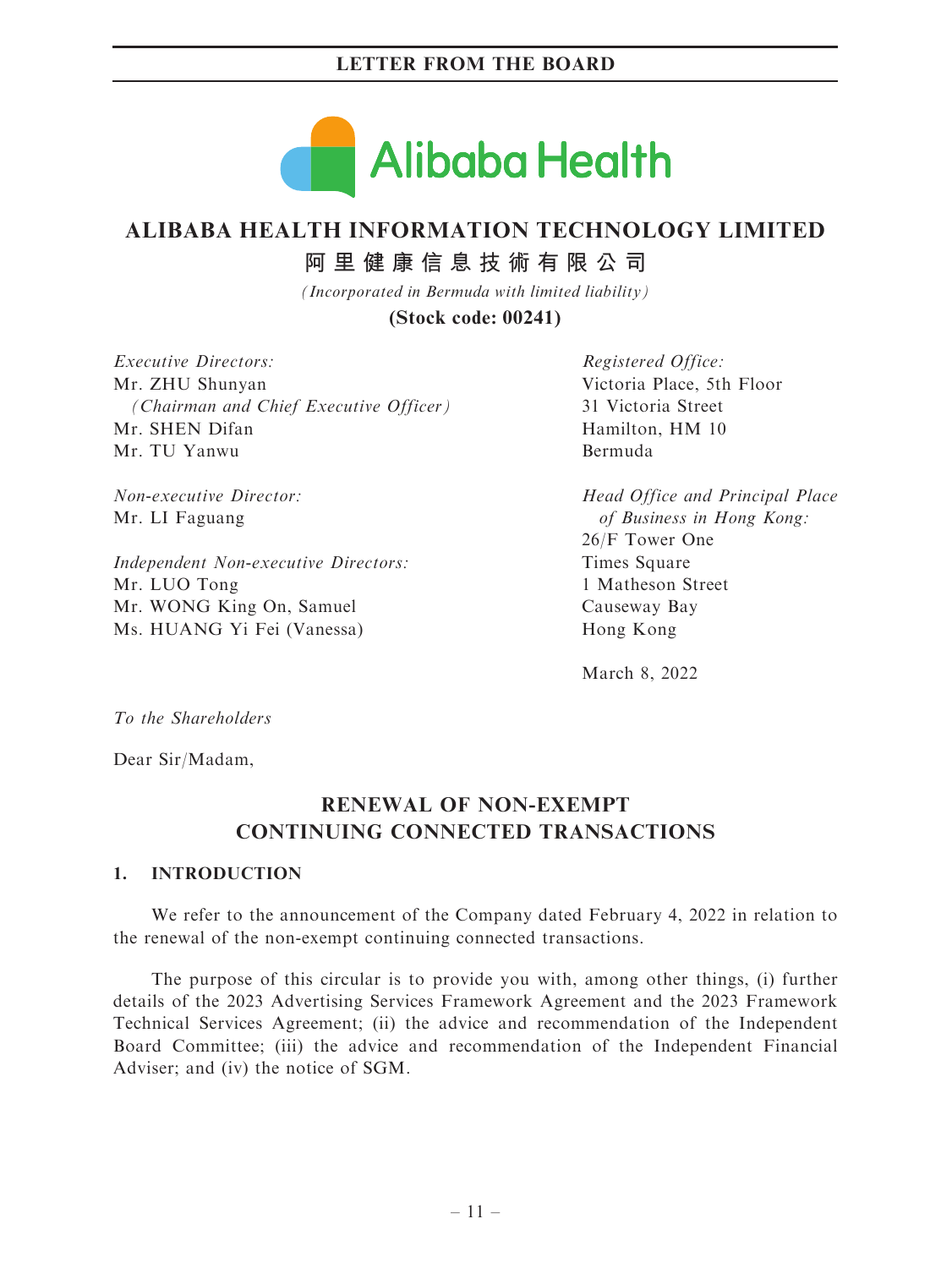# ALIBABA HEALTH INFORMATION TECHNOLOGY LIMITED

## 阿里健康信息技術有限公司

*(Incorporated in Bermuda with limited liability)*

**(Stock code: 00241)**

*Executive Directors:*
Mr. ZHU Shunyan
*(Chairman and Chief Executive Officer)*
Mr. SHEN Difan
Mr. TU Yanwu

*Non-executive Director:*
Mr. LI Faguang

*Independent Non-executive Directors:*
Mr. LUO Tong
Mr. WONG King On, Samuel
Ms. HUANG Yi Fei (Vanessa)

*Registered Office:*
Victoria Place, 5th Floor
31 Victoria Street
Hamilton, HM 10
Bermuda

*Head Office and Principal Place of Business in Hong Kong:*
26/F Tower One
Times Square
1 Matheson Street
Causeway Bay
Hong Kong

March 8, 2022

*To the Shareholders*

Dear Sir/Madam,

## RENEWAL OF NON-EXEMPT CONTINUING CONNECTED TRANSACTIONS

### 1. INTRODUCTION

We refer to the announcement of the Company dated February 4, 2022 in relation to the renewal of the non-exempt continuing connected transactions.

The purpose of this circular is to provide you with, among other things, (i) further details of the 2023 Advertising Services Framework Agreement and the 2023 Framework Technical Services Agreement; (ii) the advice and recommendation of the Independent Board Committee; (iii) the advice and recommendation of the Independent Financial Adviser; and (iv) the notice of SGM.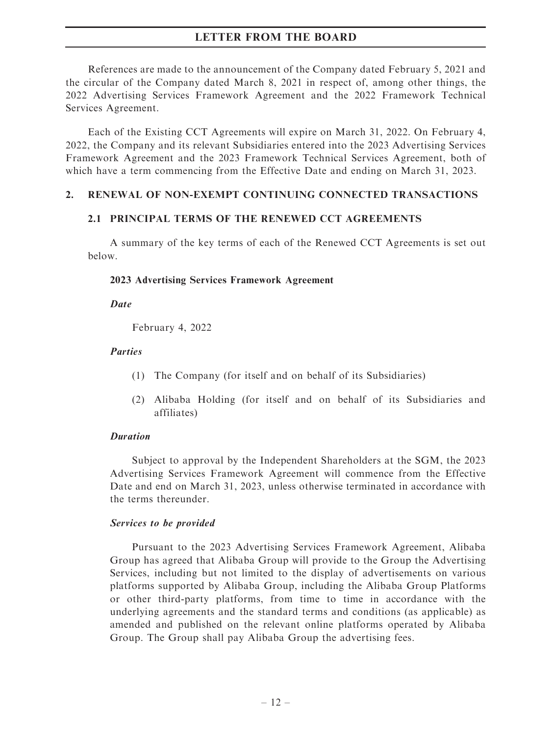References are made to the announcement of the Company dated February 5, 2021 and the circular of the Company dated March 8, 2021 in respect of, among other things, the 2022 Advertising Services Framework Agreement and the 2022 Framework Technical Services Agreement.

Each of the Existing CCT Agreements will expire on March 31, 2022. On February 4, 2022, the Company and its relevant Subsidiaries entered into the 2023 Advertising Services Framework Agreement and the 2023 Framework Technical Services Agreement, both of which have a term commencing from the Effective Date and ending on March 31, 2023.

## 2. RENEWAL OF NON-EXEMPT CONTINUING CONNECTED TRANSACTIONS

### 2.1 PRINCIPAL TERMS OF THE RENEWED CCT AGREEMENTS

A summary of the key terms of each of the Renewed CCT Agreements is set out below.

**2023 Advertising Services Framework Agreement**

***Date***

February 4, 2022

***Parties***

(1) The Company (for itself and on behalf of its Subsidiaries)

(2) Alibaba Holding (for itself and on behalf of its Subsidiaries and affiliates)

***Duration***

Subject to approval by the Independent Shareholders at the SGM, the 2023 Advertising Services Framework Agreement will commence from the Effective Date and end on March 31, 2023, unless otherwise terminated in accordance with the terms thereunder.

***Services to be provided***

Pursuant to the 2023 Advertising Services Framework Agreement, Alibaba Group has agreed that Alibaba Group will provide to the Group the Advertising Services, including but not limited to the display of advertisements on various platforms supported by Alibaba Group, including the Alibaba Group Platforms or other third-party platforms, from time to time in accordance with the underlying agreements and the standard terms and conditions (as applicable) as amended and published on the relevant online platforms operated by Alibaba Group. The Group shall pay Alibaba Group the advertising fees.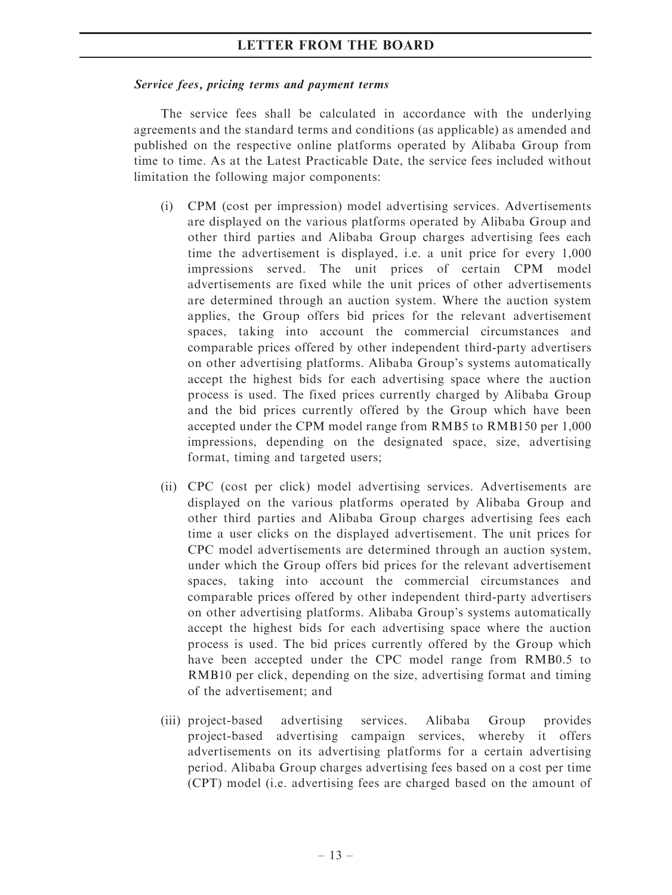*Service fees, pricing terms and payment terms*

The service fees shall be calculated in accordance with the underlying agreements and the standard terms and conditions (as applicable) as amended and published on the respective online platforms operated by Alibaba Group from time to time. As at the Latest Practicable Date, the service fees included without limitation the following major components:

(i) CPM (cost per impression) model advertising services. Advertisements are displayed on the various platforms operated by Alibaba Group and other third parties and Alibaba Group charges advertising fees each time the advertisement is displayed, i.e. a unit price for every 1,000 impressions served. The unit prices of certain CPM model advertisements are fixed while the unit prices of other advertisements are determined through an auction system. Where the auction system applies, the Group offers bid prices for the relevant advertisement spaces, taking into account the commercial circumstances and comparable prices offered by other independent third-party advertisers on other advertising platforms. Alibaba Group's systems automatically accept the highest bids for each advertising space where the auction process is used. The fixed prices currently charged by Alibaba Group and the bid prices currently offered by the Group which have been accepted under the CPM model range from RMB5 to RMB150 per 1,000 impressions, depending on the designated space, size, advertising format, timing and targeted users;

(ii) CPC (cost per click) model advertising services. Advertisements are displayed on the various platforms operated by Alibaba Group and other third parties and Alibaba Group charges advertising fees each time a user clicks on the displayed advertisement. The unit prices for CPC model advertisements are determined through an auction system, under which the Group offers bid prices for the relevant advertisement spaces, taking into account the commercial circumstances and comparable prices offered by other independent third-party advertisers on other advertising platforms. Alibaba Group's systems automatically accept the highest bids for each advertising space where the auction process is used. The bid prices currently offered by the Group which have been accepted under the CPC model range from RMB0.5 to RMB10 per click, depending on the size, advertising format and timing of the advertisement; and

(iii) project-based advertising services. Alibaba Group provides project-based advertising campaign services, whereby it offers advertisements on its advertising platforms for a certain advertising period. Alibaba Group charges advertising fees based on a cost per time (CPT) model (i.e. advertising fees are charged based on the amount of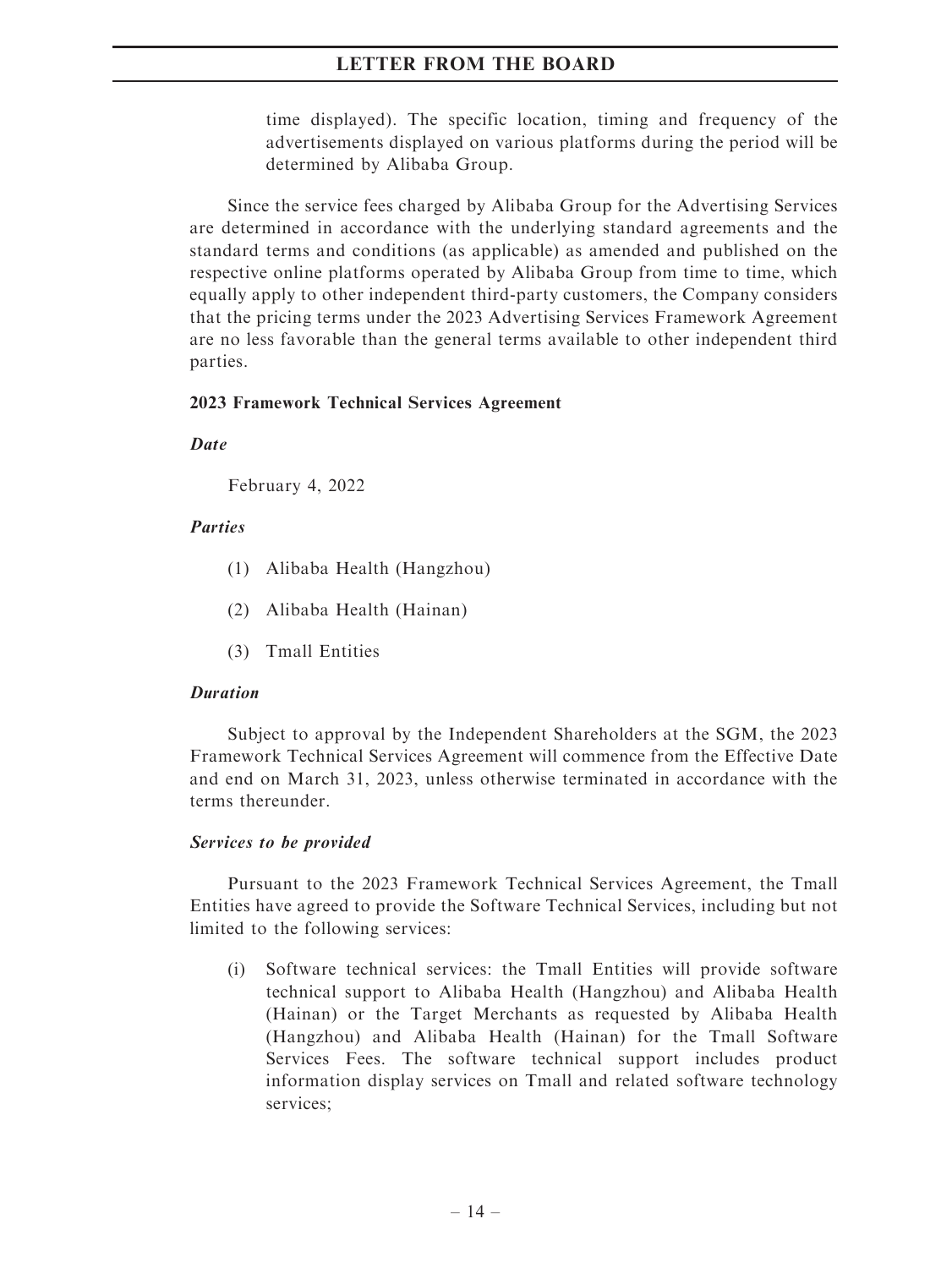time displayed). The specific location, timing and frequency of the advertisements displayed on various platforms during the period will be determined by Alibaba Group.

Since the service fees charged by Alibaba Group for the Advertising Services are determined in accordance with the underlying standard agreements and the standard terms and conditions (as applicable) as amended and published on the respective online platforms operated by Alibaba Group from time to time, which equally apply to other independent third-party customers, the Company considers that the pricing terms under the 2023 Advertising Services Framework Agreement are no less favorable than the general terms available to other independent third parties.

**2023 Framework Technical Services Agreement**

***Date***

February 4, 2022

***Parties***

(1) Alibaba Health (Hangzhou)

(2) Alibaba Health (Hainan)

(3) Tmall Entities

***Duration***

Subject to approval by the Independent Shareholders at the SGM, the 2023 Framework Technical Services Agreement will commence from the Effective Date and end on March 31, 2023, unless otherwise terminated in accordance with the terms thereunder.

***Services to be provided***

Pursuant to the 2023 Framework Technical Services Agreement, the Tmall Entities have agreed to provide the Software Technical Services, including but not limited to the following services:

(i) Software technical services: the Tmall Entities will provide software technical support to Alibaba Health (Hangzhou) and Alibaba Health (Hainan) or the Target Merchants as requested by Alibaba Health (Hangzhou) and Alibaba Health (Hainan) for the Tmall Software Services Fees. The software technical support includes product information display services on Tmall and related software technology services;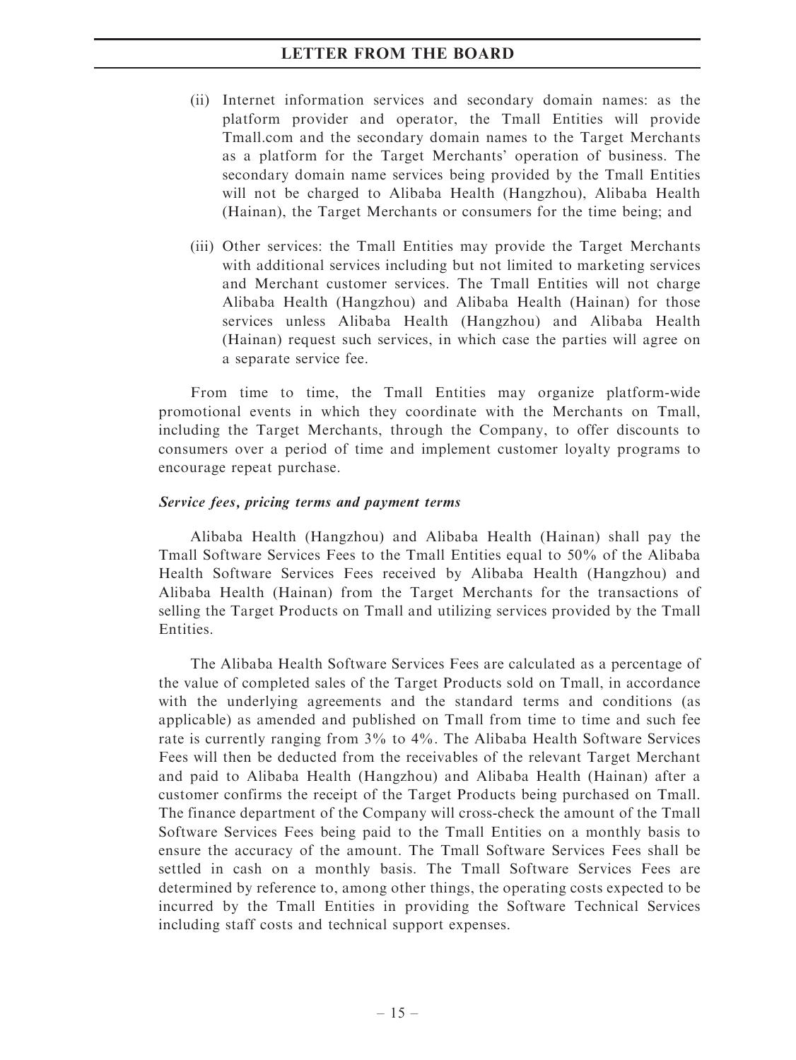(ii) Internet information services and secondary domain names: as the platform provider and operator, the Tmall Entities will provide Tmall.com and the secondary domain names to the Target Merchants as a platform for the Target Merchants' operation of business. The secondary domain name services being provided by the Tmall Entities will not be charged to Alibaba Health (Hangzhou), Alibaba Health (Hainan), the Target Merchants or consumers for the time being; and

(iii) Other services: the Tmall Entities may provide the Target Merchants with additional services including but not limited to marketing services and Merchant customer services. The Tmall Entities will not charge Alibaba Health (Hangzhou) and Alibaba Health (Hainan) for those services unless Alibaba Health (Hangzhou) and Alibaba Health (Hainan) request such services, in which case the parties will agree on a separate service fee.

From time to time, the Tmall Entities may organize platform-wide promotional events in which they coordinate with the Merchants on Tmall, including the Target Merchants, through the Company, to offer discounts to consumers over a period of time and implement customer loyalty programs to encourage repeat purchase.

***Service fees, pricing terms and payment terms***

Alibaba Health (Hangzhou) and Alibaba Health (Hainan) shall pay the Tmall Software Services Fees to the Tmall Entities equal to 50% of the Alibaba Health Software Services Fees received by Alibaba Health (Hangzhou) and Alibaba Health (Hainan) from the Target Merchants for the transactions of selling the Target Products on Tmall and utilizing services provided by the Tmall Entities.

The Alibaba Health Software Services Fees are calculated as a percentage of the value of completed sales of the Target Products sold on Tmall, in accordance with the underlying agreements and the standard terms and conditions (as applicable) as amended and published on Tmall from time to time and such fee rate is currently ranging from 3% to 4%. The Alibaba Health Software Services Fees will then be deducted from the receivables of the relevant Target Merchant and paid to Alibaba Health (Hangzhou) and Alibaba Health (Hainan) after a customer confirms the receipt of the Target Products being purchased on Tmall. The finance department of the Company will cross-check the amount of the Tmall Software Services Fees being paid to the Tmall Entities on a monthly basis to ensure the accuracy of the amount. The Tmall Software Services Fees shall be settled in cash on a monthly basis. The Tmall Software Services Fees are determined by reference to, among other things, the operating costs expected to be incurred by the Tmall Entities in providing the Software Technical Services including staff costs and technical support expenses.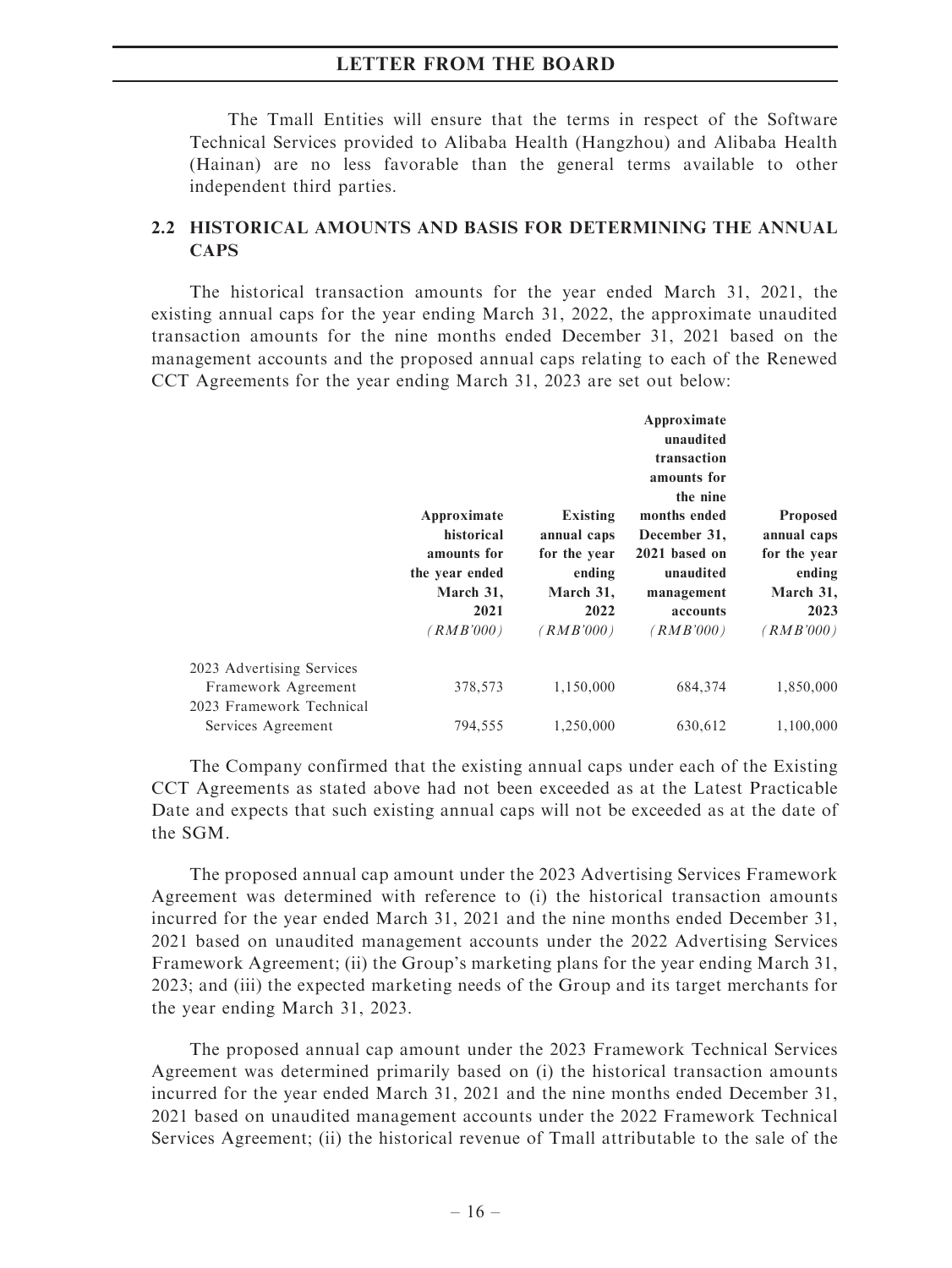The Tmall Entities will ensure that the terms in respect of the Software Technical Services provided to Alibaba Health (Hangzhou) and Alibaba Health (Hainan) are no less favorable than the general terms available to other independent third parties.

## 2.2 HISTORICAL AMOUNTS AND BASIS FOR DETERMINING THE ANNUAL CAPS

The historical transaction amounts for the year ended March 31, 2021, the existing annual caps for the year ending March 31, 2022, the approximate unaudited transaction amounts for the nine months ended December 31, 2021 based on the management accounts and the proposed annual caps relating to each of the Renewed CCT Agreements for the year ending March 31, 2023 are set out below:

| | Approximate historical amounts for the year ended March 31, 2021 (RMB'000) | Existing annual caps for the year ending March 31, 2022 (RMB'000) | Approximate unaudited transaction amounts for the nine months ended December 31, 2021 based on unaudited management accounts (RMB'000) | Proposed annual caps for the year ending March 31, 2023 (RMB'000) |
|---|---|---|---|---|
| 2023 Advertising Services Framework Agreement | 378,573 | 1,150,000 | 684,374 | 1,850,000 |
| 2023 Framework Technical Services Agreement | 794,555 | 1,250,000 | 630,612 | 1,100,000 |

The Company confirmed that the existing annual caps under each of the Existing CCT Agreements as stated above had not been exceeded as at the Latest Practicable Date and expects that such existing annual caps will not be exceeded as at the date of the SGM.

The proposed annual cap amount under the 2023 Advertising Services Framework Agreement was determined with reference to (i) the historical transaction amounts incurred for the year ended March 31, 2021 and the nine months ended December 31, 2021 based on unaudited management accounts under the 2022 Advertising Services Framework Agreement; (ii) the Group's marketing plans for the year ending March 31, 2023; and (iii) the expected marketing needs of the Group and its target merchants for the year ending March 31, 2023.

The proposed annual cap amount under the 2023 Framework Technical Services Agreement was determined primarily based on (i) the historical transaction amounts incurred for the year ended March 31, 2021 and the nine months ended December 31, 2021 based on unaudited management accounts under the 2022 Framework Technical Services Agreement; (ii) the historical revenue of Tmall attributable to the sale of the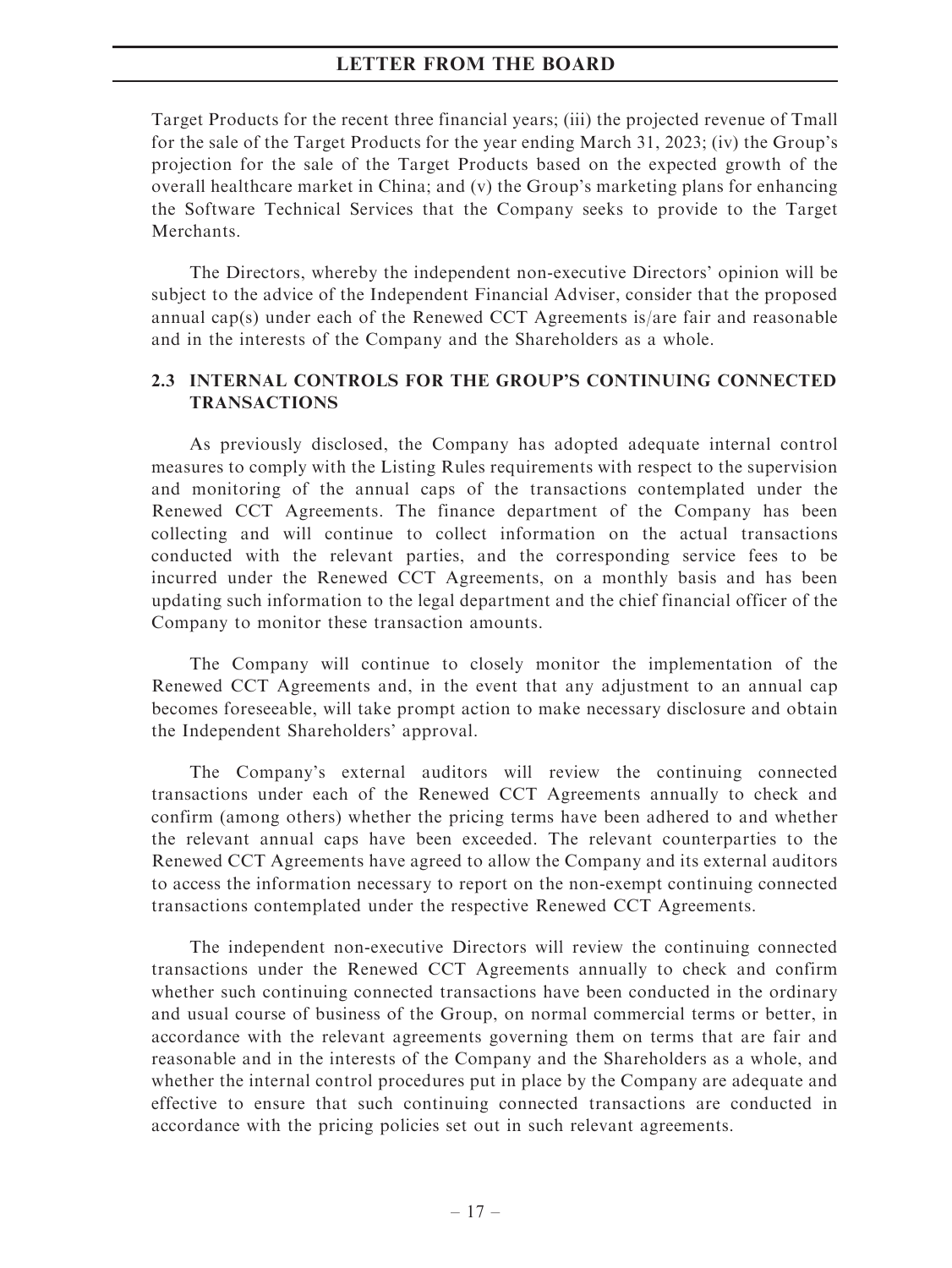Target Products for the recent three financial years; (iii) the projected revenue of Tmall for the sale of the Target Products for the year ending March 31, 2023; (iv) the Group's projection for the sale of the Target Products based on the expected growth of the overall healthcare market in China; and (v) the Group's marketing plans for enhancing the Software Technical Services that the Company seeks to provide to the Target Merchants.

The Directors, whereby the independent non-executive Directors' opinion will be subject to the advice of the Independent Financial Adviser, consider that the proposed annual cap(s) under each of the Renewed CCT Agreements is/are fair and reasonable and in the interests of the Company and the Shareholders as a whole.

### 2.3 INTERNAL CONTROLS FOR THE GROUP'S CONTINUING CONNECTED TRANSACTIONS

As previously disclosed, the Company has adopted adequate internal control measures to comply with the Listing Rules requirements with respect to the supervision and monitoring of the annual caps of the transactions contemplated under the Renewed CCT Agreements. The finance department of the Company has been collecting and will continue to collect information on the actual transactions conducted with the relevant parties, and the corresponding service fees to be incurred under the Renewed CCT Agreements, on a monthly basis and has been updating such information to the legal department and the chief financial officer of the Company to monitor these transaction amounts.

The Company will continue to closely monitor the implementation of the Renewed CCT Agreements and, in the event that any adjustment to an annual cap becomes foreseeable, will take prompt action to make necessary disclosure and obtain the Independent Shareholders' approval.

The Company's external auditors will review the continuing connected transactions under each of the Renewed CCT Agreements annually to check and confirm (among others) whether the pricing terms have been adhered to and whether the relevant annual caps have been exceeded. The relevant counterparties to the Renewed CCT Agreements have agreed to allow the Company and its external auditors to access the information necessary to report on the non-exempt continuing connected transactions contemplated under the respective Renewed CCT Agreements.

The independent non-executive Directors will review the continuing connected transactions under the Renewed CCT Agreements annually to check and confirm whether such continuing connected transactions have been conducted in the ordinary and usual course of business of the Group, on normal commercial terms or better, in accordance with the relevant agreements governing them on terms that are fair and reasonable and in the interests of the Company and the Shareholders as a whole, and whether the internal control procedures put in place by the Company are adequate and effective to ensure that such continuing connected transactions are conducted in accordance with the pricing policies set out in such relevant agreements.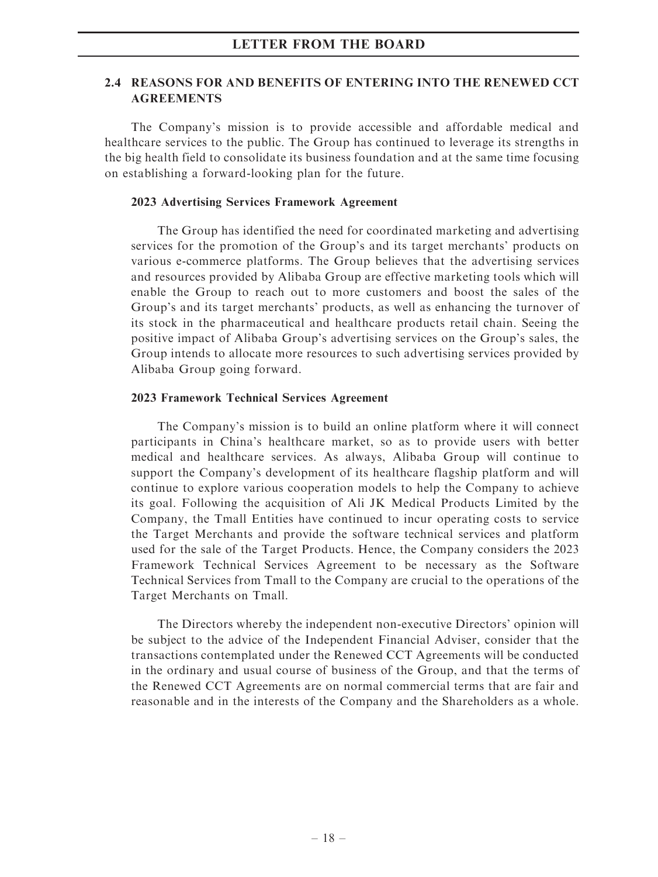## 2.4 REASONS FOR AND BENEFITS OF ENTERING INTO THE RENEWED CCT AGREEMENTS

The Company's mission is to provide accessible and affordable medical and healthcare services to the public. The Group has continued to leverage its strengths in the big health field to consolidate its business foundation and at the same time focusing on establishing a forward-looking plan for the future.

### 2023 Advertising Services Framework Agreement

The Group has identified the need for coordinated marketing and advertising services for the promotion of the Group's and its target merchants' products on various e-commerce platforms. The Group believes that the advertising services and resources provided by Alibaba Group are effective marketing tools which will enable the Group to reach out to more customers and boost the sales of the Group's and its target merchants' products, as well as enhancing the turnover of its stock in the pharmaceutical and healthcare products retail chain. Seeing the positive impact of Alibaba Group's advertising services on the Group's sales, the Group intends to allocate more resources to such advertising services provided by Alibaba Group going forward.

### 2023 Framework Technical Services Agreement

The Company's mission is to build an online platform where it will connect participants in China's healthcare market, so as to provide users with better medical and healthcare services. As always, Alibaba Group will continue to support the Company's development of its healthcare flagship platform and will continue to explore various cooperation models to help the Company to achieve its goal. Following the acquisition of Ali JK Medical Products Limited by the Company, the Tmall Entities have continued to incur operating costs to service the Target Merchants and provide the software technical services and platform used for the sale of the Target Products. Hence, the Company considers the 2023 Framework Technical Services Agreement to be necessary as the Software Technical Services from Tmall to the Company are crucial to the operations of the Target Merchants on Tmall.

The Directors whereby the independent non-executive Directors' opinion will be subject to the advice of the Independent Financial Adviser, consider that the transactions contemplated under the Renewed CCT Agreements will be conducted in the ordinary and usual course of business of the Group, and that the terms of the Renewed CCT Agreements are on normal commercial terms that are fair and reasonable and in the interests of the Company and the Shareholders as a whole.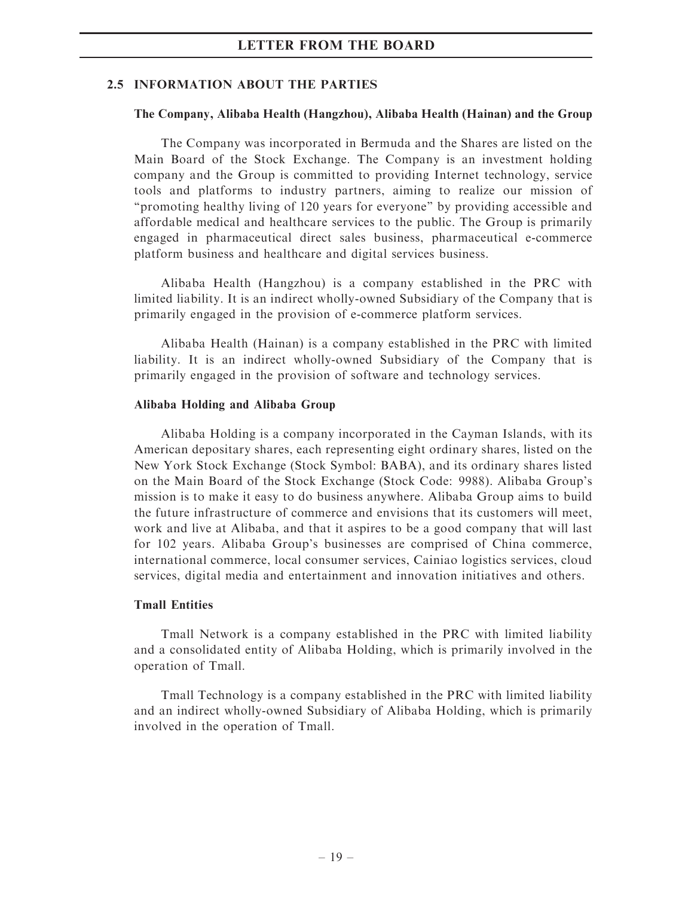## 2.5 INFORMATION ABOUT THE PARTIES

### The Company, Alibaba Health (Hangzhou), Alibaba Health (Hainan) and the Group

The Company was incorporated in Bermuda and the Shares are listed on the Main Board of the Stock Exchange. The Company is an investment holding company and the Group is committed to providing Internet technology, service tools and platforms to industry partners, aiming to realize our mission of "promoting healthy living of 120 years for everyone" by providing accessible and affordable medical and healthcare services to the public. The Group is primarily engaged in pharmaceutical direct sales business, pharmaceutical e-commerce platform business and healthcare and digital services business.

Alibaba Health (Hangzhou) is a company established in the PRC with limited liability. It is an indirect wholly-owned Subsidiary of the Company that is primarily engaged in the provision of e-commerce platform services.

Alibaba Health (Hainan) is a company established in the PRC with limited liability. It is an indirect wholly-owned Subsidiary of the Company that is primarily engaged in the provision of software and technology services.

### Alibaba Holding and Alibaba Group

Alibaba Holding is a company incorporated in the Cayman Islands, with its American depositary shares, each representing eight ordinary shares, listed on the New York Stock Exchange (Stock Symbol: BABA), and its ordinary shares listed on the Main Board of the Stock Exchange (Stock Code: 9988). Alibaba Group's mission is to make it easy to do business anywhere. Alibaba Group aims to build the future infrastructure of commerce and envisions that its customers will meet, work and live at Alibaba, and that it aspires to be a good company that will last for 102 years. Alibaba Group's businesses are comprised of China commerce, international commerce, local consumer services, Cainiao logistics services, cloud services, digital media and entertainment and innovation initiatives and others.

### Tmall Entities

Tmall Network is a company established in the PRC with limited liability and a consolidated entity of Alibaba Holding, which is primarily involved in the operation of Tmall.

Tmall Technology is a company established in the PRC with limited liability and an indirect wholly-owned Subsidiary of Alibaba Holding, which is primarily involved in the operation of Tmall.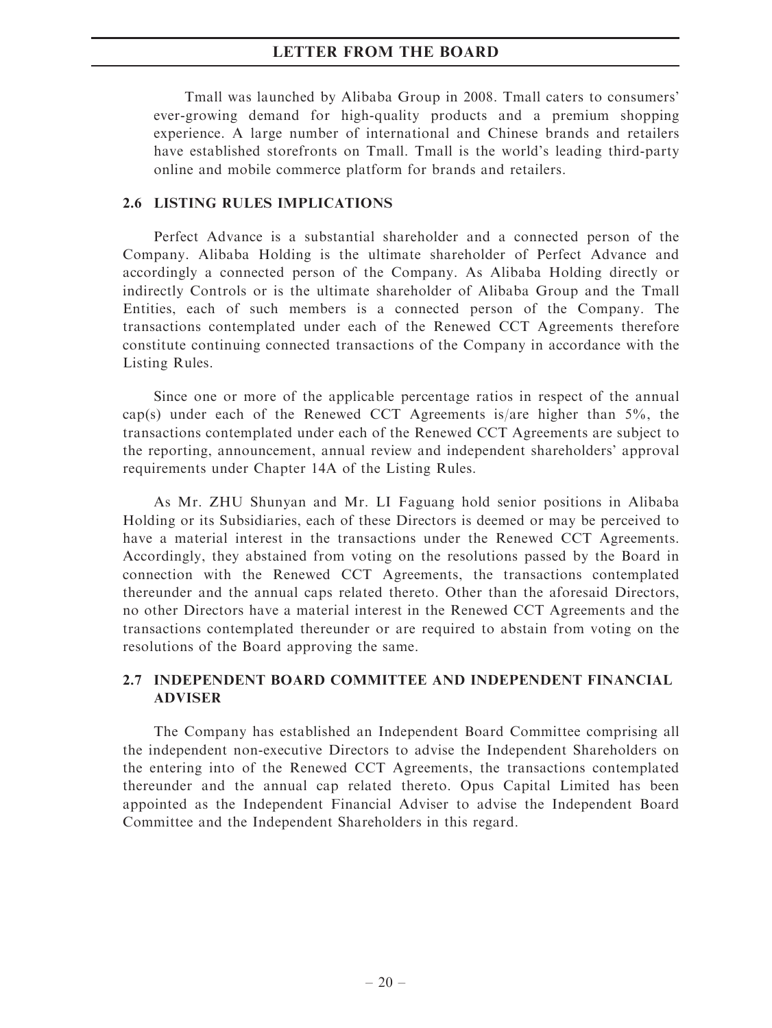Tmall was launched by Alibaba Group in 2008. Tmall caters to consumers' ever-growing demand for high-quality products and a premium shopping experience. A large number of international and Chinese brands and retailers have established storefronts on Tmall. Tmall is the world's leading third-party online and mobile commerce platform for brands and retailers.

### 2.6 LISTING RULES IMPLICATIONS

Perfect Advance is a substantial shareholder and a connected person of the Company. Alibaba Holding is the ultimate shareholder of Perfect Advance and accordingly a connected person of the Company. As Alibaba Holding directly or indirectly Controls or is the ultimate shareholder of Alibaba Group and the Tmall Entities, each of such members is a connected person of the Company. The transactions contemplated under each of the Renewed CCT Agreements therefore constitute continuing connected transactions of the Company in accordance with the Listing Rules.

Since one or more of the applicable percentage ratios in respect of the annual cap(s) under each of the Renewed CCT Agreements is/are higher than 5%, the transactions contemplated under each of the Renewed CCT Agreements are subject to the reporting, announcement, annual review and independent shareholders' approval requirements under Chapter 14A of the Listing Rules.

As Mr. ZHU Shunyan and Mr. LI Faguang hold senior positions in Alibaba Holding or its Subsidiaries, each of these Directors is deemed or may be perceived to have a material interest in the transactions under the Renewed CCT Agreements. Accordingly, they abstained from voting on the resolutions passed by the Board in connection with the Renewed CCT Agreements, the transactions contemplated thereunder and the annual caps related thereto. Other than the aforesaid Directors, no other Directors have a material interest in the Renewed CCT Agreements and the transactions contemplated thereunder or are required to abstain from voting on the resolutions of the Board approving the same.

### 2.7 INDEPENDENT BOARD COMMITTEE AND INDEPENDENT FINANCIAL ADVISER

The Company has established an Independent Board Committee comprising all the independent non-executive Directors to advise the Independent Shareholders on the entering into of the Renewed CCT Agreements, the transactions contemplated thereunder and the annual cap related thereto. Opus Capital Limited has been appointed as the Independent Financial Adviser to advise the Independent Board Committee and the Independent Shareholders in this regard.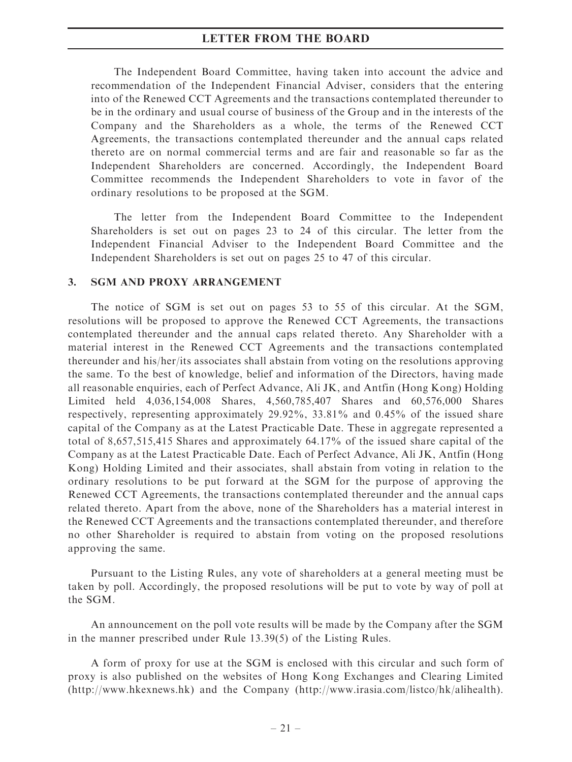The Independent Board Committee, having taken into account the advice and recommendation of the Independent Financial Adviser, considers that the entering into of the Renewed CCT Agreements and the transactions contemplated thereunder to be in the ordinary and usual course of business of the Group and in the interests of the Company and the Shareholders as a whole, the terms of the Renewed CCT Agreements, the transactions contemplated thereunder and the annual caps related thereto are on normal commercial terms and are fair and reasonable so far as the Independent Shareholders are concerned. Accordingly, the Independent Board Committee recommends the Independent Shareholders to vote in favor of the ordinary resolutions to be proposed at the SGM.

The letter from the Independent Board Committee to the Independent Shareholders is set out on pages 23 to 24 of this circular. The letter from the Independent Financial Adviser to the Independent Board Committee and the Independent Shareholders is set out on pages 25 to 47 of this circular.

## 3. SGM AND PROXY ARRANGEMENT

The notice of SGM is set out on pages 53 to 55 of this circular. At the SGM, resolutions will be proposed to approve the Renewed CCT Agreements, the transactions contemplated thereunder and the annual caps related thereto. Any Shareholder with a material interest in the Renewed CCT Agreements and the transactions contemplated thereunder and his/her/its associates shall abstain from voting on the resolutions approving the same. To the best of knowledge, belief and information of the Directors, having made all reasonable enquiries, each of Perfect Advance, Ali JK, and Antfin (Hong Kong) Holding Limited held 4,036,154,008 Shares, 4,560,785,407 Shares and 60,576,000 Shares respectively, representing approximately 29.92%, 33.81% and 0.45% of the issued share capital of the Company as at the Latest Practicable Date. These in aggregate represented a total of 8,657,515,415 Shares and approximately 64.17% of the issued share capital of the Company as at the Latest Practicable Date. Each of Perfect Advance, Ali JK, Antfin (Hong Kong) Holding Limited and their associates, shall abstain from voting in relation to the ordinary resolutions to be put forward at the SGM for the purpose of approving the Renewed CCT Agreements, the transactions contemplated thereunder and the annual caps related thereto. Apart from the above, none of the Shareholders has a material interest in the Renewed CCT Agreements and the transactions contemplated thereunder, and therefore no other Shareholder is required to abstain from voting on the proposed resolutions approving the same.

Pursuant to the Listing Rules, any vote of shareholders at a general meeting must be taken by poll. Accordingly, the proposed resolutions will be put to vote by way of poll at the SGM.

An announcement on the poll vote results will be made by the Company after the SGM in the manner prescribed under Rule 13.39(5) of the Listing Rules.

A form of proxy for use at the SGM is enclosed with this circular and such form of proxy is also published on the websites of Hong Kong Exchanges and Clearing Limited (http://www.hkexnews.hk) and the Company (http://www.irasia.com/listco/hk/alihealth).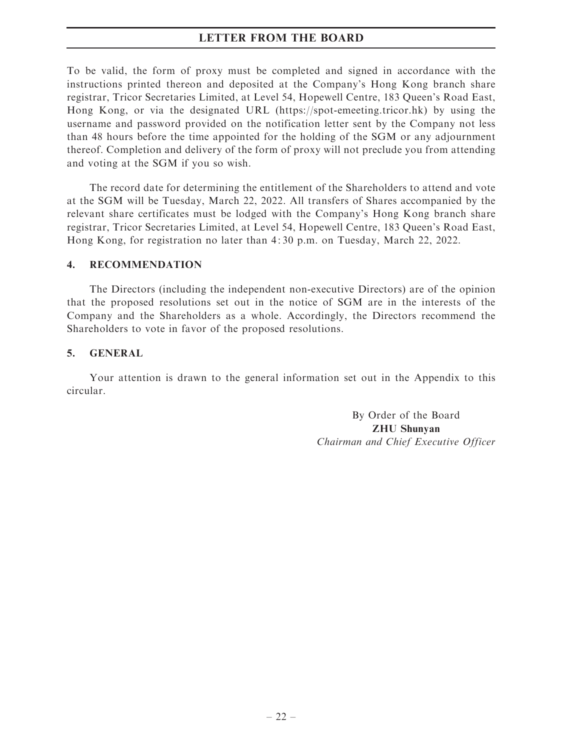To be valid, the form of proxy must be completed and signed in accordance with the instructions printed thereon and deposited at the Company's Hong Kong branch share registrar, Tricor Secretaries Limited, at Level 54, Hopewell Centre, 183 Queen's Road East, Hong Kong, or via the designated URL (https://spot-emeeting.tricor.hk) by using the username and password provided on the notification letter sent by the Company not less than 48 hours before the time appointed for the holding of the SGM or any adjournment thereof. Completion and delivery of the form of proxy will not preclude you from attending and voting at the SGM if you so wish.

The record date for determining the entitlement of the Shareholders to attend and vote at the SGM will be Tuesday, March 22, 2022. All transfers of Shares accompanied by the relevant share certificates must be lodged with the Company's Hong Kong branch share registrar, Tricor Secretaries Limited, at Level 54, Hopewell Centre, 183 Queen's Road East, Hong Kong, for registration no later than 4:30 p.m. on Tuesday, March 22, 2022.

## 4. RECOMMENDATION

The Directors (including the independent non-executive Directors) are of the opinion that the proposed resolutions set out in the notice of SGM are in the interests of the Company and the Shareholders as a whole. Accordingly, the Directors recommend the Shareholders to vote in favor of the proposed resolutions.

## 5. GENERAL

Your attention is drawn to the general information set out in the Appendix to this circular.

By Order of the Board
**ZHU Shunyan**
*Chairman and Chief Executive Officer*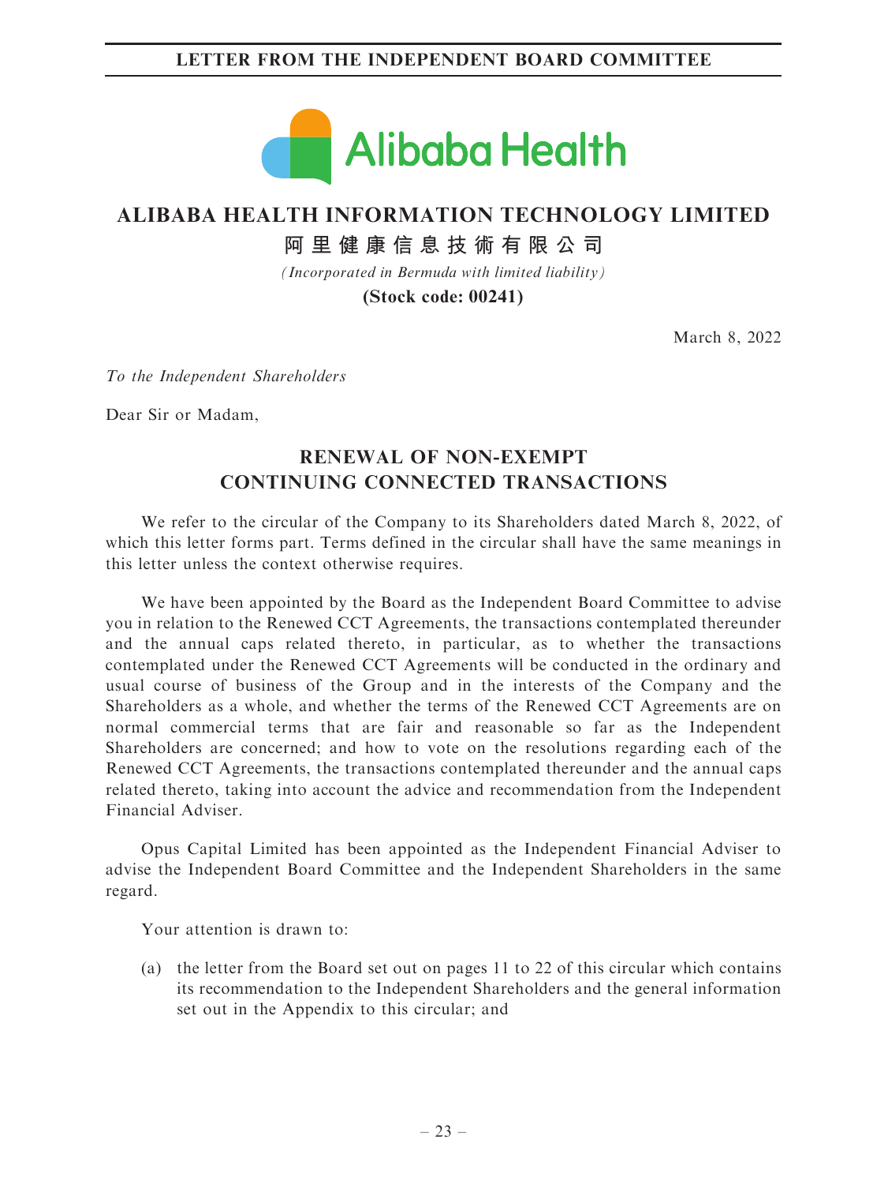# ALIBABA HEALTH INFORMATION TECHNOLOGY LIMITED

# 阿里健康信息技術有限公司

*(Incorporated in Bermuda with limited liability)*

**(Stock code: 00241)**

March 8, 2022

*To the Independent Shareholders*

Dear Sir or Madam,

## RENEWAL OF NON-EXEMPT CONTINUING CONNECTED TRANSACTIONS

We refer to the circular of the Company to its Shareholders dated March 8, 2022, of which this letter forms part. Terms defined in the circular shall have the same meanings in this letter unless the context otherwise requires.

We have been appointed by the Board as the Independent Board Committee to advise you in relation to the Renewed CCT Agreements, the transactions contemplated thereunder and the annual caps related thereto, in particular, as to whether the transactions contemplated under the Renewed CCT Agreements will be conducted in the ordinary and usual course of business of the Group and in the interests of the Company and the Shareholders as a whole, and whether the terms of the Renewed CCT Agreements are on normal commercial terms that are fair and reasonable so far as the Independent Shareholders are concerned; and how to vote on the resolutions regarding each of the Renewed CCT Agreements, the transactions contemplated thereunder and the annual caps related thereto, taking into account the advice and recommendation from the Independent Financial Adviser.

Opus Capital Limited has been appointed as the Independent Financial Adviser to advise the Independent Board Committee and the Independent Shareholders in the same regard.

Your attention is drawn to:

(a) the letter from the Board set out on pages 11 to 22 of this circular which contains its recommendation to the Independent Shareholders and the general information set out in the Appendix to this circular; and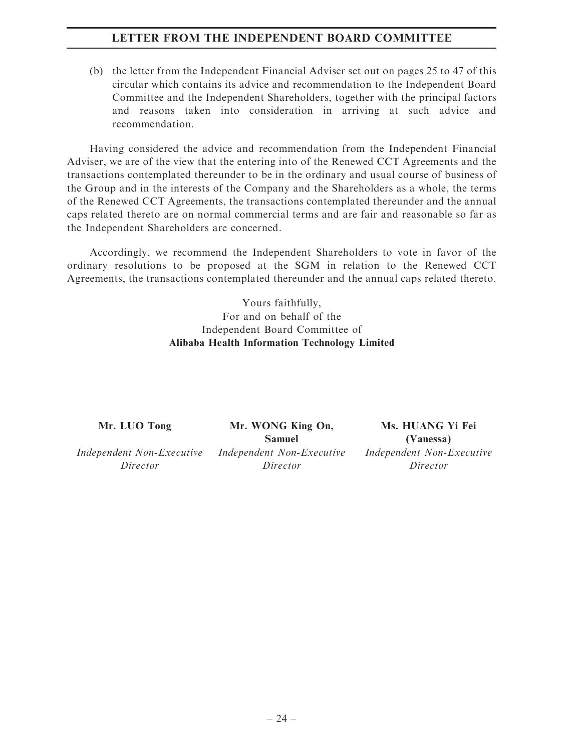(b) the letter from the Independent Financial Adviser set out on pages 25 to 47 of this circular which contains its advice and recommendation to the Independent Board Committee and the Independent Shareholders, together with the principal factors and reasons taken into consideration in arriving at such advice and recommendation.

Having considered the advice and recommendation from the Independent Financial Adviser, we are of the view that the entering into of the Renewed CCT Agreements and the transactions contemplated thereunder to be in the ordinary and usual course of business of the Group and in the interests of the Company and the Shareholders as a whole, the terms of the Renewed CCT Agreements, the transactions contemplated thereunder and the annual caps related thereto are on normal commercial terms and are fair and reasonable so far as the Independent Shareholders are concerned.

Accordingly, we recommend the Independent Shareholders to vote in favor of the ordinary resolutions to be proposed at the SGM in relation to the Renewed CCT Agreements, the transactions contemplated thereunder and the annual caps related thereto.

Yours faithfully,
For and on behalf of the
Independent Board Committee of
**Alibaba Health Information Technology Limited**

| **Mr. LUO Tong** | **Mr. WONG King On, Samuel** | **Ms. HUANG Yi Fei (Vanessa)** |
|---|---|---|
| *Independent Non-Executive Director* | *Independent Non-Executive Director* | *Independent Non-Executive Director* |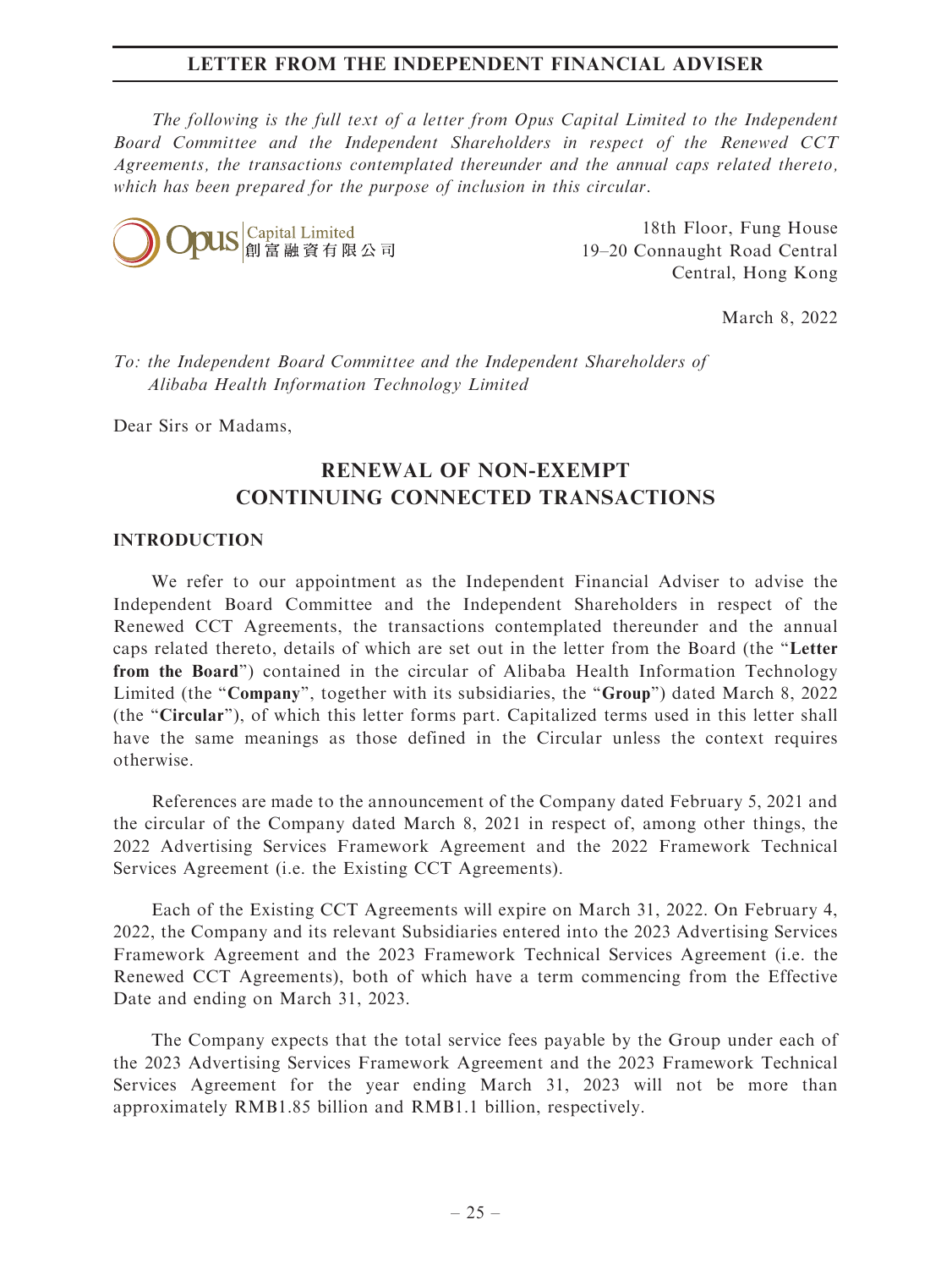# LETTER FROM THE INDEPENDENT FINANCIAL ADVISER

*The following is the full text of a letter from Opus Capital Limited to the Independent Board Committee and the Independent Shareholders in respect of the Renewed CCT Agreements, the transactions contemplated thereunder and the annual caps related thereto, which has been prepared for the purpose of inclusion in this circular.*

Opus Capital Limited
創富融資有限公司

18th Floor, Fung House
19–20 Connaught Road Central
Central, Hong Kong

March 8, 2022

*To: the Independent Board Committee and the Independent Shareholders of Alibaba Health Information Technology Limited*

Dear Sirs or Madams,

## RENEWAL OF NON-EXEMPT CONTINUING CONNECTED TRANSACTIONS

### INTRODUCTION

We refer to our appointment as the Independent Financial Adviser to advise the Independent Board Committee and the Independent Shareholders in respect of the Renewed CCT Agreements, the transactions contemplated thereunder and the annual caps related thereto, details of which are set out in the letter from the Board (the "**Letter from the Board**") contained in the circular of Alibaba Health Information Technology Limited (the "**Company**", together with its subsidiaries, the "**Group**") dated March 8, 2022 (the "**Circular**"), of which this letter forms part. Capitalized terms used in this letter shall have the same meanings as those defined in the Circular unless the context requires otherwise.

References are made to the announcement of the Company dated February 5, 2021 and the circular of the Company dated March 8, 2021 in respect of, among other things, the 2022 Advertising Services Framework Agreement and the 2022 Framework Technical Services Agreement (i.e. the Existing CCT Agreements).

Each of the Existing CCT Agreements will expire on March 31, 2022. On February 4, 2022, the Company and its relevant Subsidiaries entered into the 2023 Advertising Services Framework Agreement and the 2023 Framework Technical Services Agreement (i.e. the Renewed CCT Agreements), both of which have a term commencing from the Effective Date and ending on March 31, 2023.

The Company expects that the total service fees payable by the Group under each of the 2023 Advertising Services Framework Agreement and the 2023 Framework Technical Services Agreement for the year ending March 31, 2023 will not be more than approximately RMB1.85 billion and RMB1.1 billion, respectively.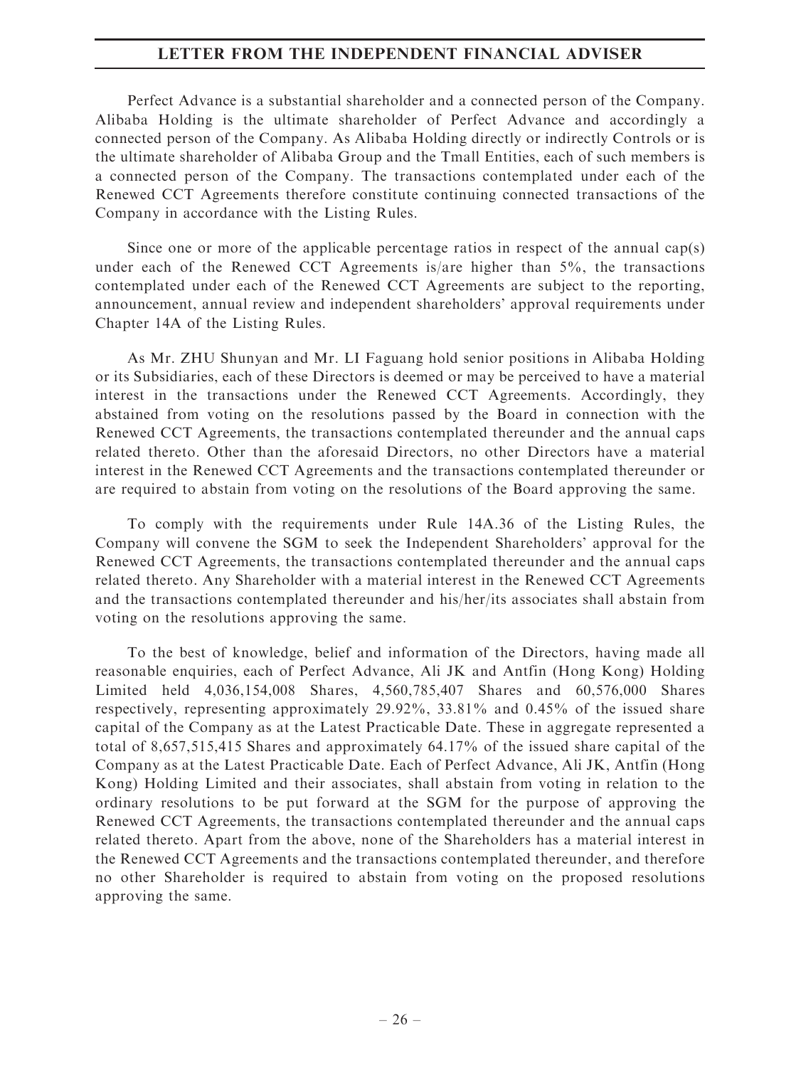Perfect Advance is a substantial shareholder and a connected person of the Company. Alibaba Holding is the ultimate shareholder of Perfect Advance and accordingly a connected person of the Company. As Alibaba Holding directly or indirectly Controls or is the ultimate shareholder of Alibaba Group and the Tmall Entities, each of such members is a connected person of the Company. The transactions contemplated under each of the Renewed CCT Agreements therefore constitute continuing connected transactions of the Company in accordance with the Listing Rules.

Since one or more of the applicable percentage ratios in respect of the annual cap(s) under each of the Renewed CCT Agreements is/are higher than 5%, the transactions contemplated under each of the Renewed CCT Agreements are subject to the reporting, announcement, annual review and independent shareholders' approval requirements under Chapter 14A of the Listing Rules.

As Mr. ZHU Shunyan and Mr. LI Faguang hold senior positions in Alibaba Holding or its Subsidiaries, each of these Directors is deemed or may be perceived to have a material interest in the transactions under the Renewed CCT Agreements. Accordingly, they abstained from voting on the resolutions passed by the Board in connection with the Renewed CCT Agreements, the transactions contemplated thereunder and the annual caps related thereto. Other than the aforesaid Directors, no other Directors have a material interest in the Renewed CCT Agreements and the transactions contemplated thereunder or are required to abstain from voting on the resolutions of the Board approving the same.

To comply with the requirements under Rule 14A.36 of the Listing Rules, the Company will convene the SGM to seek the Independent Shareholders' approval for the Renewed CCT Agreements, the transactions contemplated thereunder and the annual caps related thereto. Any Shareholder with a material interest in the Renewed CCT Agreements and the transactions contemplated thereunder and his/her/its associates shall abstain from voting on the resolutions approving the same.

To the best of knowledge, belief and information of the Directors, having made all reasonable enquiries, each of Perfect Advance, Ali JK and Antfin (Hong Kong) Holding Limited held 4,036,154,008 Shares, 4,560,785,407 Shares and 60,576,000 Shares respectively, representing approximately 29.92%, 33.81% and 0.45% of the issued share capital of the Company as at the Latest Practicable Date. These in aggregate represented a total of 8,657,515,415 Shares and approximately 64.17% of the issued share capital of the Company as at the Latest Practicable Date. Each of Perfect Advance, Ali JK, Antfin (Hong Kong) Holding Limited and their associates, shall abstain from voting in relation to the ordinary resolutions to be put forward at the SGM for the purpose of approving the Renewed CCT Agreements, the transactions contemplated thereunder and the annual caps related thereto. Apart from the above, none of the Shareholders has a material interest in the Renewed CCT Agreements and the transactions contemplated thereunder, and therefore no other Shareholder is required to abstain from voting on the proposed resolutions approving the same.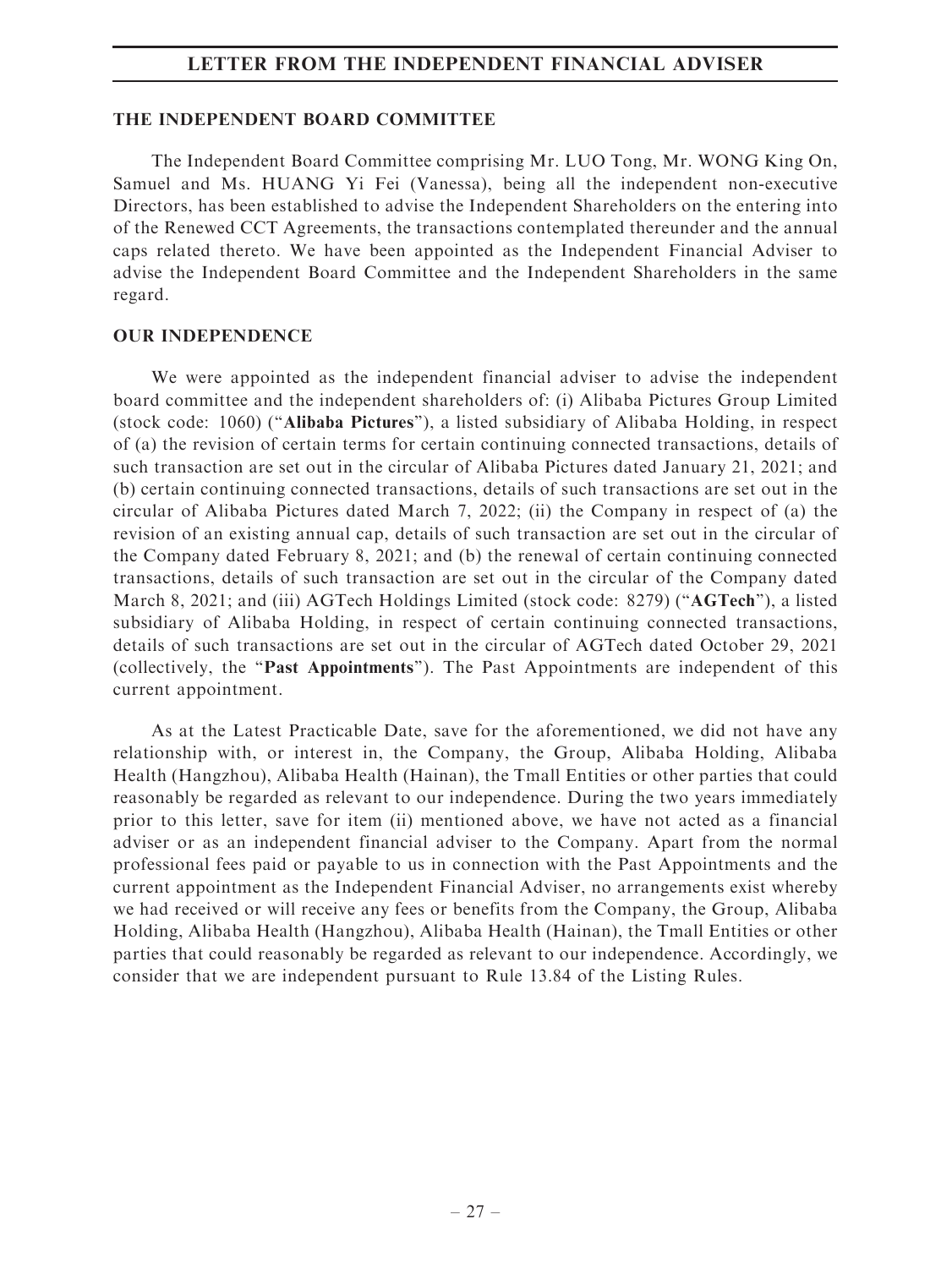## THE INDEPENDENT BOARD COMMITTEE

The Independent Board Committee comprising Mr. LUO Tong, Mr. WONG King On, Samuel and Ms. HUANG Yi Fei (Vanessa), being all the independent non-executive Directors, has been established to advise the Independent Shareholders on the entering into of the Renewed CCT Agreements, the transactions contemplated thereunder and the annual caps related thereto. We have been appointed as the Independent Financial Adviser to advise the Independent Board Committee and the Independent Shareholders in the same regard.

## OUR INDEPENDENCE

We were appointed as the independent financial adviser to advise the independent board committee and the independent shareholders of: (i) Alibaba Pictures Group Limited (stock code: 1060) ("**Alibaba Pictures**"), a listed subsidiary of Alibaba Holding, in respect of (a) the revision of certain terms for certain continuing connected transactions, details of such transaction are set out in the circular of Alibaba Pictures dated January 21, 2021; and (b) certain continuing connected transactions, details of such transactions are set out in the circular of Alibaba Pictures dated March 7, 2022; (ii) the Company in respect of (a) the revision of an existing annual cap, details of such transaction are set out in the circular of the Company dated February 8, 2021; and (b) the renewal of certain continuing connected transactions, details of such transaction are set out in the circular of the Company dated March 8, 2021; and (iii) AGTech Holdings Limited (stock code: 8279) ("**AGTech**"), a listed subsidiary of Alibaba Holding, in respect of certain continuing connected transactions, details of such transactions are set out in the circular of AGTech dated October 29, 2021 (collectively, the "**Past Appointments**"). The Past Appointments are independent of this current appointment.

As at the Latest Practicable Date, save for the aforementioned, we did not have any relationship with, or interest in, the Company, the Group, Alibaba Holding, Alibaba Health (Hangzhou), Alibaba Health (Hainan), the Tmall Entities or other parties that could reasonably be regarded as relevant to our independence. During the two years immediately prior to this letter, save for item (ii) mentioned above, we have not acted as a financial adviser or as an independent financial adviser to the Company. Apart from the normal professional fees paid or payable to us in connection with the Past Appointments and the current appointment as the Independent Financial Adviser, no arrangements exist whereby we had received or will receive any fees or benefits from the Company, the Group, Alibaba Holding, Alibaba Health (Hangzhou), Alibaba Health (Hainan), the Tmall Entities or other parties that could reasonably be regarded as relevant to our independence. Accordingly, we consider that we are independent pursuant to Rule 13.84 of the Listing Rules.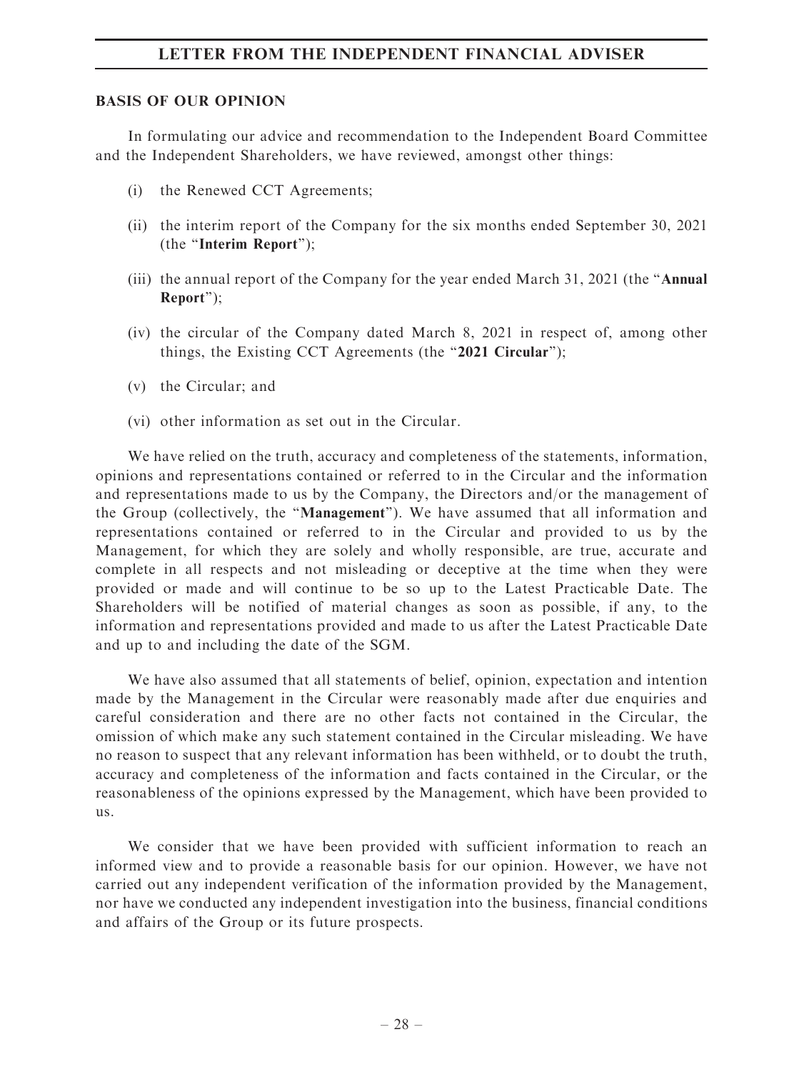## BASIS OF OUR OPINION

In formulating our advice and recommendation to the Independent Board Committee and the Independent Shareholders, we have reviewed, amongst other things:

(i) the Renewed CCT Agreements;

(ii) the interim report of the Company for the six months ended September 30, 2021 (the "**Interim Report**");

(iii) the annual report of the Company for the year ended March 31, 2021 (the "**Annual Report**");

(iv) the circular of the Company dated March 8, 2021 in respect of, among other things, the Existing CCT Agreements (the "**2021 Circular**");

(v) the Circular; and

(vi) other information as set out in the Circular.

We have relied on the truth, accuracy and completeness of the statements, information, opinions and representations contained or referred to in the Circular and the information and representations made to us by the Company, the Directors and/or the management of the Group (collectively, the "**Management**"). We have assumed that all information and representations contained or referred to in the Circular and provided to us by the Management, for which they are solely and wholly responsible, are true, accurate and complete in all respects and not misleading or deceptive at the time when they were provided or made and will continue to be so up to the Latest Practicable Date. The Shareholders will be notified of material changes as soon as possible, if any, to the information and representations provided and made to us after the Latest Practicable Date and up to and including the date of the SGM.

We have also assumed that all statements of belief, opinion, expectation and intention made by the Management in the Circular were reasonably made after due enquiries and careful consideration and there are no other facts not contained in the Circular, the omission of which make any such statement contained in the Circular misleading. We have no reason to suspect that any relevant information has been withheld, or to doubt the truth, accuracy and completeness of the information and facts contained in the Circular, or the reasonableness of the opinions expressed by the Management, which have been provided to us.

We consider that we have been provided with sufficient information to reach an informed view and to provide a reasonable basis for our opinion. However, we have not carried out any independent verification of the information provided by the Management, nor have we conducted any independent investigation into the business, financial conditions and affairs of the Group or its future prospects.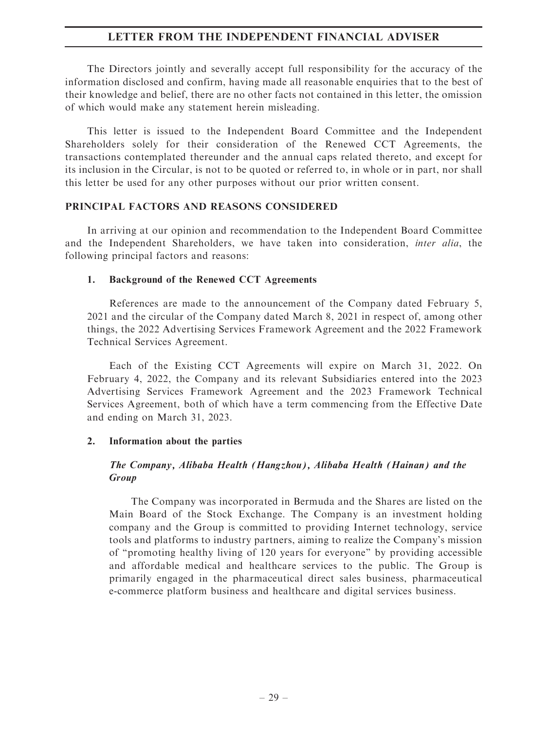The Directors jointly and severally accept full responsibility for the accuracy of the information disclosed and confirm, having made all reasonable enquiries that to the best of their knowledge and belief, there are no other facts not contained in this letter, the omission of which would make any statement herein misleading.

This letter is issued to the Independent Board Committee and the Independent Shareholders solely for their consideration of the Renewed CCT Agreements, the transactions contemplated thereunder and the annual caps related thereto, and except for its inclusion in the Circular, is not to be quoted or referred to, in whole or in part, nor shall this letter be used for any other purposes without our prior written consent.

## PRINCIPAL FACTORS AND REASONS CONSIDERED

In arriving at our opinion and recommendation to the Independent Board Committee and the Independent Shareholders, we have taken into consideration, *inter alia*, the following principal factors and reasons:

### 1. Background of the Renewed CCT Agreements

References are made to the announcement of the Company dated February 5, 2021 and the circular of the Company dated March 8, 2021 in respect of, among other things, the 2022 Advertising Services Framework Agreement and the 2022 Framework Technical Services Agreement.

Each of the Existing CCT Agreements will expire on March 31, 2022. On February 4, 2022, the Company and its relevant Subsidiaries entered into the 2023 Advertising Services Framework Agreement and the 2023 Framework Technical Services Agreement, both of which have a term commencing from the Effective Date and ending on March 31, 2023.

### 2. Information about the parties

***The Company, Alibaba Health (Hangzhou), Alibaba Health (Hainan) and the Group***

The Company was incorporated in Bermuda and the Shares are listed on the Main Board of the Stock Exchange. The Company is an investment holding company and the Group is committed to providing Internet technology, service tools and platforms to industry partners, aiming to realize the Company's mission of "promoting healthy living of 120 years for everyone" by providing accessible and affordable medical and healthcare services to the public. The Group is primarily engaged in the pharmaceutical direct sales business, pharmaceutical e-commerce platform business and healthcare and digital services business.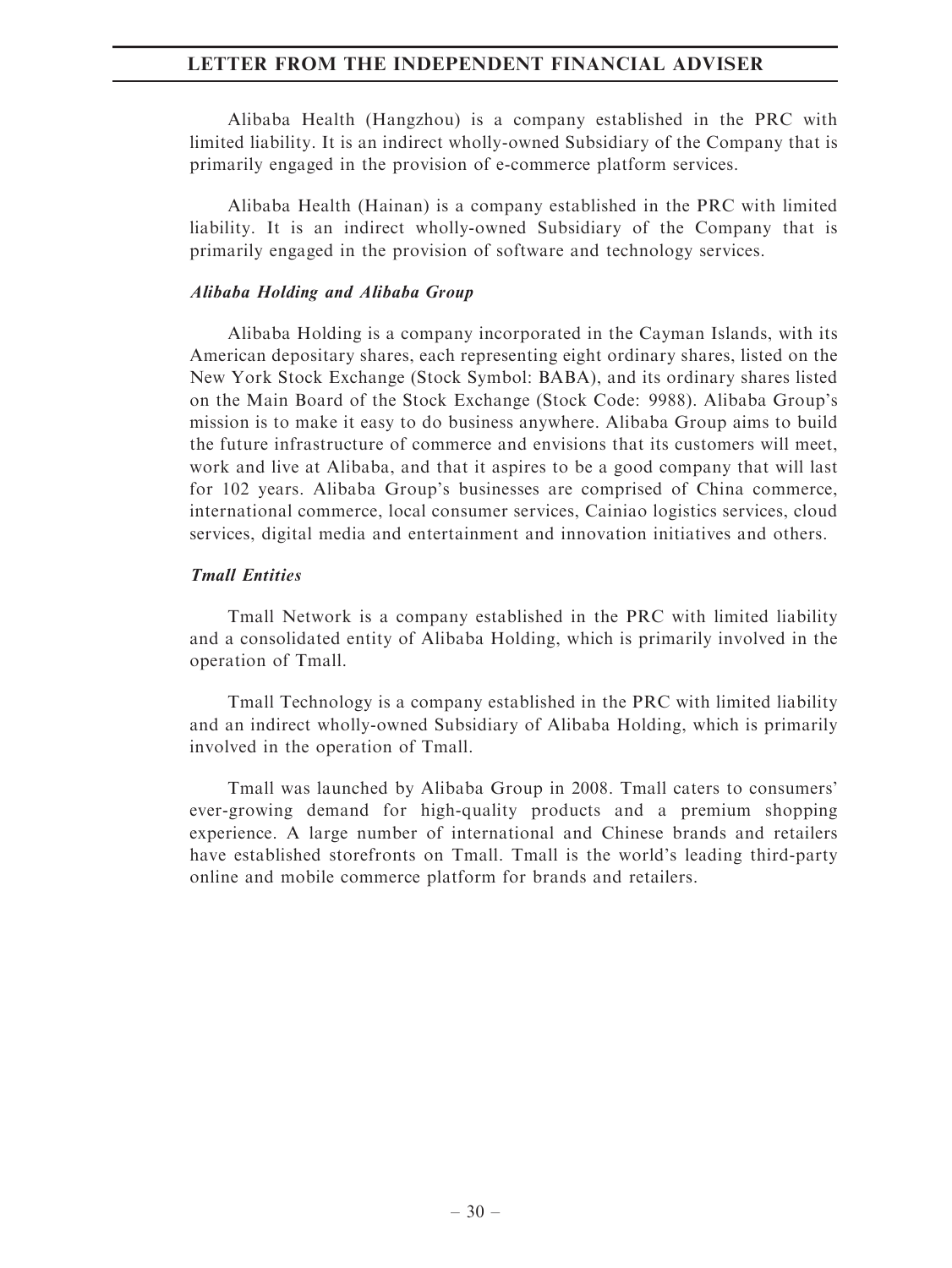Alibaba Health (Hangzhou) is a company established in the PRC with limited liability. It is an indirect wholly-owned Subsidiary of the Company that is primarily engaged in the provision of e-commerce platform services.

Alibaba Health (Hainan) is a company established in the PRC with limited liability. It is an indirect wholly-owned Subsidiary of the Company that is primarily engaged in the provision of software and technology services.

***Alibaba Holding and Alibaba Group***

Alibaba Holding is a company incorporated in the Cayman Islands, with its American depositary shares, each representing eight ordinary shares, listed on the New York Stock Exchange (Stock Symbol: BABA), and its ordinary shares listed on the Main Board of the Stock Exchange (Stock Code: 9988). Alibaba Group's mission is to make it easy to do business anywhere. Alibaba Group aims to build the future infrastructure of commerce and envisions that its customers will meet, work and live at Alibaba, and that it aspires to be a good company that will last for 102 years. Alibaba Group's businesses are comprised of China commerce, international commerce, local consumer services, Cainiao logistics services, cloud services, digital media and entertainment and innovation initiatives and others.

***Tmall Entities***

Tmall Network is a company established in the PRC with limited liability and a consolidated entity of Alibaba Holding, which is primarily involved in the operation of Tmall.

Tmall Technology is a company established in the PRC with limited liability and an indirect wholly-owned Subsidiary of Alibaba Holding, which is primarily involved in the operation of Tmall.

Tmall was launched by Alibaba Group in 2008. Tmall caters to consumers' ever-growing demand for high-quality products and a premium shopping experience. A large number of international and Chinese brands and retailers have established storefronts on Tmall. Tmall is the world's leading third-party online and mobile commerce platform for brands and retailers.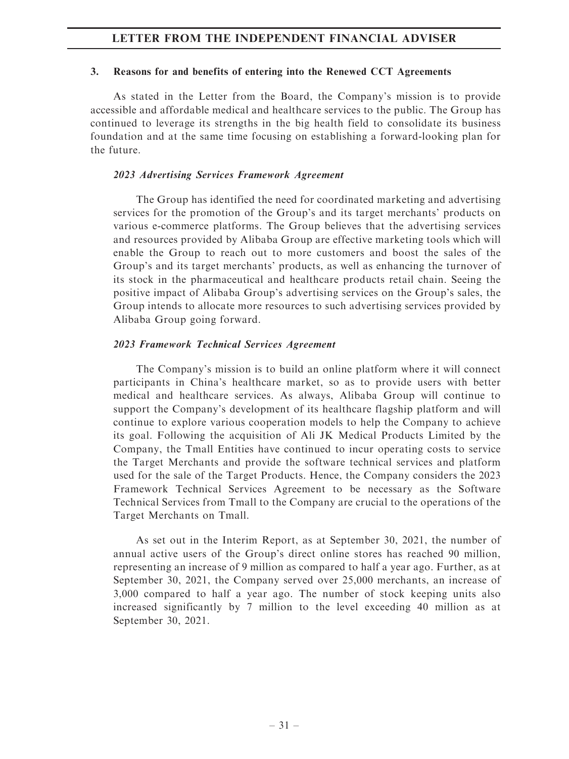### 3. Reasons for and benefits of entering into the Renewed CCT Agreements

As stated in the Letter from the Board, the Company's mission is to provide accessible and affordable medical and healthcare services to the public. The Group has continued to leverage its strengths in the big health field to consolidate its business foundation and at the same time focusing on establishing a forward-looking plan for the future.

***2023 Advertising Services Framework Agreement***

The Group has identified the need for coordinated marketing and advertising services for the promotion of the Group's and its target merchants' products on various e-commerce platforms. The Group believes that the advertising services and resources provided by Alibaba Group are effective marketing tools which will enable the Group to reach out to more customers and boost the sales of the Group's and its target merchants' products, as well as enhancing the turnover of its stock in the pharmaceutical and healthcare products retail chain. Seeing the positive impact of Alibaba Group's advertising services on the Group's sales, the Group intends to allocate more resources to such advertising services provided by Alibaba Group going forward.

***2023 Framework Technical Services Agreement***

The Company's mission is to build an online platform where it will connect participants in China's healthcare market, so as to provide users with better medical and healthcare services. As always, Alibaba Group will continue to support the Company's development of its healthcare flagship platform and will continue to explore various cooperation models to help the Company to achieve its goal. Following the acquisition of Ali JK Medical Products Limited by the Company, the Tmall Entities have continued to incur operating costs to service the Target Merchants and provide the software technical services and platform used for the sale of the Target Products. Hence, the Company considers the 2023 Framework Technical Services Agreement to be necessary as the Software Technical Services from Tmall to the Company are crucial to the operations of the Target Merchants on Tmall.

As set out in the Interim Report, as at September 30, 2021, the number of annual active users of the Group's direct online stores has reached 90 million, representing an increase of 9 million as compared to half a year ago. Further, as at September 30, 2021, the Company served over 25,000 merchants, an increase of 3,000 compared to half a year ago. The number of stock keeping units also increased significantly by 7 million to the level exceeding 40 million as at September 30, 2021.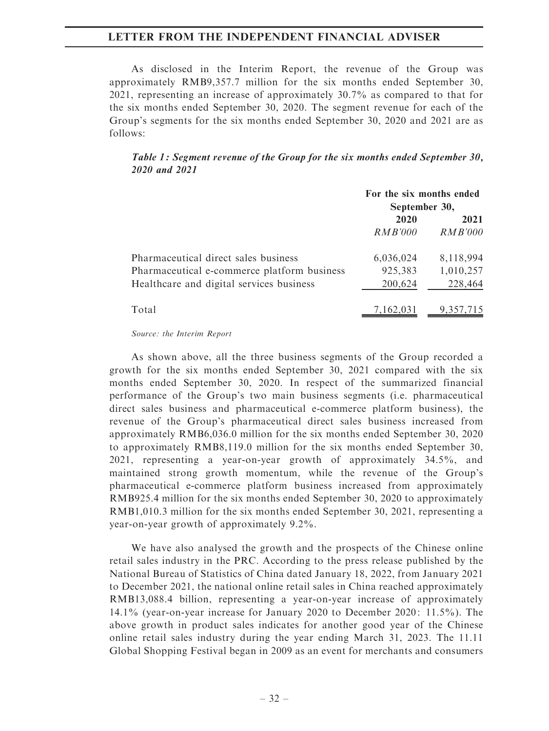As disclosed in the Interim Report, the revenue of the Group was approximately RMB9,357.7 million for the six months ended September 30, 2021, representing an increase of approximately 30.7% as compared to that for the six months ended September 30, 2020. The segment revenue for each of the Group's segments for the six months ended September 30, 2020 and 2021 are as follows:

***Table 1: Segment revenue of the Group for the six months ended September 30, 2020 and 2021***

| | For the six months ended September 30, | |
|---|---|---|
| | 2020 | 2021 |
| | *RMB'000* | *RMB'000* |
| Pharmaceutical direct sales business | 6,036,024 | 8,118,994 |
| Pharmaceutical e-commerce platform business | 925,383 | 1,010,257 |
| Healthcare and digital services business | 200,624 | 228,464 |
| Total | 7,162,031 | 9,357,715 |

*Source: the Interim Report*

As shown above, all the three business segments of the Group recorded a growth for the six months ended September 30, 2021 compared with the six months ended September 30, 2020. In respect of the summarized financial performance of the Group's two main business segments (i.e. pharmaceutical direct sales business and pharmaceutical e-commerce platform business), the revenue of the Group's pharmaceutical direct sales business increased from approximately RMB6,036.0 million for the six months ended September 30, 2020 to approximately RMB8,119.0 million for the six months ended September 30, 2021, representing a year-on-year growth of approximately 34.5%, and maintained strong growth momentum, while the revenue of the Group's pharmaceutical e-commerce platform business increased from approximately RMB925.4 million for the six months ended September 30, 2020 to approximately RMB1,010.3 million for the six months ended September 30, 2021, representing a year-on-year growth of approximately 9.2%.

We have also analysed the growth and the prospects of the Chinese online retail sales industry in the PRC. According to the press release published by the National Bureau of Statistics of China dated January 18, 2022, from January 2021 to December 2021, the national online retail sales in China reached approximately RMB13,088.4 billion, representing a year-on-year increase of approximately 14.1% (year-on-year increase for January 2020 to December 2020: 11.5%). The above growth in product sales indicates for another good year of the Chinese online retail sales industry during the year ending March 31, 2023. The 11.11 Global Shopping Festival began in 2009 as an event for merchants and consumers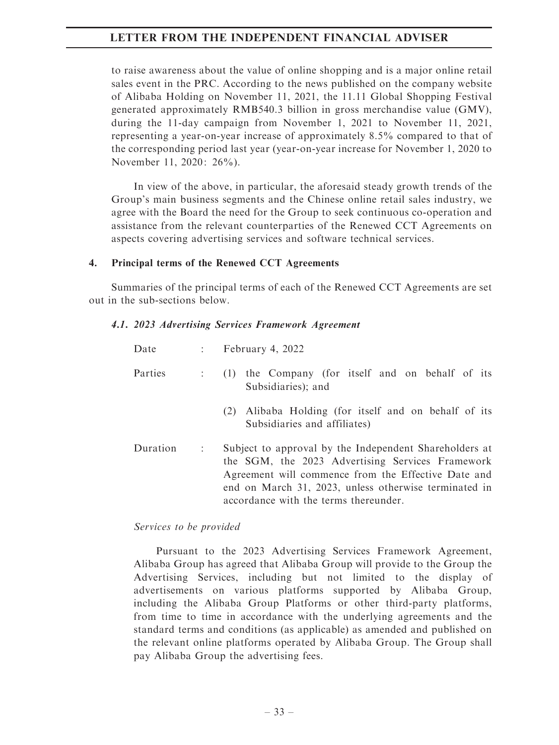to raise awareness about the value of online shopping and is a major online retail sales event in the PRC. According to the news published on the company website of Alibaba Holding on November 11, 2021, the 11.11 Global Shopping Festival generated approximately RMB540.3 billion in gross merchandise value (GMV), during the 11-day campaign from November 1, 2021 to November 11, 2021, representing a year-on-year increase of approximately 8.5% compared to that of the corresponding period last year (year-on-year increase for November 1, 2020 to November 11, 2020: 26%).

In view of the above, in particular, the aforesaid steady growth trends of the Group's main business segments and the Chinese online retail sales industry, we agree with the Board the need for the Group to seek continuous co-operation and assistance from the relevant counterparties of the Renewed CCT Agreements on aspects covering advertising services and software technical services.

## 4. Principal terms of the Renewed CCT Agreements

Summaries of the principal terms of each of the Renewed CCT Agreements are set out in the sub-sections below.

### *4.1. 2023 Advertising Services Framework Agreement*

| | | |
|---|---|---|
| Date | : | February 4, 2022 |
| Parties | : | (1) the Company (for itself and on behalf of its Subsidiaries); and |
| | | (2) Alibaba Holding (for itself and on behalf of its Subsidiaries and affiliates) |
| Duration | : | Subject to approval by the Independent Shareholders at the SGM, the 2023 Advertising Services Framework Agreement will commence from the Effective Date and end on March 31, 2023, unless otherwise terminated in accordance with the terms thereunder. |

*Services to be provided*

Pursuant to the 2023 Advertising Services Framework Agreement, Alibaba Group has agreed that Alibaba Group will provide to the Group the Advertising Services, including but not limited to the display of advertisements on various platforms supported by Alibaba Group, including the Alibaba Group Platforms or other third-party platforms, from time to time in accordance with the underlying agreements and the standard terms and conditions (as applicable) as amended and published on the relevant online platforms operated by Alibaba Group. The Group shall pay Alibaba Group the advertising fees.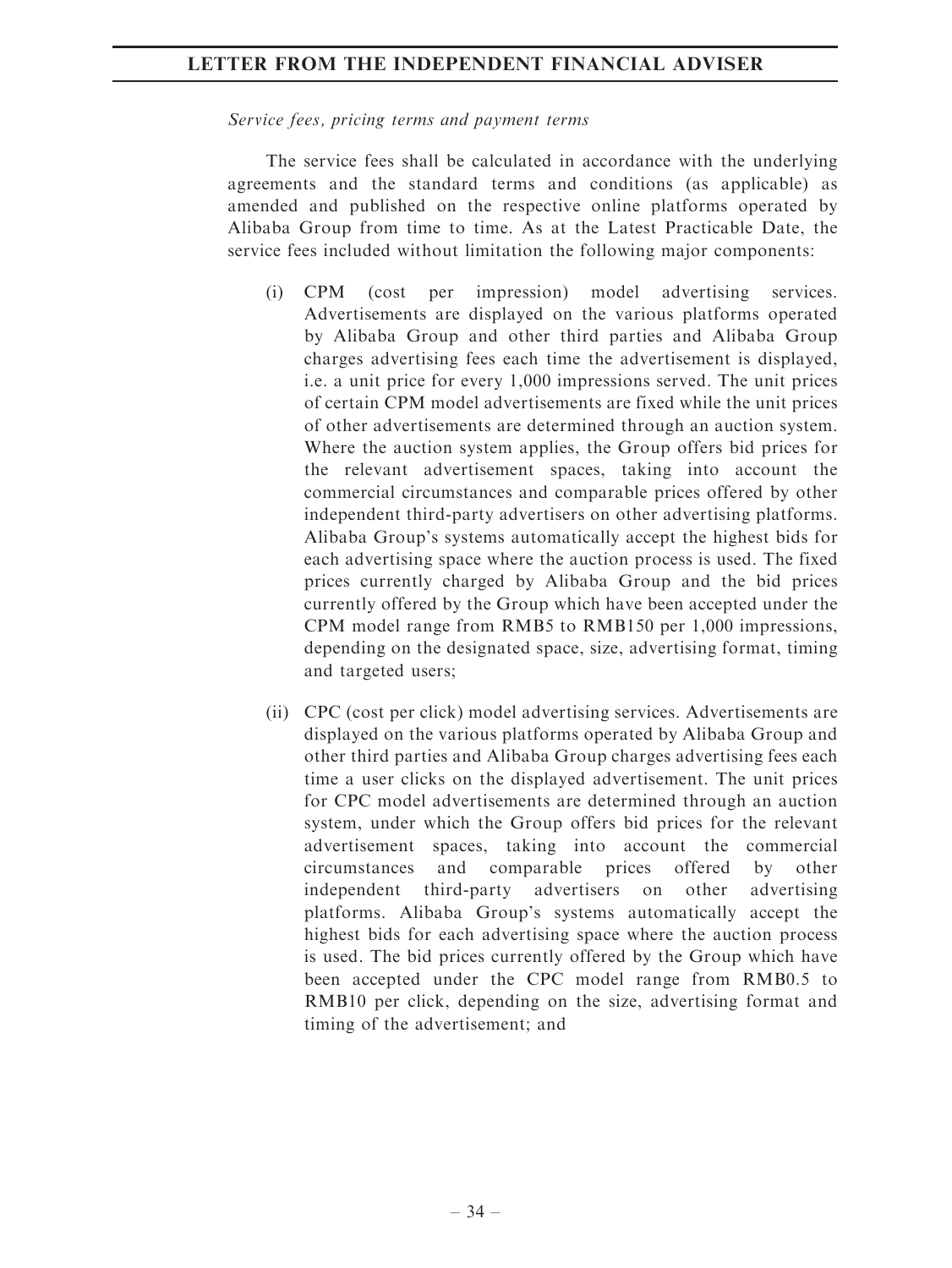*Service fees, pricing terms and payment terms*

The service fees shall be calculated in accordance with the underlying agreements and the standard terms and conditions (as applicable) as amended and published on the respective online platforms operated by Alibaba Group from time to time. As at the Latest Practicable Date, the service fees included without limitation the following major components:

(i) CPM (cost per impression) model advertising services. Advertisements are displayed on the various platforms operated by Alibaba Group and other third parties and Alibaba Group charges advertising fees each time the advertisement is displayed, i.e. a unit price for every 1,000 impressions served. The unit prices of certain CPM model advertisements are fixed while the unit prices of other advertisements are determined through an auction system. Where the auction system applies, the Group offers bid prices for the relevant advertisement spaces, taking into account the commercial circumstances and comparable prices offered by other independent third-party advertisers on other advertising platforms. Alibaba Group's systems automatically accept the highest bids for each advertising space where the auction process is used. The fixed prices currently charged by Alibaba Group and the bid prices currently offered by the Group which have been accepted under the CPM model range from RMB5 to RMB150 per 1,000 impressions, depending on the designated space, size, advertising format, timing and targeted users;

(ii) CPC (cost per click) model advertising services. Advertisements are displayed on the various platforms operated by Alibaba Group and other third parties and Alibaba Group charges advertising fees each time a user clicks on the displayed advertisement. The unit prices for CPC model advertisements are determined through an auction system, under which the Group offers bid prices for the relevant advertisement spaces, taking into account the commercial circumstances and comparable prices offered by other independent third-party advertisers on other advertising platforms. Alibaba Group's systems automatically accept the highest bids for each advertising space where the auction process is used. The bid prices currently offered by the Group which have been accepted under the CPC model range from RMB0.5 to RMB10 per click, depending on the size, advertising format and timing of the advertisement; and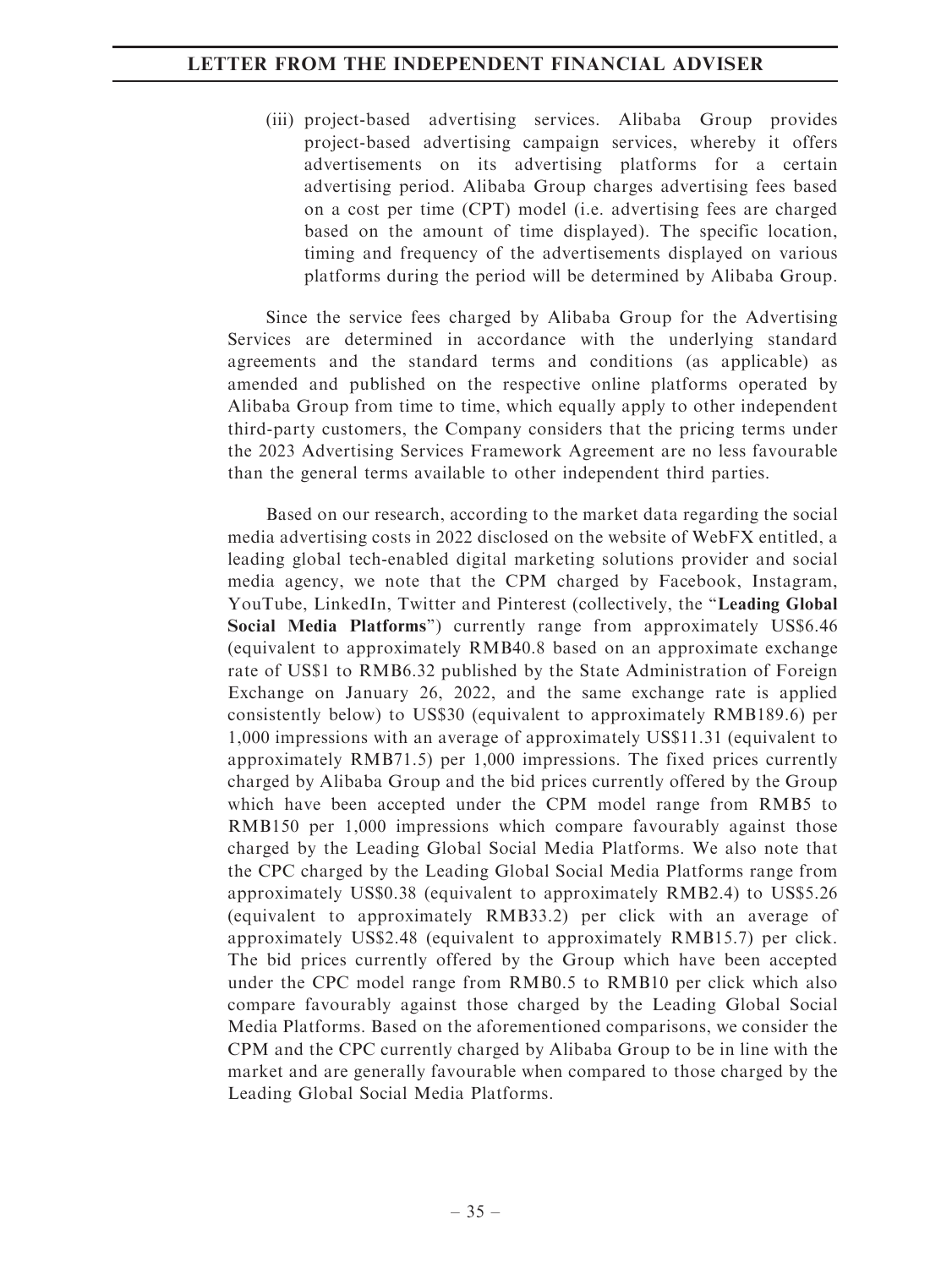(iii) project-based advertising services. Alibaba Group provides project-based advertising campaign services, whereby it offers advertisements on its advertising platforms for a certain advertising period. Alibaba Group charges advertising fees based on a cost per time (CPT) model (i.e. advertising fees are charged based on the amount of time displayed). The specific location, timing and frequency of the advertisements displayed on various platforms during the period will be determined by Alibaba Group.

Since the service fees charged by Alibaba Group for the Advertising Services are determined in accordance with the underlying standard agreements and the standard terms and conditions (as applicable) as amended and published on the respective online platforms operated by Alibaba Group from time to time, which equally apply to other independent third-party customers, the Company considers that the pricing terms under the 2023 Advertising Services Framework Agreement are no less favourable than the general terms available to other independent third parties.

Based on our research, according to the market data regarding the social media advertising costs in 2022 disclosed on the website of WebFX entitled, a leading global tech-enabled digital marketing solutions provider and social media agency, we note that the CPM charged by Facebook, Instagram, YouTube, LinkedIn, Twitter and Pinterest (collectively, the "**Leading Global Social Media Platforms**") currently range from approximately US$6.46 (equivalent to approximately RMB40.8 based on an approximate exchange rate of US$1 to RMB6.32 published by the State Administration of Foreign Exchange on January 26, 2022, and the same exchange rate is applied consistently below) to US$30 (equivalent to approximately RMB189.6) per 1,000 impressions with an average of approximately US$11.31 (equivalent to approximately RMB71.5) per 1,000 impressions. The fixed prices currently charged by Alibaba Group and the bid prices currently offered by the Group which have been accepted under the CPM model range from RMB5 to RMB150 per 1,000 impressions which compare favourably against those charged by the Leading Global Social Media Platforms. We also note that the CPC charged by the Leading Global Social Media Platforms range from approximately US$0.38 (equivalent to approximately RMB2.4) to US$5.26 (equivalent to approximately RMB33.2) per click with an average of approximately US$2.48 (equivalent to approximately RMB15.7) per click. The bid prices currently offered by the Group which have been accepted under the CPC model range from RMB0.5 to RMB10 per click which also compare favourably against those charged by the Leading Global Social Media Platforms. Based on the aforementioned comparisons, we consider the CPM and the CPC currently charged by Alibaba Group to be in line with the market and are generally favourable when compared to those charged by the Leading Global Social Media Platforms.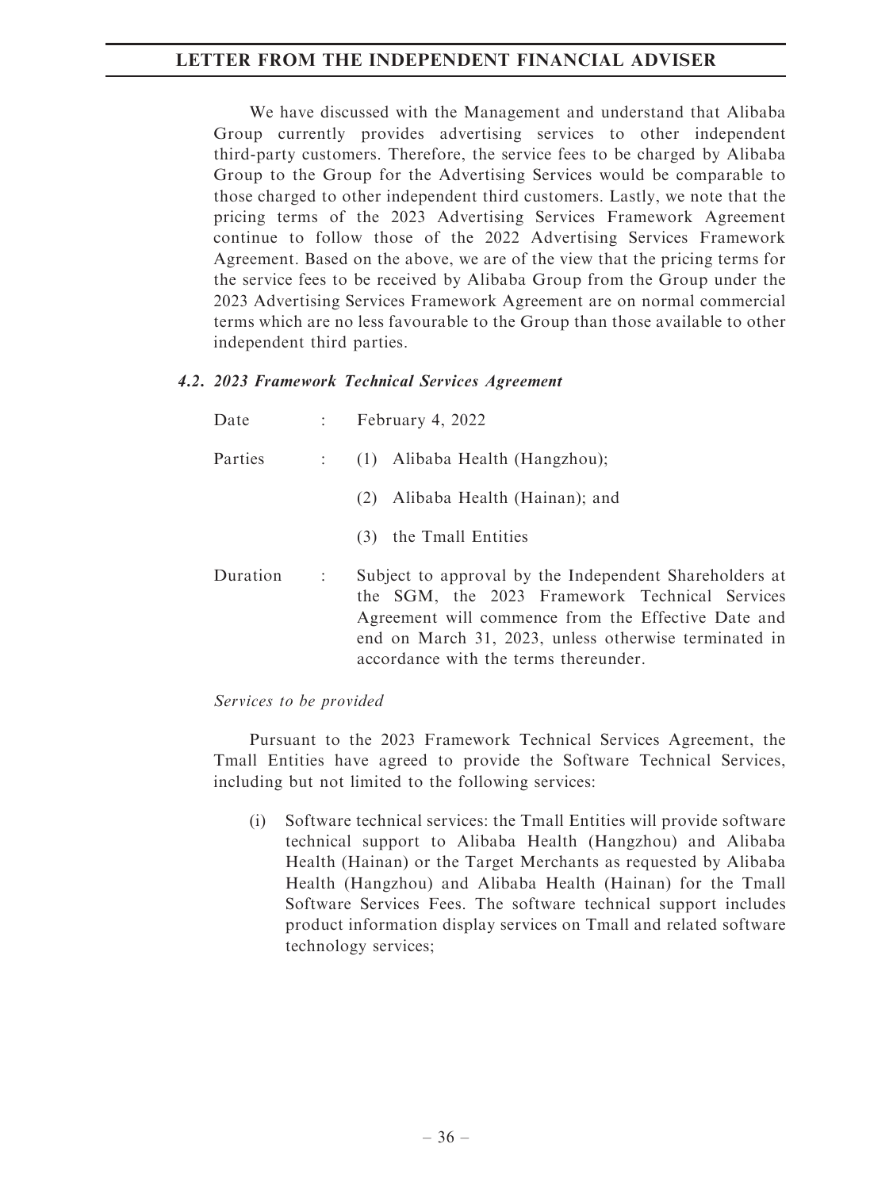We have discussed with the Management and understand that Alibaba Group currently provides advertising services to other independent third-party customers. Therefore, the service fees to be charged by Alibaba Group to the Group for the Advertising Services would be comparable to those charged to other independent third customers. Lastly, we note that the pricing terms of the 2023 Advertising Services Framework Agreement continue to follow those of the 2022 Advertising Services Framework Agreement. Based on the above, we are of the view that the pricing terms for the service fees to be received by Alibaba Group from the Group under the 2023 Advertising Services Framework Agreement are on normal commercial terms which are no less favourable to the Group than those available to other independent third parties.

### *4.2. 2023 Framework Technical Services Agreement*

| | | |
|---|---|---|
| Date | : | February 4, 2022 |
| Parties | : | (1) Alibaba Health (Hangzhou); |
| | | (2) Alibaba Health (Hainan); and |
| | | (3) the Tmall Entities |
| Duration | : | Subject to approval by the Independent Shareholders at the SGM, the 2023 Framework Technical Services Agreement will commence from the Effective Date and end on March 31, 2023, unless otherwise terminated in accordance with the terms thereunder. |

*Services to be provided*

Pursuant to the 2023 Framework Technical Services Agreement, the Tmall Entities have agreed to provide the Software Technical Services, including but not limited to the following services:

(i) Software technical services: the Tmall Entities will provide software technical support to Alibaba Health (Hangzhou) and Alibaba Health (Hainan) or the Target Merchants as requested by Alibaba Health (Hangzhou) and Alibaba Health (Hainan) for the Tmall Software Services Fees. The software technical support includes product information display services on Tmall and related software technology services;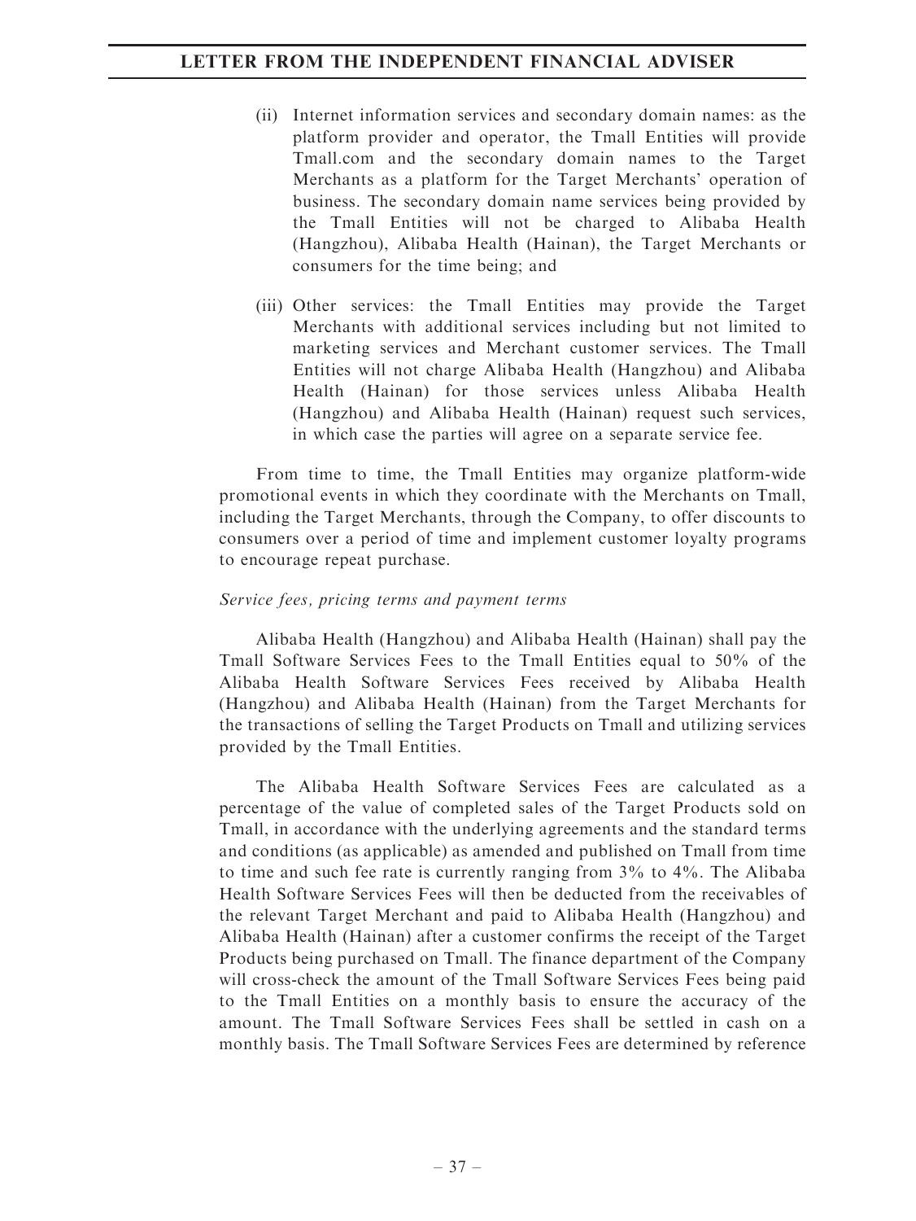(ii) Internet information services and secondary domain names: as the platform provider and operator, the Tmall Entities will provide Tmall.com and the secondary domain names to the Target Merchants as a platform for the Target Merchants' operation of business. The secondary domain name services being provided by the Tmall Entities will not be charged to Alibaba Health (Hangzhou), Alibaba Health (Hainan), the Target Merchants or consumers for the time being; and

(iii) Other services: the Tmall Entities may provide the Target Merchants with additional services including but not limited to marketing services and Merchant customer services. The Tmall Entities will not charge Alibaba Health (Hangzhou) and Alibaba Health (Hainan) for those services unless Alibaba Health (Hangzhou) and Alibaba Health (Hainan) request such services, in which case the parties will agree on a separate service fee.

From time to time, the Tmall Entities may organize platform-wide promotional events in which they coordinate with the Merchants on Tmall, including the Target Merchants, through the Company, to offer discounts to consumers over a period of time and implement customer loyalty programs to encourage repeat purchase.

*Service fees, pricing terms and payment terms*

Alibaba Health (Hangzhou) and Alibaba Health (Hainan) shall pay the Tmall Software Services Fees to the Tmall Entities equal to 50% of the Alibaba Health Software Services Fees received by Alibaba Health (Hangzhou) and Alibaba Health (Hainan) from the Target Merchants for the transactions of selling the Target Products on Tmall and utilizing services provided by the Tmall Entities.

The Alibaba Health Software Services Fees are calculated as a percentage of the value of completed sales of the Target Products sold on Tmall, in accordance with the underlying agreements and the standard terms and conditions (as applicable) as amended and published on Tmall from time to time and such fee rate is currently ranging from 3% to 4%. The Alibaba Health Software Services Fees will then be deducted from the receivables of the relevant Target Merchant and paid to Alibaba Health (Hangzhou) and Alibaba Health (Hainan) after a customer confirms the receipt of the Target Products being purchased on Tmall. The finance department of the Company will cross-check the amount of the Tmall Software Services Fees being paid to the Tmall Entities on a monthly basis to ensure the accuracy of the amount. The Tmall Software Services Fees shall be settled in cash on a monthly basis. The Tmall Software Services Fees are determined by reference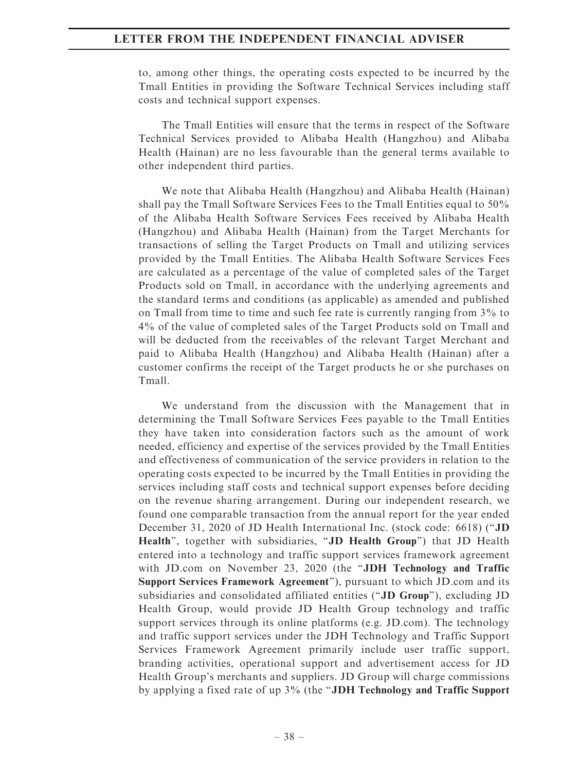to, among other things, the operating costs expected to be incurred by the Tmall Entities in providing the Software Technical Services including staff costs and technical support expenses.

The Tmall Entities will ensure that the terms in respect of the Software Technical Services provided to Alibaba Health (Hangzhou) and Alibaba Health (Hainan) are no less favourable than the general terms available to other independent third parties.

We note that Alibaba Health (Hangzhou) and Alibaba Health (Hainan) shall pay the Tmall Software Services Fees to the Tmall Entities equal to 50% of the Alibaba Health Software Services Fees received by Alibaba Health (Hangzhou) and Alibaba Health (Hainan) from the Target Merchants for transactions of selling the Target Products on Tmall and utilizing services provided by the Tmall Entities. The Alibaba Health Software Services Fees are calculated as a percentage of the value of completed sales of the Target Products sold on Tmall, in accordance with the underlying agreements and the standard terms and conditions (as applicable) as amended and published on Tmall from time to time and such fee rate is currently ranging from 3% to 4% of the value of completed sales of the Target Products sold on Tmall and will be deducted from the receivables of the relevant Target Merchant and paid to Alibaba Health (Hangzhou) and Alibaba Health (Hainan) after a customer confirms the receipt of the Target products he or she purchases on Tmall.

We understand from the discussion with the Management that in determining the Tmall Software Services Fees payable to the Tmall Entities they have taken into consideration factors such as the amount of work needed, efficiency and expertise of the services provided by the Tmall Entities and effectiveness of communication of the service providers in relation to the operating costs expected to be incurred by the Tmall Entities in providing the services including staff costs and technical support expenses before deciding on the revenue sharing arrangement. During our independent research, we found one comparable transaction from the annual report for the year ended December 31, 2020 of JD Health International Inc. (stock code: 6618) ("**JD Health**", together with subsidiaries, "**JD Health Group**") that JD Health entered into a technology and traffic support services framework agreement with JD.com on November 23, 2020 (the "**JDH Technology and Traffic Support Services Framework Agreement**"), pursuant to which JD.com and its subsidiaries and consolidated affiliated entities ("**JD Group**"), excluding JD Health Group, would provide JD Health Group technology and traffic support services through its online platforms (e.g. JD.com). The technology and traffic support services under the JDH Technology and Traffic Support Services Framework Agreement primarily include user traffic support, branding activities, operational support and advertisement access for JD Health Group's merchants and suppliers. JD Group will charge commissions by applying a fixed rate of up 3% (the "**JDH Technology and Traffic Support**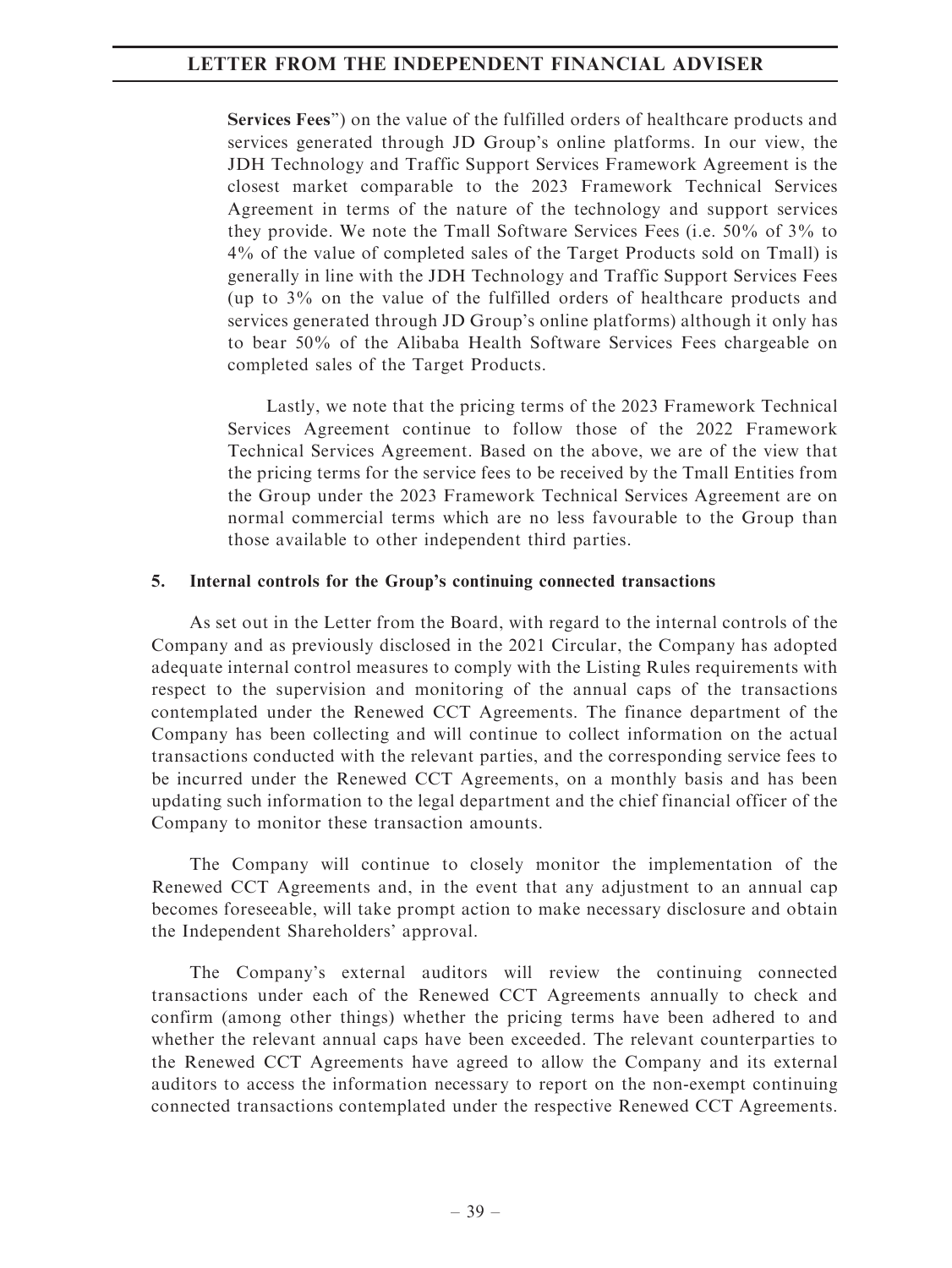Services Fees") on the value of the fulfilled orders of healthcare products and services generated through JD Group's online platforms. In our view, the JDH Technology and Traffic Support Services Framework Agreement is the closest market comparable to the 2023 Framework Technical Services Agreement in terms of the nature of the technology and support services they provide. We note the Tmall Software Services Fees (i.e. 50% of 3% to 4% of the value of completed sales of the Target Products sold on Tmall) is generally in line with the JDH Technology and Traffic Support Services Fees (up to 3% on the value of the fulfilled orders of healthcare products and services generated through JD Group's online platforms) although it only has to bear 50% of the Alibaba Health Software Services Fees chargeable on completed sales of the Target Products.

Lastly, we note that the pricing terms of the 2023 Framework Technical Services Agreement continue to follow those of the 2022 Framework Technical Services Agreement. Based on the above, we are of the view that the pricing terms for the service fees to be received by the Tmall Entities from the Group under the 2023 Framework Technical Services Agreement are on normal commercial terms which are no less favourable to the Group than those available to other independent third parties.

## 5. Internal controls for the Group's continuing connected transactions

As set out in the Letter from the Board, with regard to the internal controls of the Company and as previously disclosed in the 2021 Circular, the Company has adopted adequate internal control measures to comply with the Listing Rules requirements with respect to the supervision and monitoring of the annual caps of the transactions contemplated under the Renewed CCT Agreements. The finance department of the Company has been collecting and will continue to collect information on the actual transactions conducted with the relevant parties, and the corresponding service fees to be incurred under the Renewed CCT Agreements, on a monthly basis and has been updating such information to the legal department and the chief financial officer of the Company to monitor these transaction amounts.

The Company will continue to closely monitor the implementation of the Renewed CCT Agreements and, in the event that any adjustment to an annual cap becomes foreseeable, will take prompt action to make necessary disclosure and obtain the Independent Shareholders' approval.

The Company's external auditors will review the continuing connected transactions under each of the Renewed CCT Agreements annually to check and confirm (among other things) whether the pricing terms have been adhered to and whether the relevant annual caps have been exceeded. The relevant counterparties to the Renewed CCT Agreements have agreed to allow the Company and its external auditors to access the information necessary to report on the non-exempt continuing connected transactions contemplated under the respective Renewed CCT Agreements.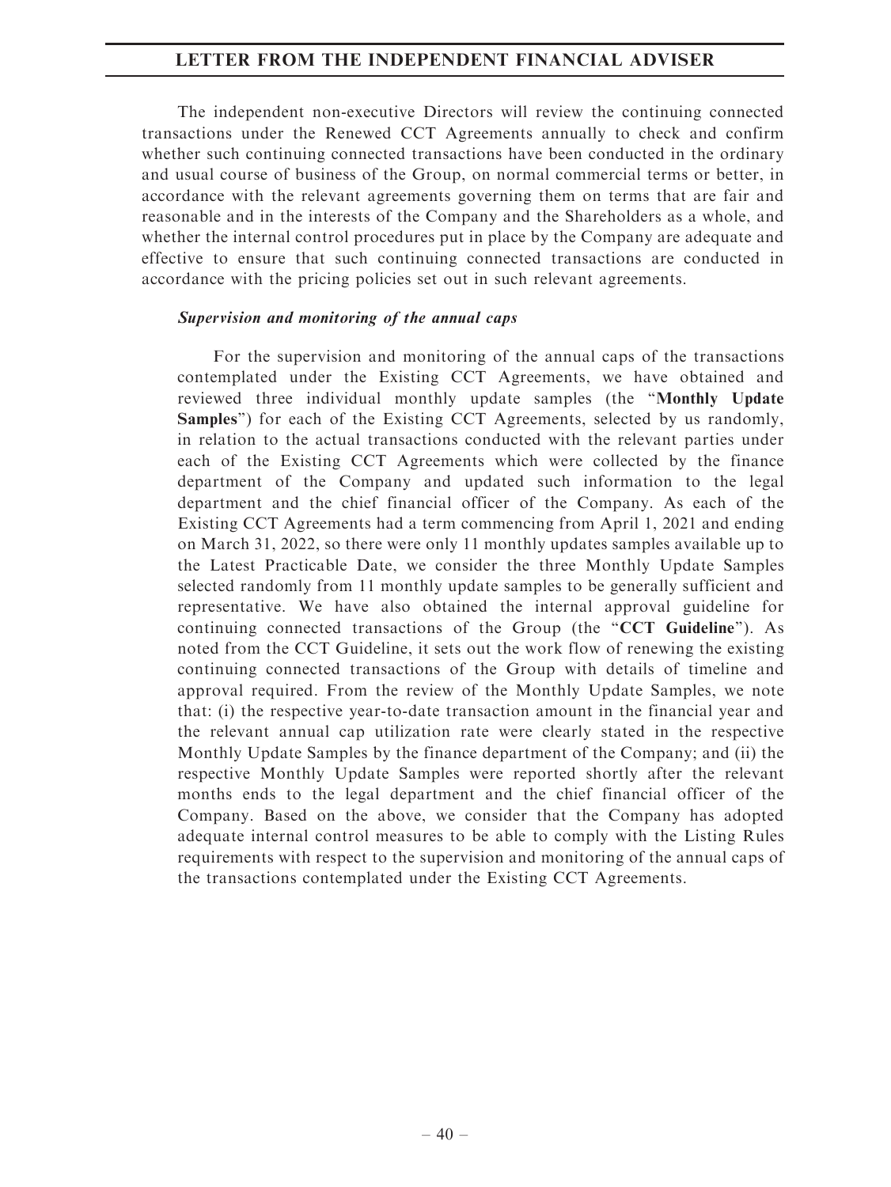The independent non-executive Directors will review the continuing connected transactions under the Renewed CCT Agreements annually to check and confirm whether such continuing connected transactions have been conducted in the ordinary and usual course of business of the Group, on normal commercial terms or better, in accordance with the relevant agreements governing them on terms that are fair and reasonable and in the interests of the Company and the Shareholders as a whole, and whether the internal control procedures put in place by the Company are adequate and effective to ensure that such continuing connected transactions are conducted in accordance with the pricing policies set out in such relevant agreements.

***Supervision and monitoring of the annual caps***

For the supervision and monitoring of the annual caps of the transactions contemplated under the Existing CCT Agreements, we have obtained and reviewed three individual monthly update samples (the "**Monthly Update Samples**") for each of the Existing CCT Agreements, selected by us randomly, in relation to the actual transactions conducted with the relevant parties under each of the Existing CCT Agreements which were collected by the finance department of the Company and updated such information to the legal department and the chief financial officer of the Company. As each of the Existing CCT Agreements had a term commencing from April 1, 2021 and ending on March 31, 2022, so there were only 11 monthly updates samples available up to the Latest Practicable Date, we consider the three Monthly Update Samples selected randomly from 11 monthly update samples to be generally sufficient and representative. We have also obtained the internal approval guideline for continuing connected transactions of the Group (the "**CCT Guideline**"). As noted from the CCT Guideline, it sets out the work flow of renewing the existing continuing connected transactions of the Group with details of timeline and approval required. From the review of the Monthly Update Samples, we note that: (i) the respective year-to-date transaction amount in the financial year and the relevant annual cap utilization rate were clearly stated in the respective Monthly Update Samples by the finance department of the Company; and (ii) the respective Monthly Update Samples were reported shortly after the relevant months ends to the legal department and the chief financial officer of the Company. Based on the above, we consider that the Company has adopted adequate internal control measures to be able to comply with the Listing Rules requirements with respect to the supervision and monitoring of the annual caps of the transactions contemplated under the Existing CCT Agreements.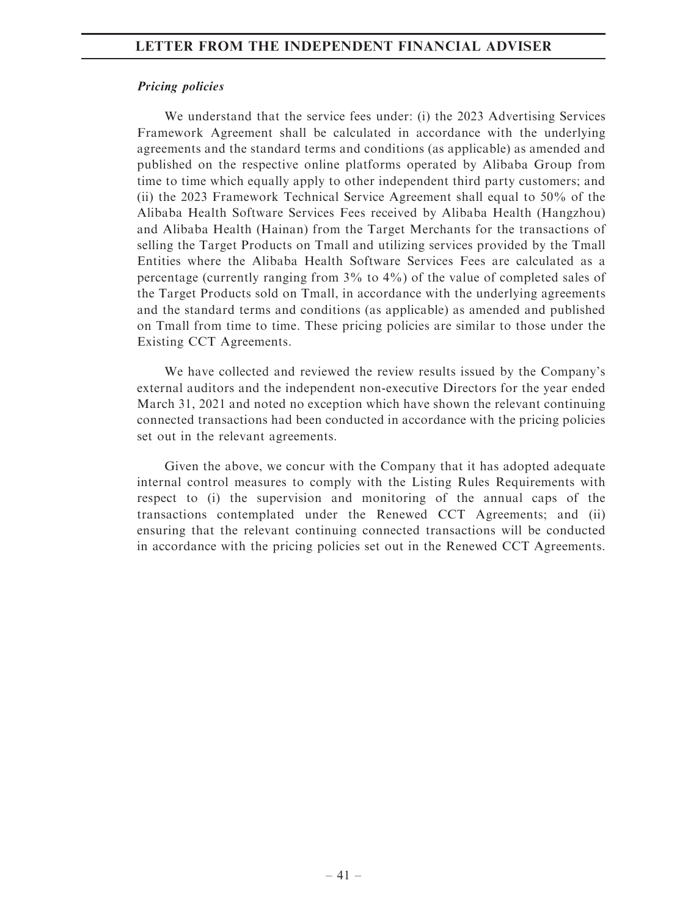***Pricing policies***

We understand that the service fees under: (i) the 2023 Advertising Services Framework Agreement shall be calculated in accordance with the underlying agreements and the standard terms and conditions (as applicable) as amended and published on the respective online platforms operated by Alibaba Group from time to time which equally apply to other independent third party customers; and (ii) the 2023 Framework Technical Service Agreement shall equal to 50% of the Alibaba Health Software Services Fees received by Alibaba Health (Hangzhou) and Alibaba Health (Hainan) from the Target Merchants for the transactions of selling the Target Products on Tmall and utilizing services provided by the Tmall Entities where the Alibaba Health Software Services Fees are calculated as a percentage (currently ranging from 3% to 4%) of the value of completed sales of the Target Products sold on Tmall, in accordance with the underlying agreements and the standard terms and conditions (as applicable) as amended and published on Tmall from time to time. These pricing policies are similar to those under the Existing CCT Agreements.

We have collected and reviewed the review results issued by the Company's external auditors and the independent non-executive Directors for the year ended March 31, 2021 and noted no exception which have shown the relevant continuing connected transactions had been conducted in accordance with the pricing policies set out in the relevant agreements.

Given the above, we concur with the Company that it has adopted adequate internal control measures to comply with the Listing Rules Requirements with respect to (i) the supervision and monitoring of the annual caps of the transactions contemplated under the Renewed CCT Agreements; and (ii) ensuring that the relevant continuing connected transactions will be conducted in accordance with the pricing policies set out in the Renewed CCT Agreements.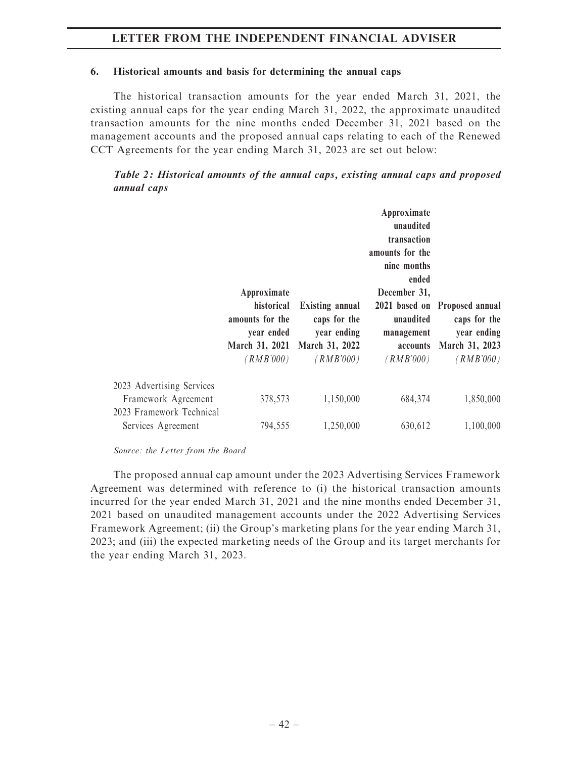### 6. Historical amounts and basis for determining the annual caps

The historical transaction amounts for the year ended March 31, 2021, the existing annual caps for the year ending March 31, 2022, the approximate unaudited transaction amounts for the nine months ended December 31, 2021 based on the management accounts and the proposed annual caps relating to each of the Renewed CCT Agreements for the year ending March 31, 2023 are set out below:

***Table 2: Historical amounts of the annual caps, existing annual caps and proposed annual caps***

| | Approximate historical amounts for the year ended March 31, 2021 *(RMB'000)* | Existing annual caps for the year ending March 31, 2022 *(RMB'000)* | Approximate unaudited transaction amounts for the nine months ended December 31, 2021 based on unaudited management accounts *(RMB'000)* | Proposed annual caps for the year ending March 31, 2023 *(RMB'000)* |
|---|---|---|---|---|
| 2023 Advertising Services Framework Agreement | 378,573 | 1,150,000 | 684,374 | 1,850,000 |
| 2023 Framework Technical Services Agreement | 794,555 | 1,250,000 | 630,612 | 1,100,000 |

*Source: the Letter from the Board*

The proposed annual cap amount under the 2023 Advertising Services Framework Agreement was determined with reference to (i) the historical transaction amounts incurred for the year ended March 31, 2021 and the nine months ended December 31, 2021 based on unaudited management accounts under the 2022 Advertising Services Framework Agreement; (ii) the Group's marketing plans for the year ending March 31, 2023; and (iii) the expected marketing needs of the Group and its target merchants for the year ending March 31, 2023.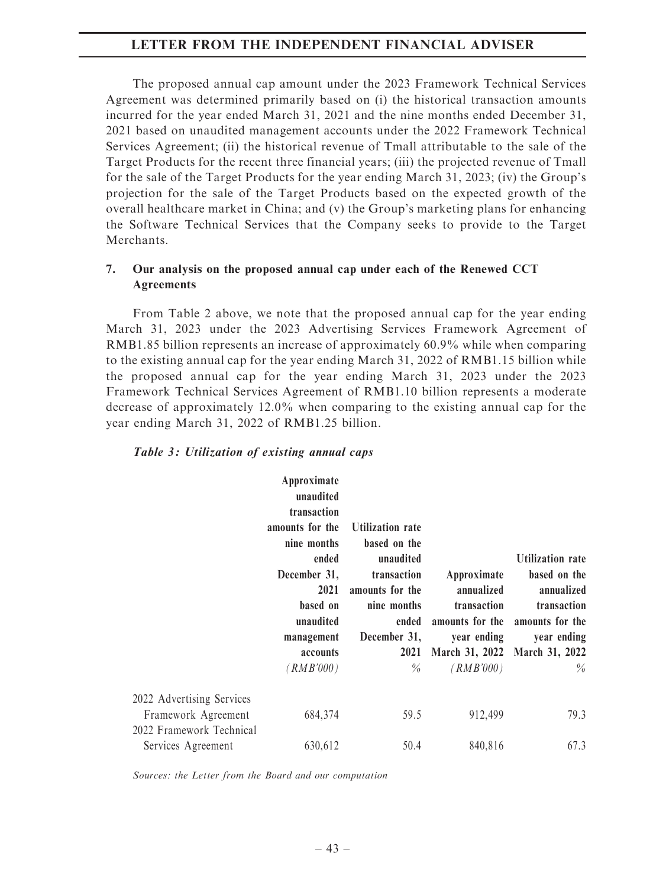The proposed annual cap amount under the 2023 Framework Technical Services Agreement was determined primarily based on (i) the historical transaction amounts incurred for the year ended March 31, 2021 and the nine months ended December 31, 2021 based on unaudited management accounts under the 2022 Framework Technical Services Agreement; (ii) the historical revenue of Tmall attributable to the sale of the Target Products for the recent three financial years; (iii) the projected revenue of Tmall for the sale of the Target Products for the year ending March 31, 2023; (iv) the Group's projection for the sale of the Target Products based on the expected growth of the overall healthcare market in China; and (v) the Group's marketing plans for enhancing the Software Technical Services that the Company seeks to provide to the Target Merchants.

## 7. Our analysis on the proposed annual cap under each of the Renewed CCT Agreements

From Table 2 above, we note that the proposed annual cap for the year ending March 31, 2023 under the 2023 Advertising Services Framework Agreement of RMB1.85 billion represents an increase of approximately 60.9% while when comparing to the existing annual cap for the year ending March 31, 2022 of RMB1.15 billion while the proposed annual cap for the year ending March 31, 2023 under the 2023 Framework Technical Services Agreement of RMB1.10 billion represents a moderate decrease of approximately 12.0% when comparing to the existing annual cap for the year ending March 31, 2022 of RMB1.25 billion.

***Table 3: Utilization of existing annual caps***

| | Approximate unaudited transaction amounts for the nine months ended December 31, 2021 based on unaudited management accounts *(RMB'000)* | Utilization rate based on the unaudited transaction amounts for the nine months ended December 31, 2021 *%* | Approximate annualized transaction amounts for the year ending March 31, 2022 *(RMB'000)* | Utilization rate based on the annualized transaction amounts for the year ending March 31, 2022 *%* |
|---|---|---|---|---|
| 2022 Advertising Services Framework Agreement | 684,374 | 59.5 | 912,499 | 79.3 |
| 2022 Framework Technical Services Agreement | 630,612 | 50.4 | 840,816 | 67.3 |

*Sources: the Letter from the Board and our computation*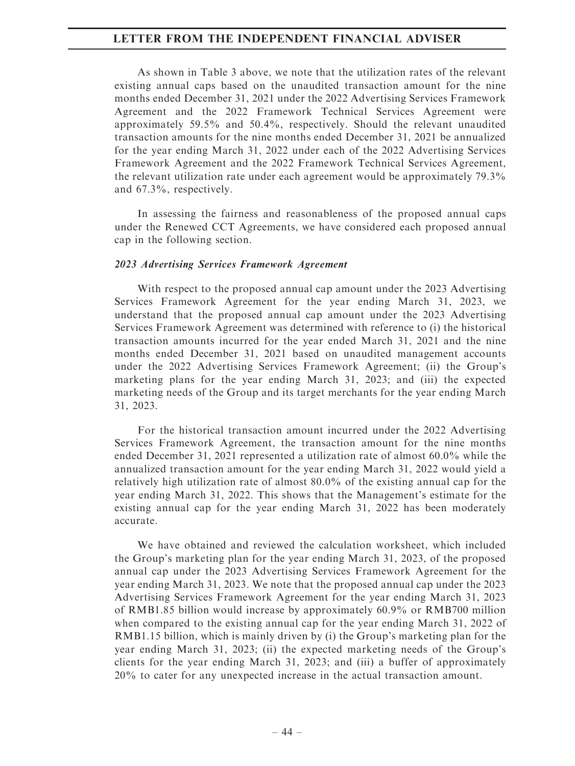As shown in Table 3 above, we note that the utilization rates of the relevant existing annual caps based on the unaudited transaction amount for the nine months ended December 31, 2021 under the 2022 Advertising Services Framework Agreement and the 2022 Framework Technical Services Agreement were approximately 59.5% and 50.4%, respectively. Should the relevant unaudited transaction amounts for the nine months ended December 31, 2021 be annualized for the year ending March 31, 2022 under each of the 2022 Advertising Services Framework Agreement and the 2022 Framework Technical Services Agreement, the relevant utilization rate under each agreement would be approximately 79.3% and 67.3%, respectively.

In assessing the fairness and reasonableness of the proposed annual caps under the Renewed CCT Agreements, we have considered each proposed annual cap in the following section.

***2023 Advertising Services Framework Agreement***

With respect to the proposed annual cap amount under the 2023 Advertising Services Framework Agreement for the year ending March 31, 2023, we understand that the proposed annual cap amount under the 2023 Advertising Services Framework Agreement was determined with reference to (i) the historical transaction amounts incurred for the year ended March 31, 2021 and the nine months ended December 31, 2021 based on unaudited management accounts under the 2022 Advertising Services Framework Agreement; (ii) the Group's marketing plans for the year ending March 31, 2023; and (iii) the expected marketing needs of the Group and its target merchants for the year ending March 31, 2023.

For the historical transaction amount incurred under the 2022 Advertising Services Framework Agreement, the transaction amount for the nine months ended December 31, 2021 represented a utilization rate of almost 60.0% while the annualized transaction amount for the year ending March 31, 2022 would yield a relatively high utilization rate of almost 80.0% of the existing annual cap for the year ending March 31, 2022. This shows that the Management's estimate for the existing annual cap for the year ending March 31, 2022 has been moderately accurate.

We have obtained and reviewed the calculation worksheet, which included the Group's marketing plan for the year ending March 31, 2023, of the proposed annual cap under the 2023 Advertising Services Framework Agreement for the year ending March 31, 2023. We note that the proposed annual cap under the 2023 Advertising Services Framework Agreement for the year ending March 31, 2023 of RMB1.85 billion would increase by approximately 60.9% or RMB700 million when compared to the existing annual cap for the year ending March 31, 2022 of RMB1.15 billion, which is mainly driven by (i) the Group's marketing plan for the year ending March 31, 2023; (ii) the expected marketing needs of the Group's clients for the year ending March 31, 2023; and (iii) a buffer of approximately 20% to cater for any unexpected increase in the actual transaction amount.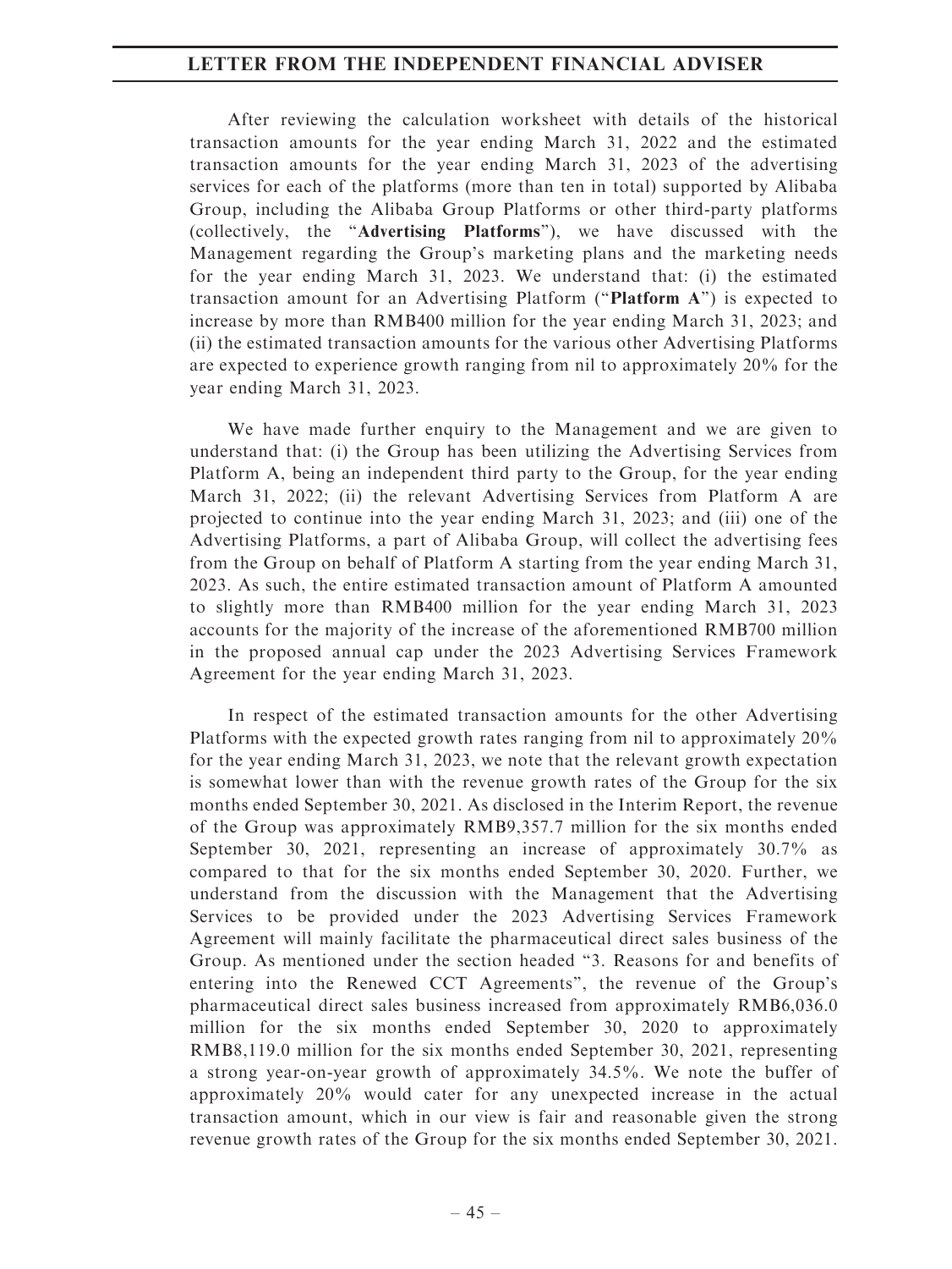After reviewing the calculation worksheet with details of the historical transaction amounts for the year ending March 31, 2022 and the estimated transaction amounts for the year ending March 31, 2023 of the advertising services for each of the platforms (more than ten in total) supported by Alibaba Group, including the Alibaba Group Platforms or other third-party platforms (collectively, the "**Advertising Platforms**"), we have discussed with the Management regarding the Group's marketing plans and the marketing needs for the year ending March 31, 2023. We understand that: (i) the estimated transaction amount for an Advertising Platform ("**Platform A**") is expected to increase by more than RMB400 million for the year ending March 31, 2023; and (ii) the estimated transaction amounts for the various other Advertising Platforms are expected to experience growth ranging from nil to approximately 20% for the year ending March 31, 2023.

We have made further enquiry to the Management and we are given to understand that: (i) the Group has been utilizing the Advertising Services from Platform A, being an independent third party to the Group, for the year ending March 31, 2022; (ii) the relevant Advertising Services from Platform A are projected to continue into the year ending March 31, 2023; and (iii) one of the Advertising Platforms, a part of Alibaba Group, will collect the advertising fees from the Group on behalf of Platform A starting from the year ending March 31, 2023. As such, the entire estimated transaction amount of Platform A amounted to slightly more than RMB400 million for the year ending March 31, 2023 accounts for the majority of the increase of the aforementioned RMB700 million in the proposed annual cap under the 2023 Advertising Services Framework Agreement for the year ending March 31, 2023.

In respect of the estimated transaction amounts for the other Advertising Platforms with the expected growth rates ranging from nil to approximately 20% for the year ending March 31, 2023, we note that the relevant growth expectation is somewhat lower than with the revenue growth rates of the Group for the six months ended September 30, 2021. As disclosed in the Interim Report, the revenue of the Group was approximately RMB9,357.7 million for the six months ended September 30, 2021, representing an increase of approximately 30.7% as compared to that for the six months ended September 30, 2020. Further, we understand from the discussion with the Management that the Advertising Services to be provided under the 2023 Advertising Services Framework Agreement will mainly facilitate the pharmaceutical direct sales business of the Group. As mentioned under the section headed "3. Reasons for and benefits of entering into the Renewed CCT Agreements", the revenue of the Group's pharmaceutical direct sales business increased from approximately RMB6,036.0 million for the six months ended September 30, 2020 to approximately RMB8,119.0 million for the six months ended September 30, 2021, representing a strong year-on-year growth of approximately 34.5%. We note the buffer of approximately 20% would cater for any unexpected increase in the actual transaction amount, which in our view is fair and reasonable given the strong revenue growth rates of the Group for the six months ended September 30, 2021.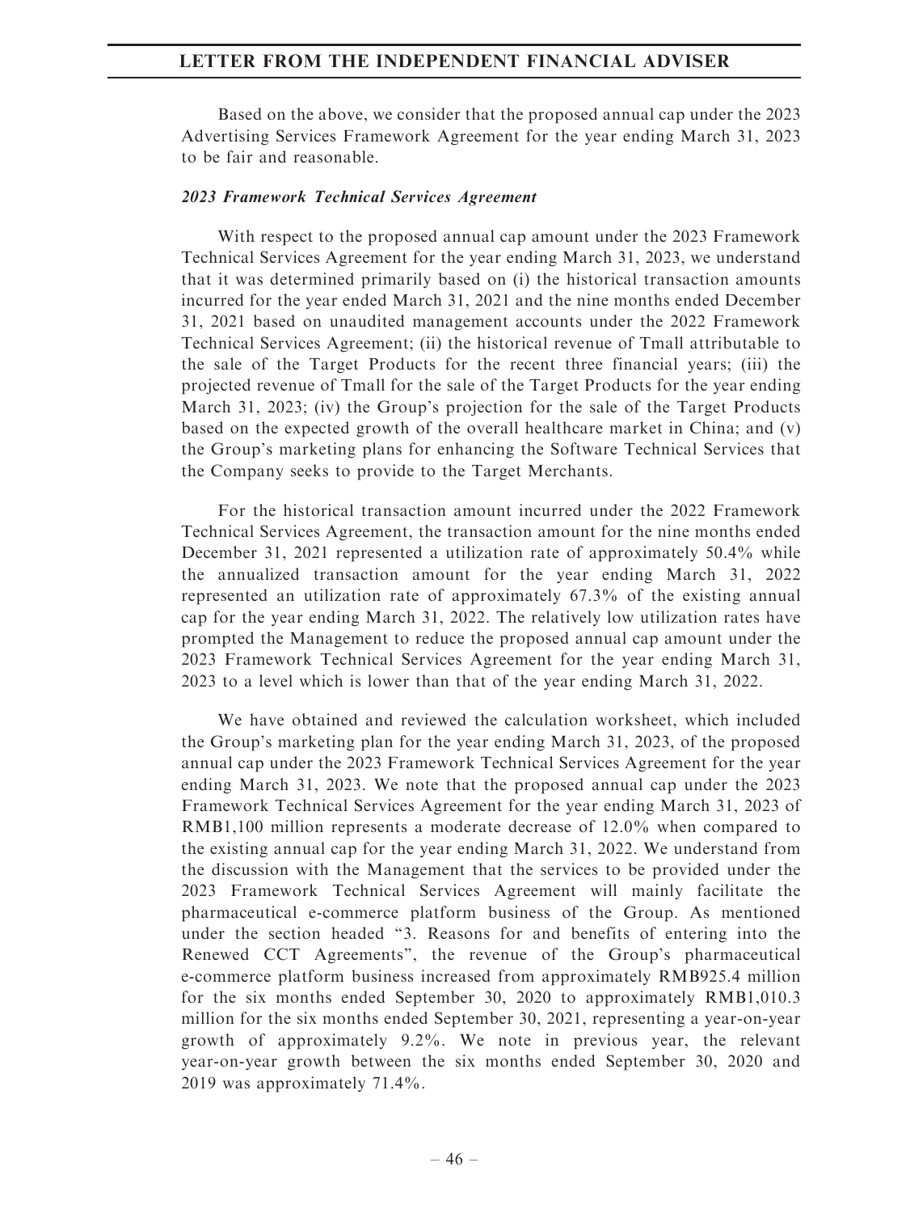Based on the above, we consider that the proposed annual cap under the 2023 Advertising Services Framework Agreement for the year ending March 31, 2023 to be fair and reasonable.

### *2023 Framework Technical Services Agreement*

With respect to the proposed annual cap amount under the 2023 Framework Technical Services Agreement for the year ending March 31, 2023, we understand that it was determined primarily based on (i) the historical transaction amounts incurred for the year ended March 31, 2021 and the nine months ended December 31, 2021 based on unaudited management accounts under the 2022 Framework Technical Services Agreement; (ii) the historical revenue of Tmall attributable to the sale of the Target Products for the recent three financial years; (iii) the projected revenue of Tmall for the sale of the Target Products for the year ending March 31, 2023; (iv) the Group's projection for the sale of the Target Products based on the expected growth of the overall healthcare market in China; and (v) the Group's marketing plans for enhancing the Software Technical Services that the Company seeks to provide to the Target Merchants.

For the historical transaction amount incurred under the 2022 Framework Technical Services Agreement, the transaction amount for the nine months ended December 31, 2021 represented a utilization rate of approximately 50.4% while the annualized transaction amount for the year ending March 31, 2022 represented an utilization rate of approximately 67.3% of the existing annual cap for the year ending March 31, 2022. The relatively low utilization rates have prompted the Management to reduce the proposed annual cap amount under the 2023 Framework Technical Services Agreement for the year ending March 31, 2023 to a level which is lower than that of the year ending March 31, 2022.

We have obtained and reviewed the calculation worksheet, which included the Group's marketing plan for the year ending March 31, 2023, of the proposed annual cap under the 2023 Framework Technical Services Agreement for the year ending March 31, 2023. We note that the proposed annual cap under the 2023 Framework Technical Services Agreement for the year ending March 31, 2023 of RMB1,100 million represents a moderate decrease of 12.0% when compared to the existing annual cap for the year ending March 31, 2022. We understand from the discussion with the Management that the services to be provided under the 2023 Framework Technical Services Agreement will mainly facilitate the pharmaceutical e-commerce platform business of the Group. As mentioned under the section headed "3. Reasons for and benefits of entering into the Renewed CCT Agreements", the revenue of the Group's pharmaceutical e-commerce platform business increased from approximately RMB925.4 million for the six months ended September 30, 2020 to approximately RMB1,010.3 million for the six months ended September 30, 2021, representing a year-on-year growth of approximately 9.2%. We note in previous year, the relevant year-on-year growth between the six months ended September 30, 2020 and 2019 was approximately 71.4%.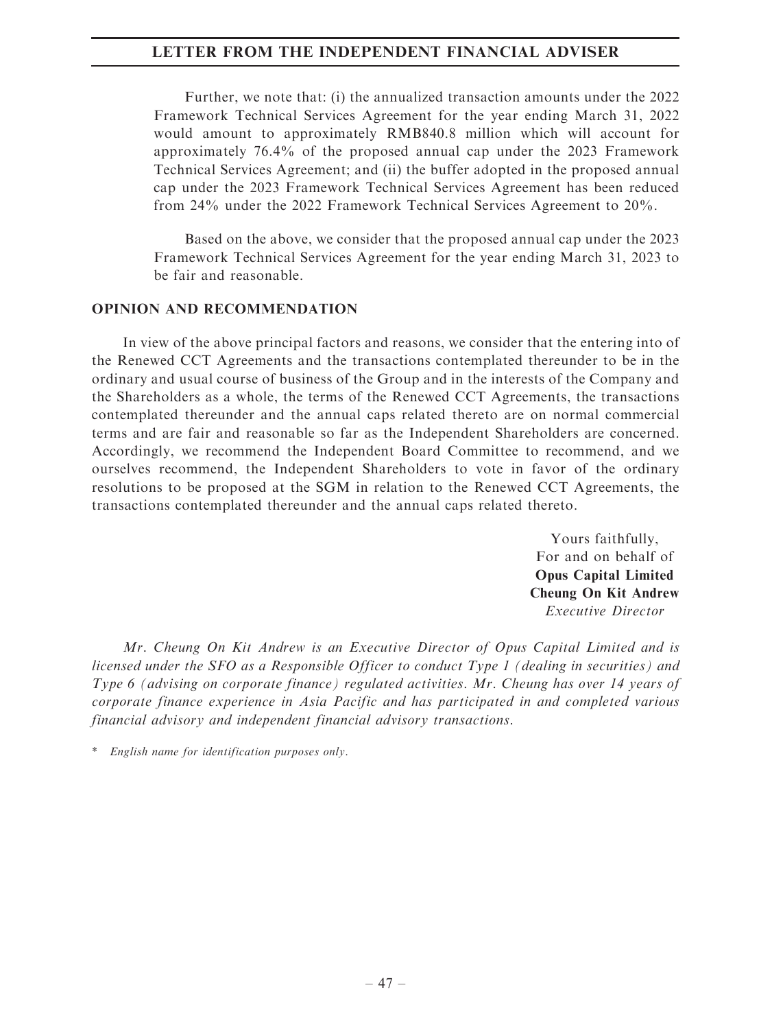Further, we note that: (i) the annualized transaction amounts under the 2022 Framework Technical Services Agreement for the year ending March 31, 2022 would amount to approximately RMB840.8 million which will account for approximately 76.4% of the proposed annual cap under the 2023 Framework Technical Services Agreement; and (ii) the buffer adopted in the proposed annual cap under the 2023 Framework Technical Services Agreement has been reduced from 24% under the 2022 Framework Technical Services Agreement to 20%.

Based on the above, we consider that the proposed annual cap under the 2023 Framework Technical Services Agreement for the year ending March 31, 2023 to be fair and reasonable.

## OPINION AND RECOMMENDATION

In view of the above principal factors and reasons, we consider that the entering into of the Renewed CCT Agreements and the transactions contemplated thereunder to be in the ordinary and usual course of business of the Group and in the interests of the Company and the Shareholders as a whole, the terms of the Renewed CCT Agreements, the transactions contemplated thereunder and the annual caps related thereto are on normal commercial terms and are fair and reasonable so far as the Independent Shareholders are concerned. Accordingly, we recommend the Independent Board Committee to recommend, and we ourselves recommend, the Independent Shareholders to vote in favor of the ordinary resolutions to be proposed at the SGM in relation to the Renewed CCT Agreements, the transactions contemplated thereunder and the annual caps related thereto.

Yours faithfully,
For and on behalf of
**Opus Capital Limited**
**Cheung On Kit Andrew**
*Executive Director*

*Mr. Cheung On Kit Andrew is an Executive Director of Opus Capital Limited and is licensed under the SFO as a Responsible Officer to conduct Type 1 (dealing in securities) and Type 6 (advising on corporate finance) regulated activities. Mr. Cheung has over 14 years of corporate finance experience in Asia Pacific and has participated in and completed various financial advisory and independent financial advisory transactions.*

\* *English name for identification purposes only.*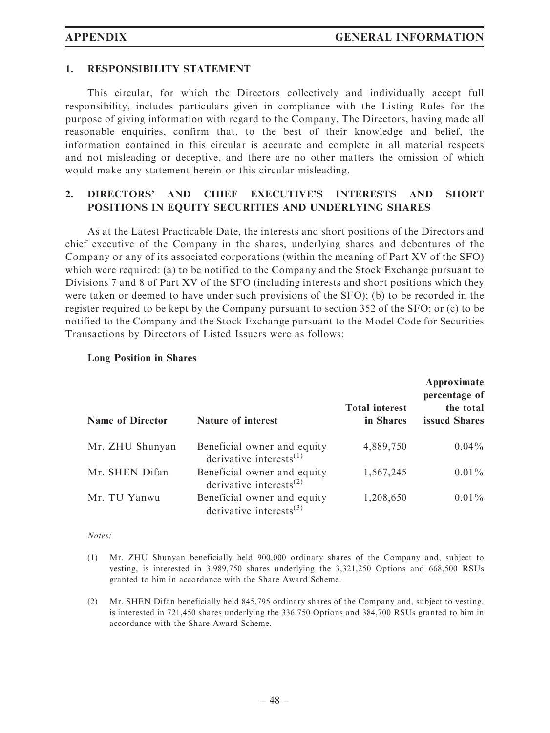## 1. RESPONSIBILITY STATEMENT

This circular, for which the Directors collectively and individually accept full responsibility, includes particulars given in compliance with the Listing Rules for the purpose of giving information with regard to the Company. The Directors, having made all reasonable enquiries, confirm that, to the best of their knowledge and belief, the information contained in this circular is accurate and complete in all material respects and not misleading or deceptive, and there are no other matters the omission of which would make any statement herein or this circular misleading.

## 2. DIRECTORS' AND CHIEF EXECUTIVE'S INTERESTS AND SHORT POSITIONS IN EQUITY SECURITIES AND UNDERLYING SHARES

As at the Latest Practicable Date, the interests and short positions of the Directors and chief executive of the Company in the shares, underlying shares and debentures of the Company or any of its associated corporations (within the meaning of Part XV of the SFO) which were required: (a) to be notified to the Company and the Stock Exchange pursuant to Divisions 7 and 8 of Part XV of the SFO (including interests and short positions which they were taken or deemed to have under such provisions of the SFO); (b) to be recorded in the register required to be kept by the Company pursuant to section 352 of the SFO; or (c) to be notified to the Company and the Stock Exchange pursuant to the Model Code for Securities Transactions by Directors of Listed Issuers were as follows:

**Long Position in Shares**

| Name of Director | Nature of interest | Total interest in Shares | Approximate percentage of the total issued Shares |
|---|---|---|---|
| Mr. ZHU Shunyan | Beneficial owner and equity derivative interests[(1)] | 4,889,750 | 0.04% |
| Mr. SHEN Difan | Beneficial owner and equity derivative interests[(2)] | 1,567,245 | 0.01% |
| Mr. TU Yanwu | Beneficial owner and equity derivative interests[(3)] | 1,208,650 | 0.01% |

*Notes:*

(1) Mr. ZHU Shunyan beneficially held 900,000 ordinary shares of the Company and, subject to vesting, is interested in 3,989,750 shares underlying the 3,321,250 Options and 668,500 RSUs granted to him in accordance with the Share Award Scheme.

(2) Mr. SHEN Difan beneficially held 845,795 ordinary shares of the Company and, subject to vesting, is interested in 721,450 shares underlying the 336,750 Options and 384,700 RSUs granted to him in accordance with the Share Award Scheme.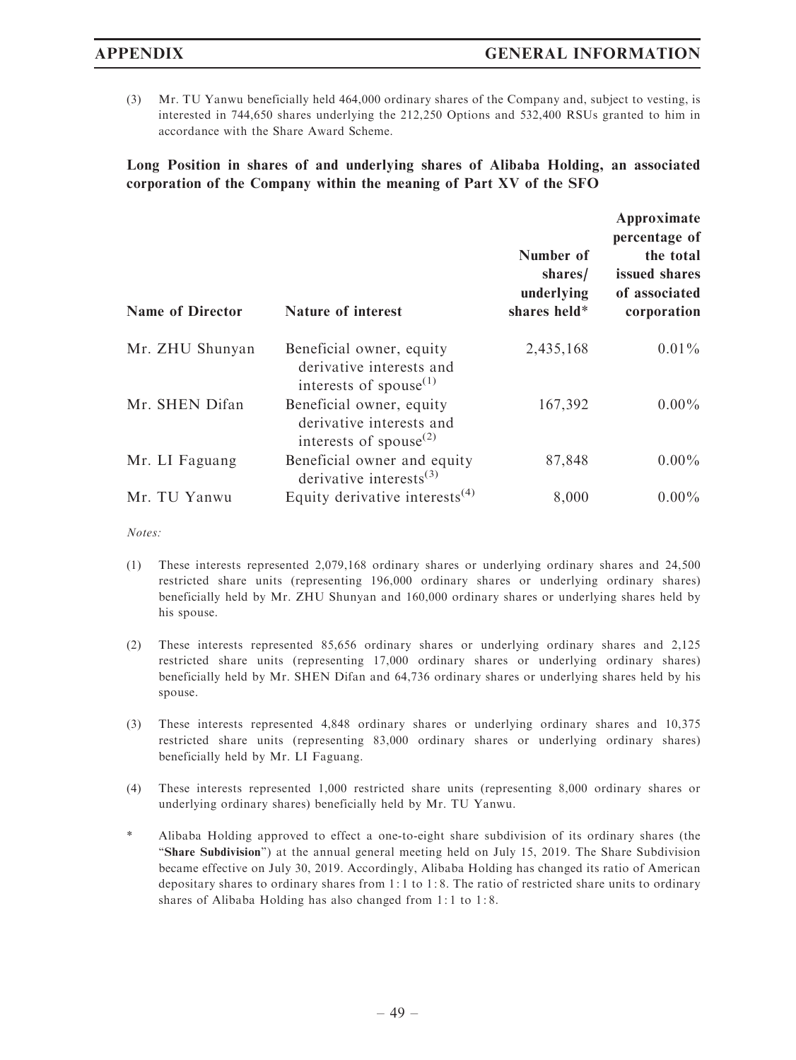(3) Mr. TU Yanwu beneficially held 464,000 ordinary shares of the Company and, subject to vesting, is interested in 744,650 shares underlying the 212,250 Options and 532,400 RSUs granted to him in accordance with the Share Award Scheme.

**Long Position in shares of and underlying shares of Alibaba Holding, an associated corporation of the Company within the meaning of Part XV of the SFO**

| Name of Director | Nature of interest | Number of shares/ underlying shares held* | Approximate percentage of the total issued shares of associated corporation |
|---|---|---|---|
| Mr. ZHU Shunyan | Beneficial owner, equity derivative interests and interests of spouse[(1)] | 2,435,168 | 0.01% |
| Mr. SHEN Difan | Beneficial owner, equity derivative interests and interests of spouse[(2)] | 167,392 | 0.00% |
| Mr. LI Faguang | Beneficial owner and equity derivative interests[(3)] | 87,848 | 0.00% |
| Mr. TU Yanwu | Equity derivative interests[(4)] | 8,000 | 0.00% |

*Notes:*

(1) These interests represented 2,079,168 ordinary shares or underlying ordinary shares and 24,500 restricted share units (representing 196,000 ordinary shares or underlying ordinary shares) beneficially held by Mr. ZHU Shunyan and 160,000 ordinary shares or underlying shares held by his spouse.

(2) These interests represented 85,656 ordinary shares or underlying ordinary shares and 2,125 restricted share units (representing 17,000 ordinary shares or underlying ordinary shares) beneficially held by Mr. SHEN Difan and 64,736 ordinary shares or underlying shares held by his spouse.

(3) These interests represented 4,848 ordinary shares or underlying ordinary shares and 10,375 restricted share units (representing 83,000 ordinary shares or underlying ordinary shares) beneficially held by Mr. LI Faguang.

(4) These interests represented 1,000 restricted share units (representing 8,000 ordinary shares or underlying ordinary shares) beneficially held by Mr. TU Yanwu.

\* Alibaba Holding approved to effect a one-to-eight share subdivision of its ordinary shares (the "**Share Subdivision**") at the annual general meeting held on July 15, 2019. The Share Subdivision became effective on July 30, 2019. Accordingly, Alibaba Holding has changed its ratio of American depositary shares to ordinary shares from 1:1 to 1:8. The ratio of restricted share units to ordinary shares of Alibaba Holding has also changed from 1:1 to 1:8.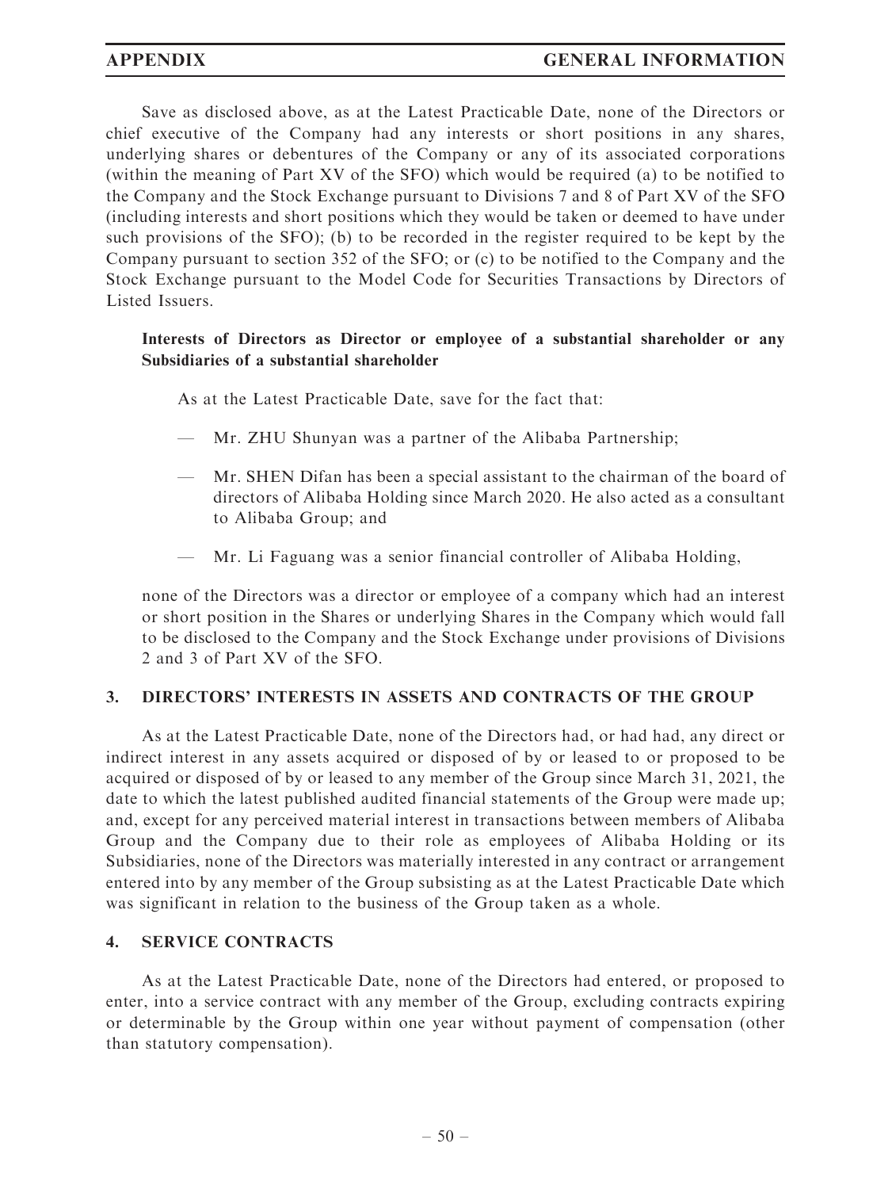Save as disclosed above, as at the Latest Practicable Date, none of the Directors or chief executive of the Company had any interests or short positions in any shares, underlying shares or debentures of the Company or any of its associated corporations (within the meaning of Part XV of the SFO) which would be required (a) to be notified to the Company and the Stock Exchange pursuant to Divisions 7 and 8 of Part XV of the SFO (including interests and short positions which they would be taken or deemed to have under such provisions of the SFO); (b) to be recorded in the register required to be kept by the Company pursuant to section 352 of the SFO; or (c) to be notified to the Company and the Stock Exchange pursuant to the Model Code for Securities Transactions by Directors of Listed Issuers.

**Interests of Directors as Director or employee of a substantial shareholder or any Subsidiaries of a substantial shareholder**

As at the Latest Practicable Date, save for the fact that:

— Mr. ZHU Shunyan was a partner of the Alibaba Partnership;

— Mr. SHEN Difan has been a special assistant to the chairman of the board of directors of Alibaba Holding since March 2020. He also acted as a consultant to Alibaba Group; and

— Mr. Li Faguang was a senior financial controller of Alibaba Holding,

none of the Directors was a director or employee of a company which had an interest or short position in the Shares or underlying Shares in the Company which would fall to be disclosed to the Company and the Stock Exchange under provisions of Divisions 2 and 3 of Part XV of the SFO.

## 3. DIRECTORS' INTERESTS IN ASSETS AND CONTRACTS OF THE GROUP

As at the Latest Practicable Date, none of the Directors had, or had had, any direct or indirect interest in any assets acquired or disposed of by or leased to or proposed to be acquired or disposed of by or leased to any member of the Group since March 31, 2021, the date to which the latest published audited financial statements of the Group were made up; and, except for any perceived material interest in transactions between members of Alibaba Group and the Company due to their role as employees of Alibaba Holding or its Subsidiaries, none of the Directors was materially interested in any contract or arrangement entered into by any member of the Group subsisting as at the Latest Practicable Date which was significant in relation to the business of the Group taken as a whole.

## 4. SERVICE CONTRACTS

As at the Latest Practicable Date, none of the Directors had entered, or proposed to enter, into a service contract with any member of the Group, excluding contracts expiring or determinable by the Group within one year without payment of compensation (other than statutory compensation).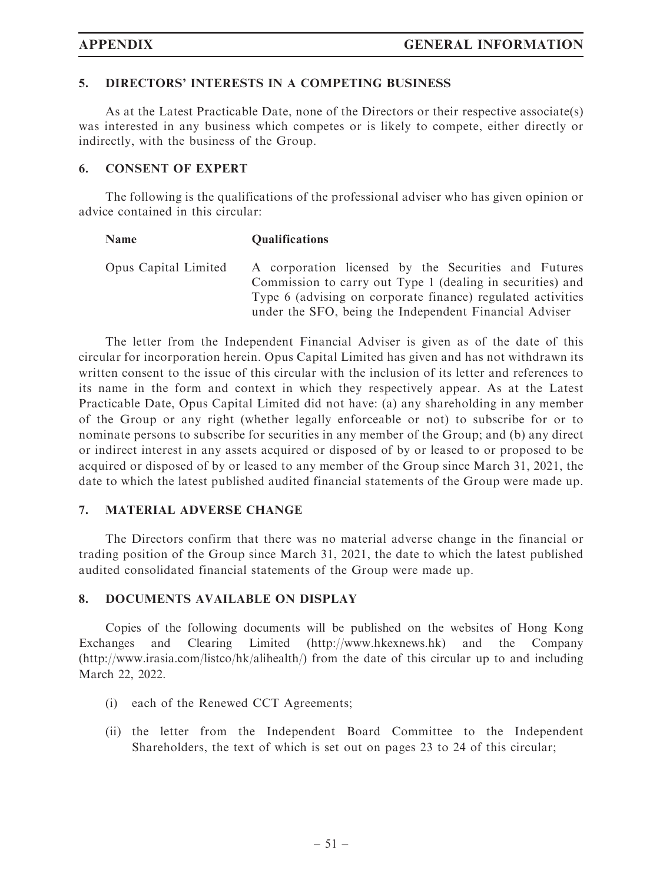## 5. DIRECTORS' INTERESTS IN A COMPETING BUSINESS

As at the Latest Practicable Date, none of the Directors or their respective associate(s) was interested in any business which competes or is likely to compete, either directly or indirectly, with the business of the Group.

## 6. CONSENT OF EXPERT

The following is the qualifications of the professional adviser who has given opinion or advice contained in this circular:

| Name | Qualifications |
| --- | --- |
| Opus Capital Limited | A corporation licensed by the Securities and Futures Commission to carry out Type 1 (dealing in securities) and Type 6 (advising on corporate finance) regulated activities under the SFO, being the Independent Financial Adviser |

The letter from the Independent Financial Adviser is given as of the date of this circular for incorporation herein. Opus Capital Limited has given and has not withdrawn its written consent to the issue of this circular with the inclusion of its letter and references to its name in the form and context in which they respectively appear. As at the Latest Practicable Date, Opus Capital Limited did not have: (a) any shareholding in any member of the Group or any right (whether legally enforceable or not) to subscribe for or to nominate persons to subscribe for securities in any member of the Group; and (b) any direct or indirect interest in any assets acquired or disposed of by or leased to or proposed to be acquired or disposed of by or leased to any member of the Group since March 31, 2021, the date to which the latest published audited financial statements of the Group were made up.

## 7. MATERIAL ADVERSE CHANGE

The Directors confirm that there was no material adverse change in the financial or trading position of the Group since March 31, 2021, the date to which the latest published audited consolidated financial statements of the Group were made up.

## 8. DOCUMENTS AVAILABLE ON DISPLAY

Copies of the following documents will be published on the websites of Hong Kong Exchanges and Clearing Limited (http://www.hkexnews.hk) and the Company (http://www.irasia.com/listco/hk/alihealth/) from the date of this circular up to and including March 22, 2022.

(i) each of the Renewed CCT Agreements;

(ii) the letter from the Independent Board Committee to the Independent Shareholders, the text of which is set out on pages 23 to 24 of this circular;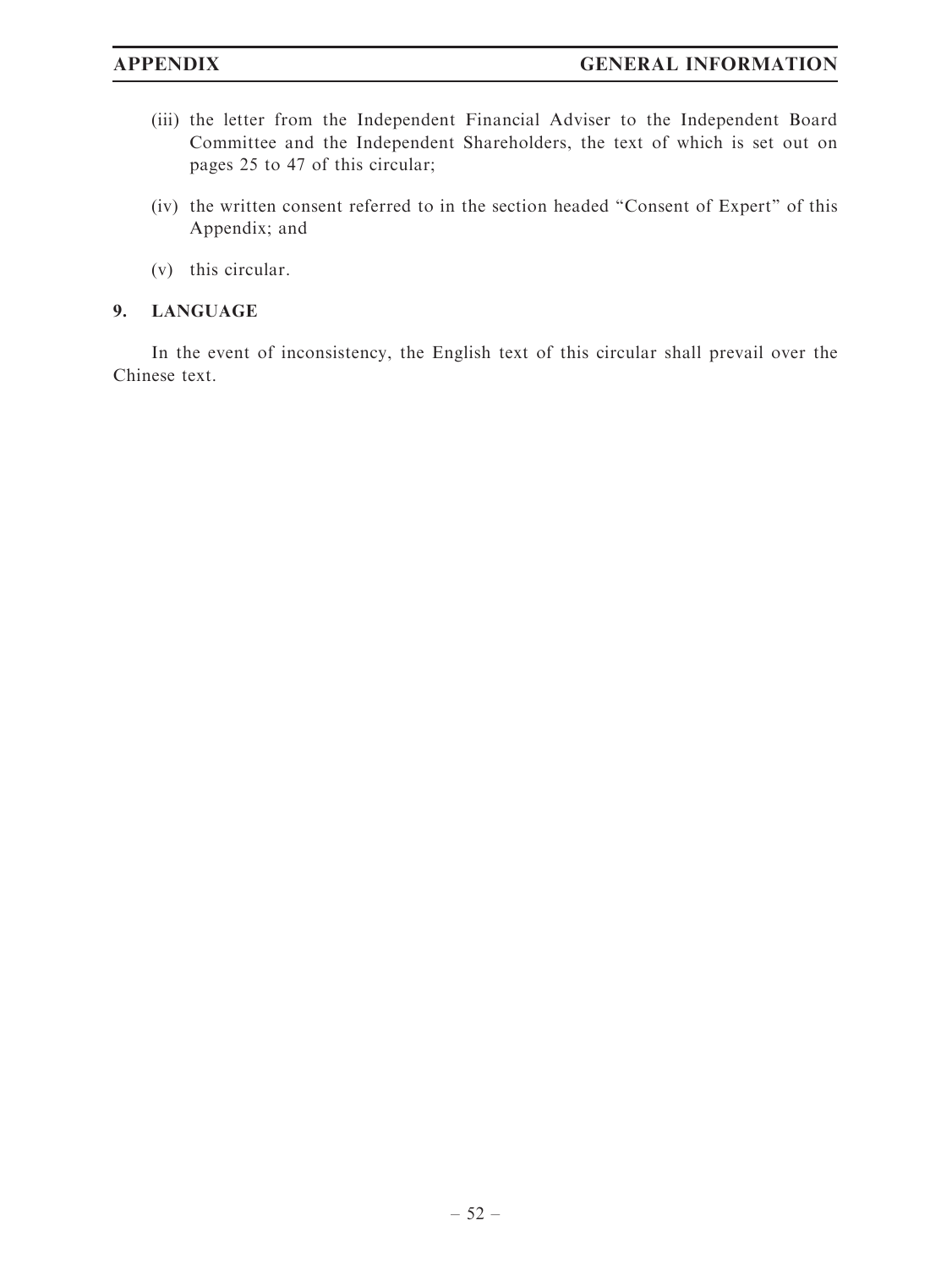(iii) the letter from the Independent Financial Adviser to the Independent Board Committee and the Independent Shareholders, the text of which is set out on pages 25 to 47 of this circular;

(iv) the written consent referred to in the section headed "Consent of Expert" of this Appendix; and

(v) this circular.

## 9. LANGUAGE

In the event of inconsistency, the English text of this circular shall prevail over the Chinese text.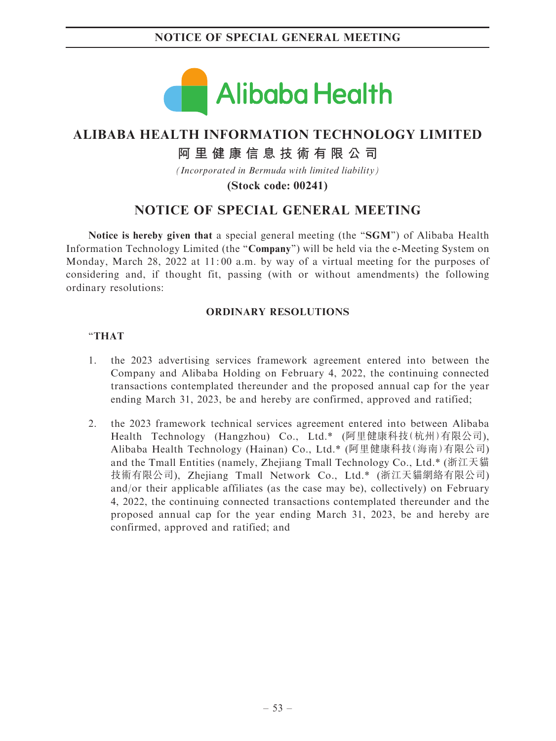# ALIBABA HEALTH INFORMATION TECHNOLOGY LIMITED

## 阿里健康信息技術有限公司

*(Incorporated in Bermuda with limited liability)*

**(Stock code: 00241)**

## NOTICE OF SPECIAL GENERAL MEETING

**Notice is hereby given that** a special general meeting (the "**SGM**") of Alibaba Health Information Technology Limited (the "**Company**") will be held via the e-Meeting System on Monday, March 28, 2022 at 11:00 a.m. by way of a virtual meeting for the purposes of considering and, if thought fit, passing (with or without amendments) the following ordinary resolutions:

**ORDINARY RESOLUTIONS**

"**THAT**

1. the 2023 advertising services framework agreement entered into between the Company and Alibaba Holding on February 4, 2022, the continuing connected transactions contemplated thereunder and the proposed annual cap for the year ending March 31, 2023, be and hereby are confirmed, approved and ratified;

2. the 2023 framework technical services agreement entered into between Alibaba Health Technology (Hangzhou) Co., Ltd.* (阿里健康科技(杭州)有限公司), Alibaba Health Technology (Hainan) Co., Ltd.* (阿里健康科技(海南)有限公司) and the Tmall Entities (namely, Zhejiang Tmall Technology Co., Ltd.* (浙江天貓技術有限公司), Zhejiang Tmall Network Co., Ltd.* (浙江天貓網絡有限公司) and/or their applicable affiliates (as the case may be), collectively) on February 4, 2022, the continuing connected transactions contemplated thereunder and the proposed annual cap for the year ending March 31, 2023, be and hereby are confirmed, approved and ratified; and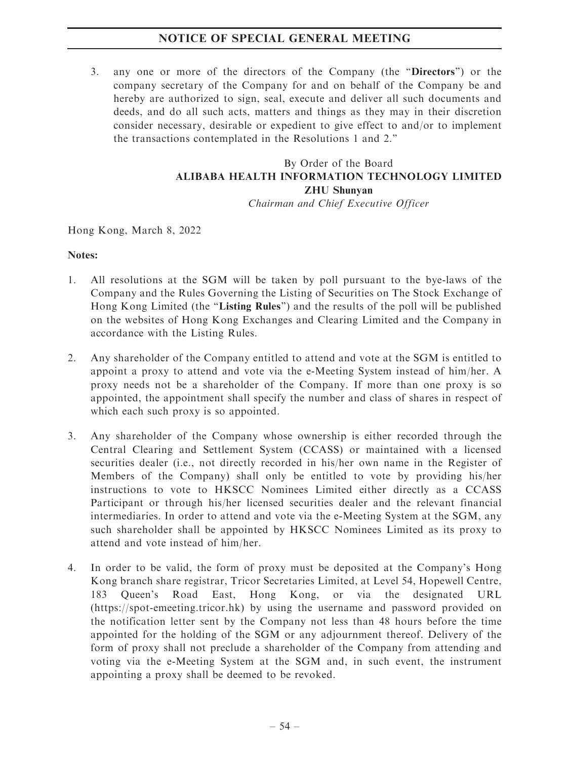3. any one or more of the directors of the Company (the "**Directors**") or the company secretary of the Company for and on behalf of the Company be and hereby are authorized to sign, seal, execute and deliver all such documents and deeds, and do all such acts, matters and things as they may in their discretion consider necessary, desirable or expedient to give effect to and/or to implement the transactions contemplated in the Resolutions 1 and 2."

By Order of the Board
**ALIBABA HEALTH INFORMATION TECHNOLOGY LIMITED**
**ZHU Shunyan**
*Chairman and Chief Executive Officer*

Hong Kong, March 8, 2022

**Notes:**

1. All resolutions at the SGM will be taken by poll pursuant to the bye-laws of the Company and the Rules Governing the Listing of Securities on The Stock Exchange of Hong Kong Limited (the "**Listing Rules**") and the results of the poll will be published on the websites of Hong Kong Exchanges and Clearing Limited and the Company in accordance with the Listing Rules.

2. Any shareholder of the Company entitled to attend and vote at the SGM is entitled to appoint a proxy to attend and vote via the e-Meeting System instead of him/her. A proxy needs not be a shareholder of the Company. If more than one proxy is so appointed, the appointment shall specify the number and class of shares in respect of which each such proxy is so appointed.

3. Any shareholder of the Company whose ownership is either recorded through the Central Clearing and Settlement System (CCASS) or maintained with a licensed securities dealer (i.e., not directly recorded in his/her own name in the Register of Members of the Company) shall only be entitled to vote by providing his/her instructions to vote to HKSCC Nominees Limited either directly as a CCASS Participant or through his/her licensed securities dealer and the relevant financial intermediaries. In order to attend and vote via the e-Meeting System at the SGM, any such shareholder shall be appointed by HKSCC Nominees Limited as its proxy to attend and vote instead of him/her.

4. In order to be valid, the form of proxy must be deposited at the Company's Hong Kong branch share registrar, Tricor Secretaries Limited, at Level 54, Hopewell Centre, 183 Queen's Road East, Hong Kong, or via the designated URL (https://spot-emeeting.tricor.hk) by using the username and password provided on the notification letter sent by the Company not less than 48 hours before the time appointed for the holding of the SGM or any adjournment thereof. Delivery of the form of proxy shall not preclude a shareholder of the Company from attending and voting via the e-Meeting System at the SGM and, in such event, the instrument appointing a proxy shall be deemed to be revoked.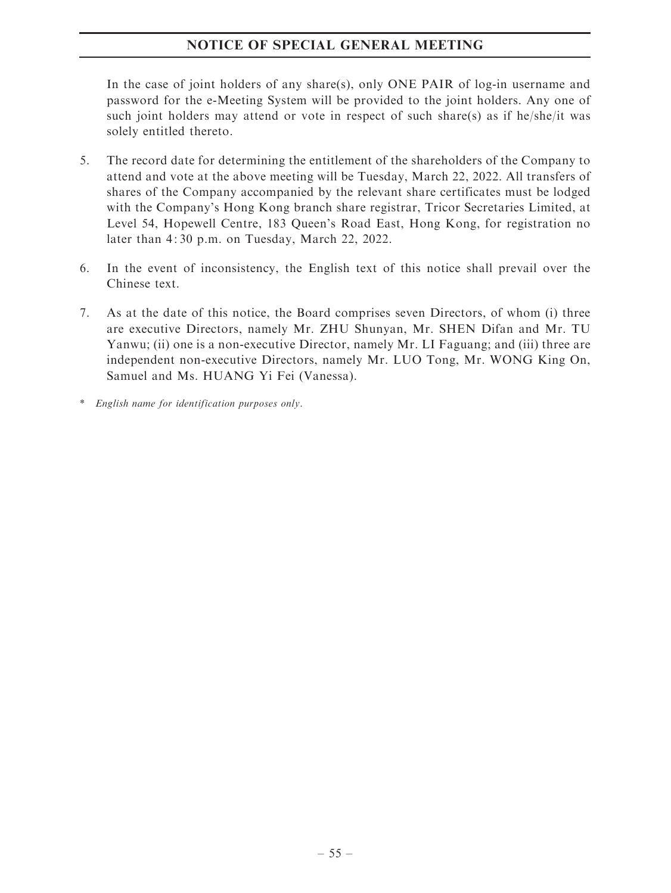In the case of joint holders of any share(s), only ONE PAIR of log-in username and password for the e-Meeting System will be provided to the joint holders. Any one of such joint holders may attend or vote in respect of such share(s) as if he/she/it was solely entitled thereto.

5. The record date for determining the entitlement of the shareholders of the Company to attend and vote at the above meeting will be Tuesday, March 22, 2022. All transfers of shares of the Company accompanied by the relevant share certificates must be lodged with the Company's Hong Kong branch share registrar, Tricor Secretaries Limited, at Level 54, Hopewell Centre, 183 Queen's Road East, Hong Kong, for registration no later than 4:30 p.m. on Tuesday, March 22, 2022.

6. In the event of inconsistency, the English text of this notice shall prevail over the Chinese text.

7. As at the date of this notice, the Board comprises seven Directors, of whom (i) three are executive Directors, namely Mr. ZHU Shunyan, Mr. SHEN Difan and Mr. TU Yanwu; (ii) one is a non-executive Director, namely Mr. LI Faguang; and (iii) three are independent non-executive Directors, namely Mr. LUO Tong, Mr. WONG King On, Samuel and Ms. HUANG Yi Fei (Vanessa).

\* *English name for identification purposes only.*